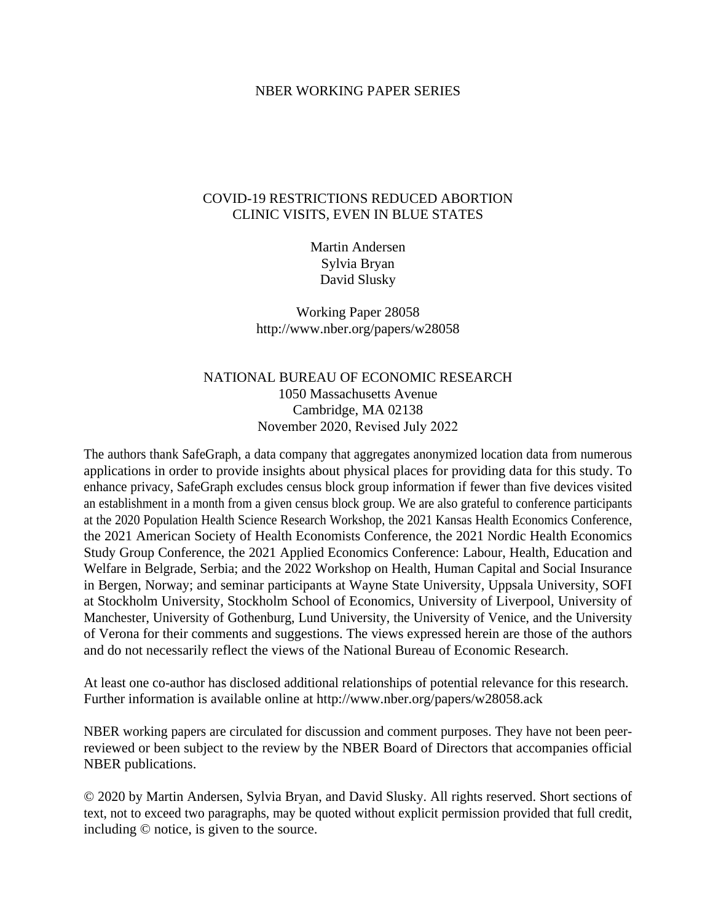NBER WORKING PAPER SERIES

# COVID-19 RESTRICTIONS REDUCED ABORTION CLINIC VISITS, EVEN IN BLUE STATES

Martin Andersen
Sylvia Bryan
David Slusky

Working Paper 28058
http://www.nber.org/papers/w28058

NATIONAL BUREAU OF ECONOMIC RESEARCH
1050 Massachusetts Avenue
Cambridge, MA 02138
November 2020, Revised July 2022

The authors thank SafeGraph, a data company that aggregates anonymized location data from numerous applications in order to provide insights about physical places for providing data for this study. To enhance privacy, SafeGraph excludes census block group information if fewer than five devices visited an establishment in a month from a given census block group. We are also grateful to conference participants at the 2020 Population Health Science Research Workshop, the 2021 Kansas Health Economics Conference, the 2021 American Society of Health Economists Conference, the 2021 Nordic Health Economics Study Group Conference, the 2021 Applied Economics Conference: Labour, Health, Education and Welfare in Belgrade, Serbia; and the 2022 Workshop on Health, Human Capital and Social Insurance in Bergen, Norway; and seminar participants at Wayne State University, Uppsala University, SOFI at Stockholm University, Stockholm School of Economics, University of Liverpool, University of Manchester, University of Gothenburg, Lund University, the University of Venice, and the University of Verona for their comments and suggestions. The views expressed herein are those of the authors and do not necessarily reflect the views of the National Bureau of Economic Research.

At least one co-author has disclosed additional relationships of potential relevance for this research. Further information is available online at http://www.nber.org/papers/w28058.ack

NBER working papers are circulated for discussion and comment purposes. They have not been peer-reviewed or been subject to the review by the NBER Board of Directors that accompanies official NBER publications.

© 2020 by Martin Andersen, Sylvia Bryan, and David Slusky. All rights reserved. Short sections of text, not to exceed two paragraphs, may be quoted without explicit permission provided that full credit, including © notice, is given to the source.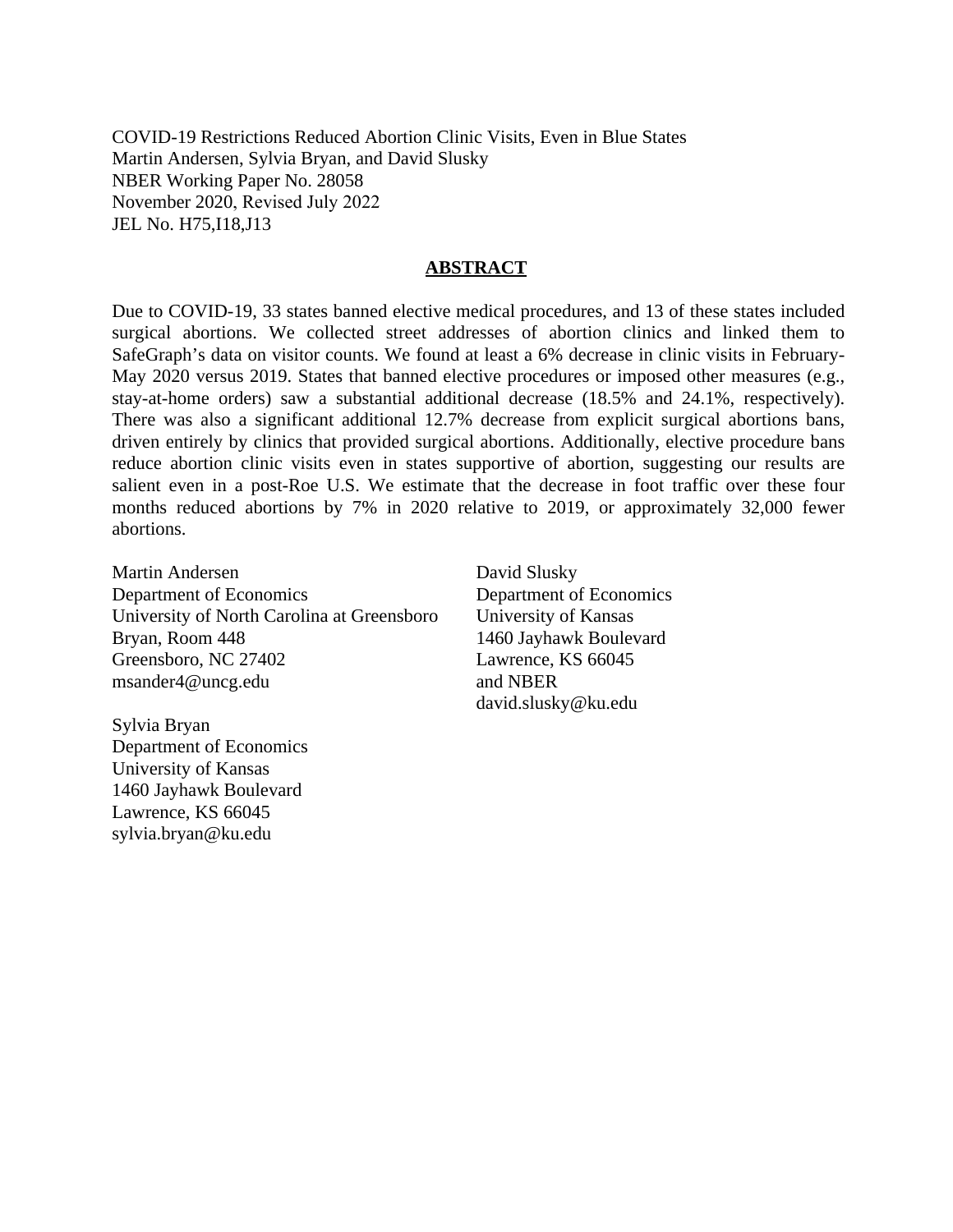COVID-19 Restrictions Reduced Abortion Clinic Visits, Even in Blue States
Martin Andersen, Sylvia Bryan, and David Slusky
NBER Working Paper No. 28058
November 2020, Revised July 2022
JEL No. H75,I18,J13

## ABSTRACT

Due to COVID-19, 33 states banned elective medical procedures, and 13 of these states included surgical abortions. We collected street addresses of abortion clinics and linked them to SafeGraph's data on visitor counts. We found at least a 6% decrease in clinic visits in February-May 2020 versus 2019. States that banned elective procedures or imposed other measures (e.g., stay-at-home orders) saw a substantial additional decrease (18.5% and 24.1%, respectively). There was also a significant additional 12.7% decrease from explicit surgical abortions bans, driven entirely by clinics that provided surgical abortions. Additionally, elective procedure bans reduce abortion clinic visits even in states supportive of abortion, suggesting our results are salient even in a post-Roe U.S. We estimate that the decrease in foot traffic over these four months reduced abortions by 7% in 2020 relative to 2019, or approximately 32,000 fewer abortions.

Martin Andersen
Department of Economics
University of North Carolina at Greensboro
Bryan, Room 448
Greensboro, NC 27402
msander4@uncg.edu

Sylvia Bryan
Department of Economics
University of Kansas
1460 Jayhawk Boulevard
Lawrence, KS 66045
sylvia.bryan@ku.edu

David Slusky
Department of Economics
University of Kansas
1460 Jayhawk Boulevard
Lawrence, KS 66045
and NBER
david.slusky@ku.edu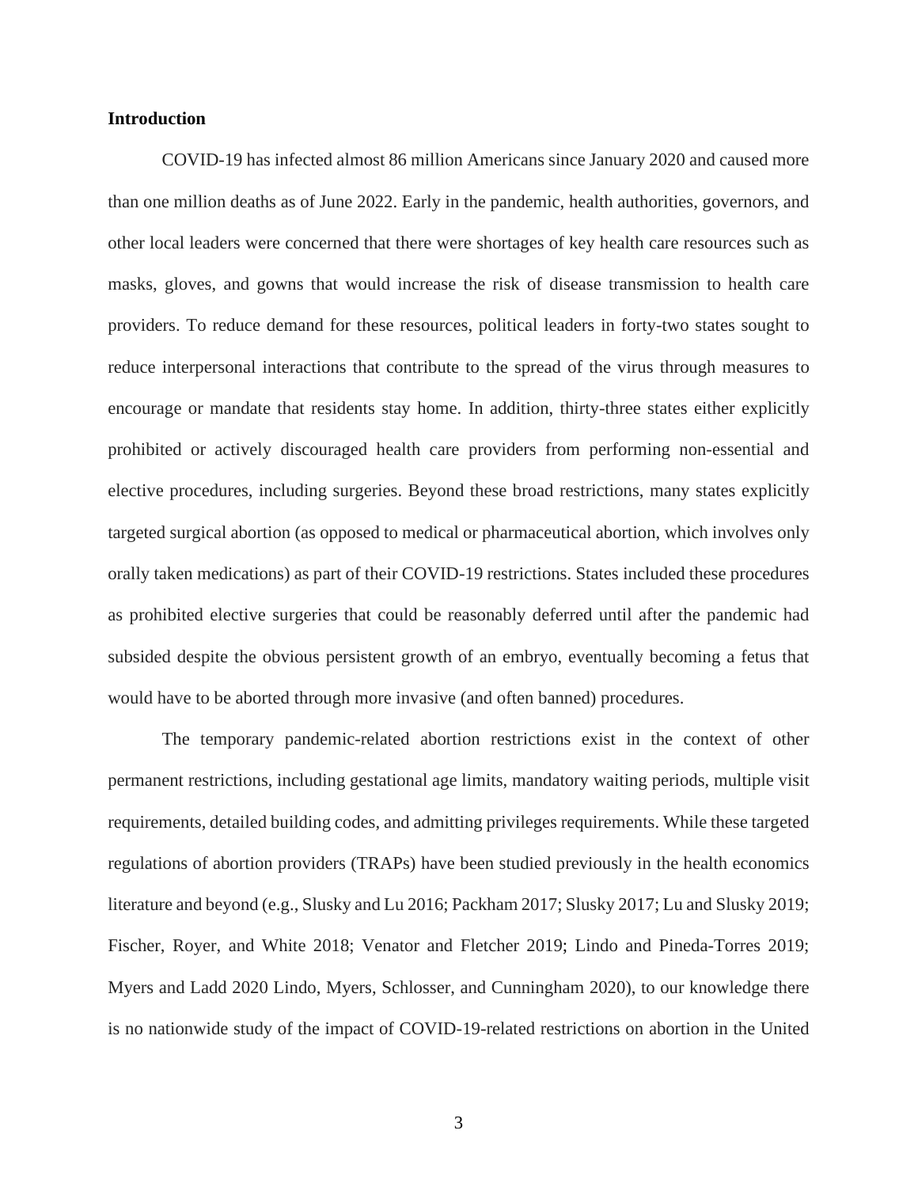## Introduction

COVID-19 has infected almost 86 million Americans since January 2020 and caused more than one million deaths as of June 2022. Early in the pandemic, health authorities, governors, and other local leaders were concerned that there were shortages of key health care resources such as masks, gloves, and gowns that would increase the risk of disease transmission to health care providers. To reduce demand for these resources, political leaders in forty-two states sought to reduce interpersonal interactions that contribute to the spread of the virus through measures to encourage or mandate that residents stay home. In addition, thirty-three states either explicitly prohibited or actively discouraged health care providers from performing non-essential and elective procedures, including surgeries. Beyond these broad restrictions, many states explicitly targeted surgical abortion (as opposed to medical or pharmaceutical abortion, which involves only orally taken medications) as part of their COVID-19 restrictions. States included these procedures as prohibited elective surgeries that could be reasonably deferred until after the pandemic had subsided despite the obvious persistent growth of an embryo, eventually becoming a fetus that would have to be aborted through more invasive (and often banned) procedures.

The temporary pandemic-related abortion restrictions exist in the context of other permanent restrictions, including gestational age limits, mandatory waiting periods, multiple visit requirements, detailed building codes, and admitting privileges requirements. While these targeted regulations of abortion providers (TRAPs) have been studied previously in the health economics literature and beyond (e.g., Slusky and Lu 2016; Packham 2017; Slusky 2017; Lu and Slusky 2019; Fischer, Royer, and White 2018; Venator and Fletcher 2019; Lindo and Pineda-Torres 2019; Myers and Ladd 2020 Lindo, Myers, Schlosser, and Cunningham 2020), to our knowledge there is no nationwide study of the impact of COVID-19-related restrictions on abortion in the United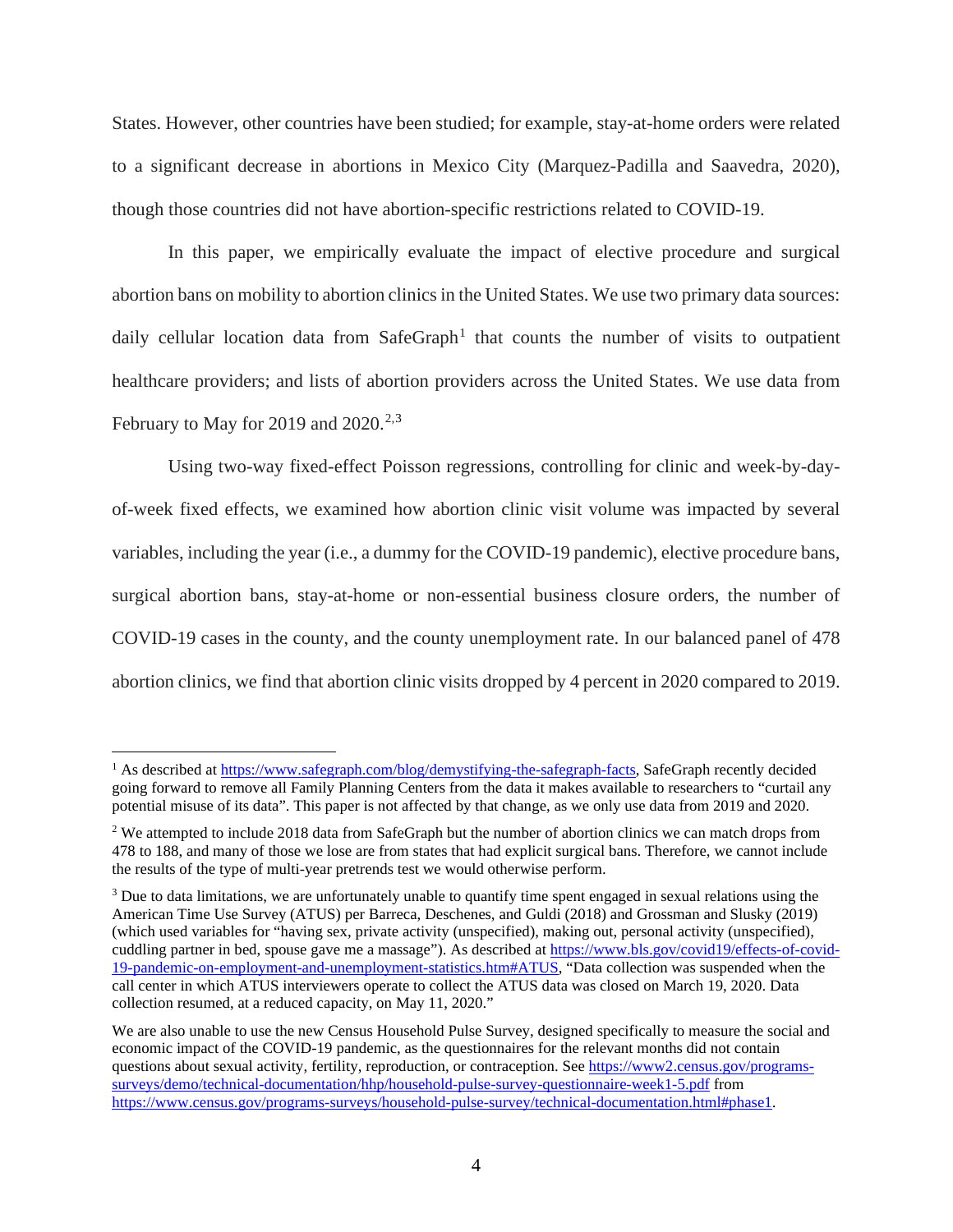States. However, other countries have been studied; for example, stay-at-home orders were related to a significant decrease in abortions in Mexico City (Marquez-Padilla and Saavedra, 2020), though those countries did not have abortion-specific restrictions related to COVID-19.

In this paper, we empirically evaluate the impact of elective procedure and surgical abortion bans on mobility to abortion clinics in the United States. We use two primary data sources: daily cellular location data from SafeGraph[1] that counts the number of visits to outpatient healthcare providers; and lists of abortion providers across the United States. We use data from February to May for 2019 and 2020.[2,3]

Using two-way fixed-effect Poisson regressions, controlling for clinic and week-by-day-of-week fixed effects, we examined how abortion clinic visit volume was impacted by several variables, including the year (i.e., a dummy for the COVID-19 pandemic), elective procedure bans, surgical abortion bans, stay-at-home or non-essential business closure orders, the number of COVID-19 cases in the county, and the county unemployment rate. In our balanced panel of 478 abortion clinics, we find that abortion clinic visits dropped by 4 percent in 2020 compared to 2019.

---

[1] As described at https://www.safegraph.com/blog/demystifying-the-safegraph-facts, SafeGraph recently decided going forward to remove all Family Planning Centers from the data it makes available to researchers to "curtail any potential misuse of its data". This paper is not affected by that change, as we only use data from 2019 and 2020.

[2] We attempted to include 2018 data from SafeGraph but the number of abortion clinics we can match drops from 478 to 188, and many of those we lose are from states that had explicit surgical bans. Therefore, we cannot include the results of the type of multi-year pretrends test we would otherwise perform.

[3] Due to data limitations, we are unfortunately unable to quantify time spent engaged in sexual relations using the American Time Use Survey (ATUS) per Barreca, Deschenes, and Guldi (2018) and Grossman and Slusky (2019) (which used variables for "having sex, private activity (unspecified), making out, personal activity (unspecified), cuddling partner in bed, spouse gave me a massage"). As described at https://www.bls.gov/covid19/effects-of-covid-19-pandemic-on-employment-and-unemployment-statistics.htm#ATUS, "Data collection was suspended when the call center in which ATUS interviewers operate to collect the ATUS data was closed on March 19, 2020. Data collection resumed, at a reduced capacity, on May 11, 2020."

We are also unable to use the new Census Household Pulse Survey, designed specifically to measure the social and economic impact of the COVID-19 pandemic, as the questionnaires for the relevant months did not contain questions about sexual activity, fertility, reproduction, or contraception. See https://www2.census.gov/programs-surveys/demo/technical-documentation/hhp/household-pulse-survey-questionnaire-week1-5.pdf from https://www.census.gov/programs-surveys/household-pulse-survey/technical-documentation.html#phase1.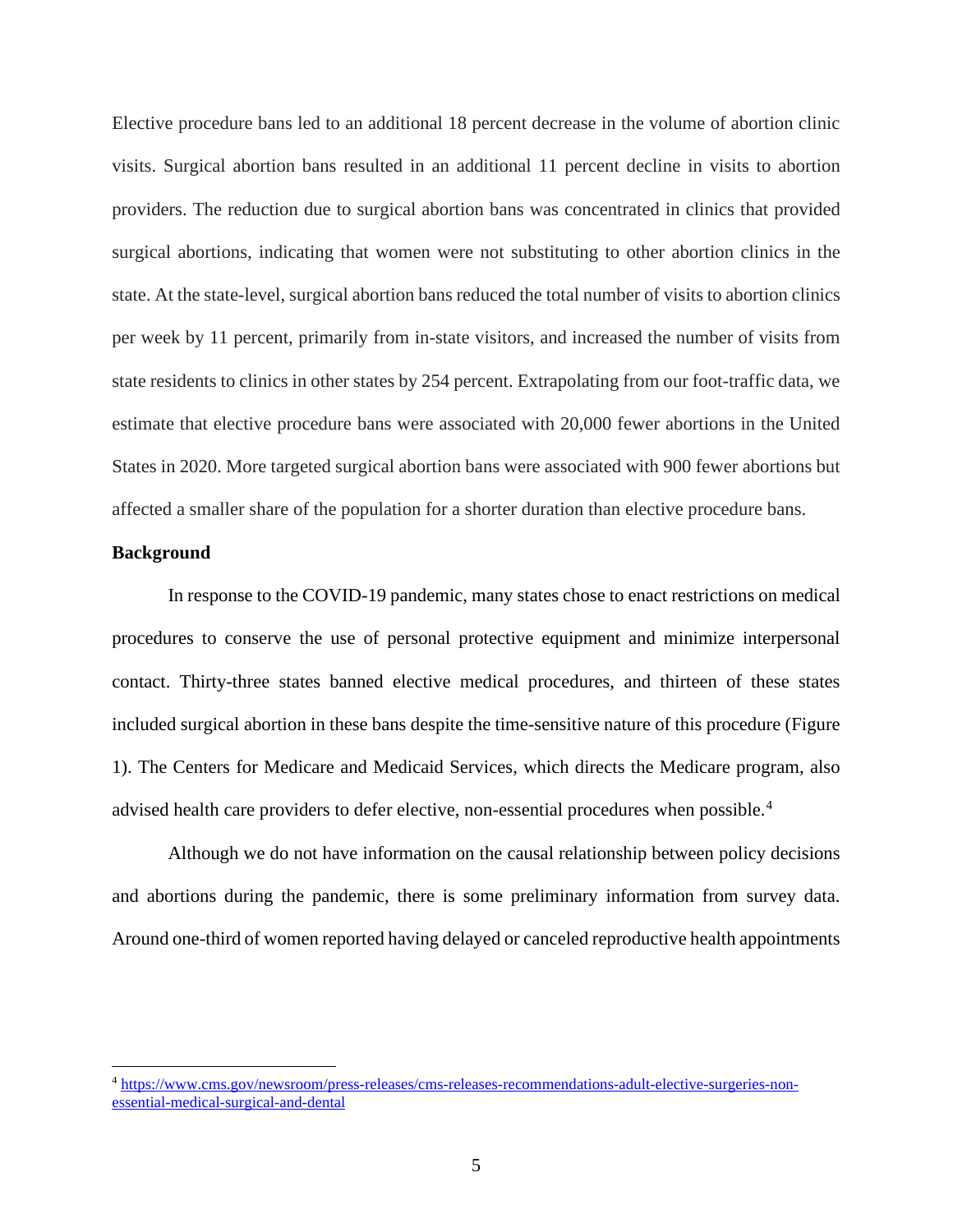Elective procedure bans led to an additional 18 percent decrease in the volume of abortion clinic visits. Surgical abortion bans resulted in an additional 11 percent decline in visits to abortion providers. The reduction due to surgical abortion bans was concentrated in clinics that provided surgical abortions, indicating that women were not substituting to other abortion clinics in the state. At the state-level, surgical abortion bans reduced the total number of visits to abortion clinics per week by 11 percent, primarily from in-state visitors, and increased the number of visits from state residents to clinics in other states by 254 percent. Extrapolating from our foot-traffic data, we estimate that elective procedure bans were associated with 20,000 fewer abortions in the United States in 2020. More targeted surgical abortion bans were associated with 900 fewer abortions but affected a smaller share of the population for a shorter duration than elective procedure bans.

**Background**

In response to the COVID-19 pandemic, many states chose to enact restrictions on medical procedures to conserve the use of personal protective equipment and minimize interpersonal contact. Thirty-three states banned elective medical procedures, and thirteen of these states included surgical abortion in these bans despite the time-sensitive nature of this procedure (Figure 1). The Centers for Medicare and Medicaid Services, which directs the Medicare program, also advised health care providers to defer elective, non-essential procedures when possible.[4]

Although we do not have information on the causal relationship between policy decisions and abortions during the pandemic, there is some preliminary information from survey data. Around one-third of women reported having delayed or canceled reproductive health appointments

[4] https://www.cms.gov/newsroom/press-releases/cms-releases-recommendations-adult-elective-surgeries-non-essential-medical-surgical-and-dental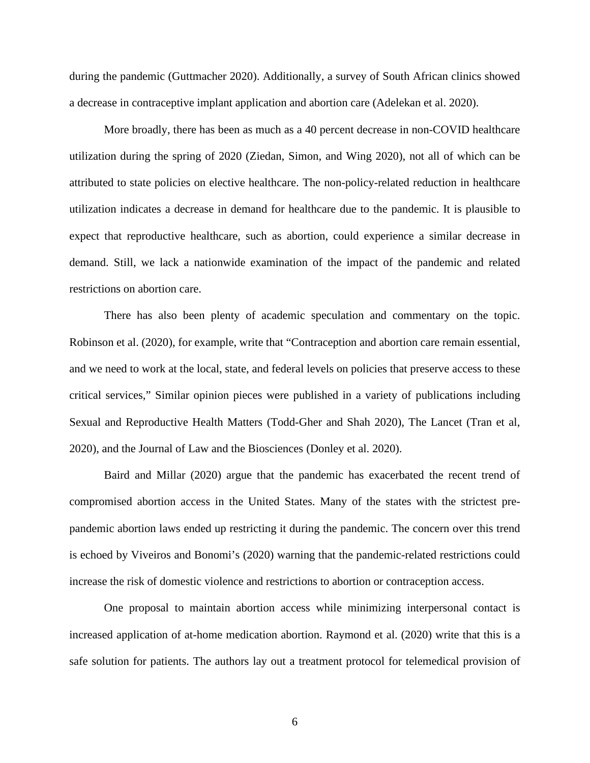during the pandemic (Guttmacher 2020). Additionally, a survey of South African clinics showed a decrease in contraceptive implant application and abortion care (Adelekan et al. 2020).

More broadly, there has been as much as a 40 percent decrease in non-COVID healthcare utilization during the spring of 2020 (Ziedan, Simon, and Wing 2020), not all of which can be attributed to state policies on elective healthcare. The non-policy-related reduction in healthcare utilization indicates a decrease in demand for healthcare due to the pandemic. It is plausible to expect that reproductive healthcare, such as abortion, could experience a similar decrease in demand. Still, we lack a nationwide examination of the impact of the pandemic and related restrictions on abortion care.

There has also been plenty of academic speculation and commentary on the topic. Robinson et al. (2020), for example, write that "Contraception and abortion care remain essential, and we need to work at the local, state, and federal levels on policies that preserve access to these critical services," Similar opinion pieces were published in a variety of publications including Sexual and Reproductive Health Matters (Todd-Gher and Shah 2020), The Lancet (Tran et al, 2020), and the Journal of Law and the Biosciences (Donley et al. 2020).

Baird and Millar (2020) argue that the pandemic has exacerbated the recent trend of compromised abortion access in the United States. Many of the states with the strictest pre-pandemic abortion laws ended up restricting it during the pandemic. The concern over this trend is echoed by Viveiros and Bonomi's (2020) warning that the pandemic-related restrictions could increase the risk of domestic violence and restrictions to abortion or contraception access.

One proposal to maintain abortion access while minimizing interpersonal contact is increased application of at-home medication abortion. Raymond et al. (2020) write that this is a safe solution for patients. The authors lay out a treatment protocol for telemedical provision of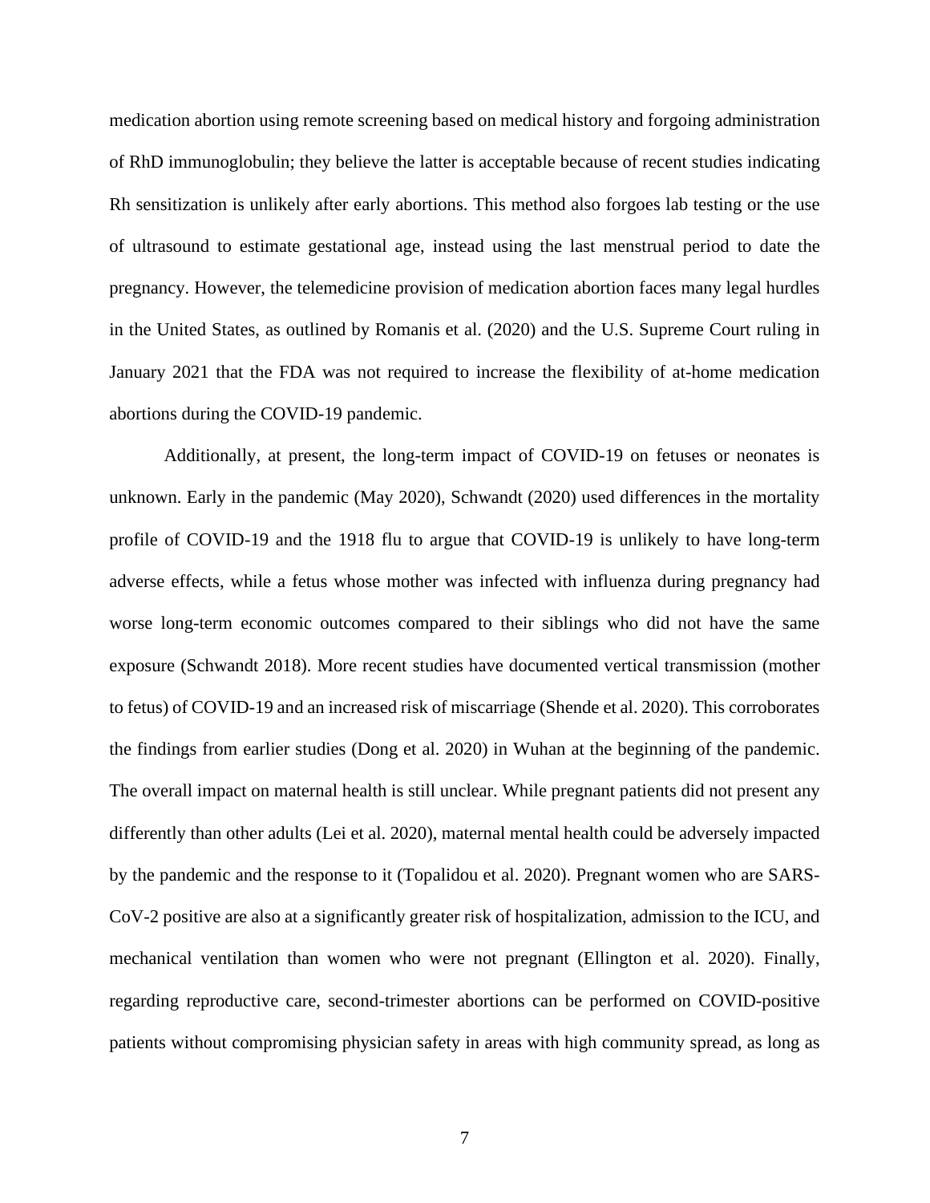medication abortion using remote screening based on medical history and forgoing administration of RhD immunoglobulin; they believe the latter is acceptable because of recent studies indicating Rh sensitization is unlikely after early abortions. This method also forgoes lab testing or the use of ultrasound to estimate gestational age, instead using the last menstrual period to date the pregnancy. However, the telemedicine provision of medication abortion faces many legal hurdles in the United States, as outlined by Romanis et al. (2020) and the U.S. Supreme Court ruling in January 2021 that the FDA was not required to increase the flexibility of at-home medication abortions during the COVID-19 pandemic.

Additionally, at present, the long-term impact of COVID-19 on fetuses or neonates is unknown. Early in the pandemic (May 2020), Schwandt (2020) used differences in the mortality profile of COVID-19 and the 1918 flu to argue that COVID-19 is unlikely to have long-term adverse effects, while a fetus whose mother was infected with influenza during pregnancy had worse long-term economic outcomes compared to their siblings who did not have the same exposure (Schwandt 2018). More recent studies have documented vertical transmission (mother to fetus) of COVID-19 and an increased risk of miscarriage (Shende et al. 2020). This corroborates the findings from earlier studies (Dong et al. 2020) in Wuhan at the beginning of the pandemic. The overall impact on maternal health is still unclear. While pregnant patients did not present any differently than other adults (Lei et al. 2020), maternal mental health could be adversely impacted by the pandemic and the response to it (Topalidou et al. 2020). Pregnant women who are SARS-CoV-2 positive are also at a significantly greater risk of hospitalization, admission to the ICU, and mechanical ventilation than women who were not pregnant (Ellington et al. 2020). Finally, regarding reproductive care, second-trimester abortions can be performed on COVID-positive patients without compromising physician safety in areas with high community spread, as long as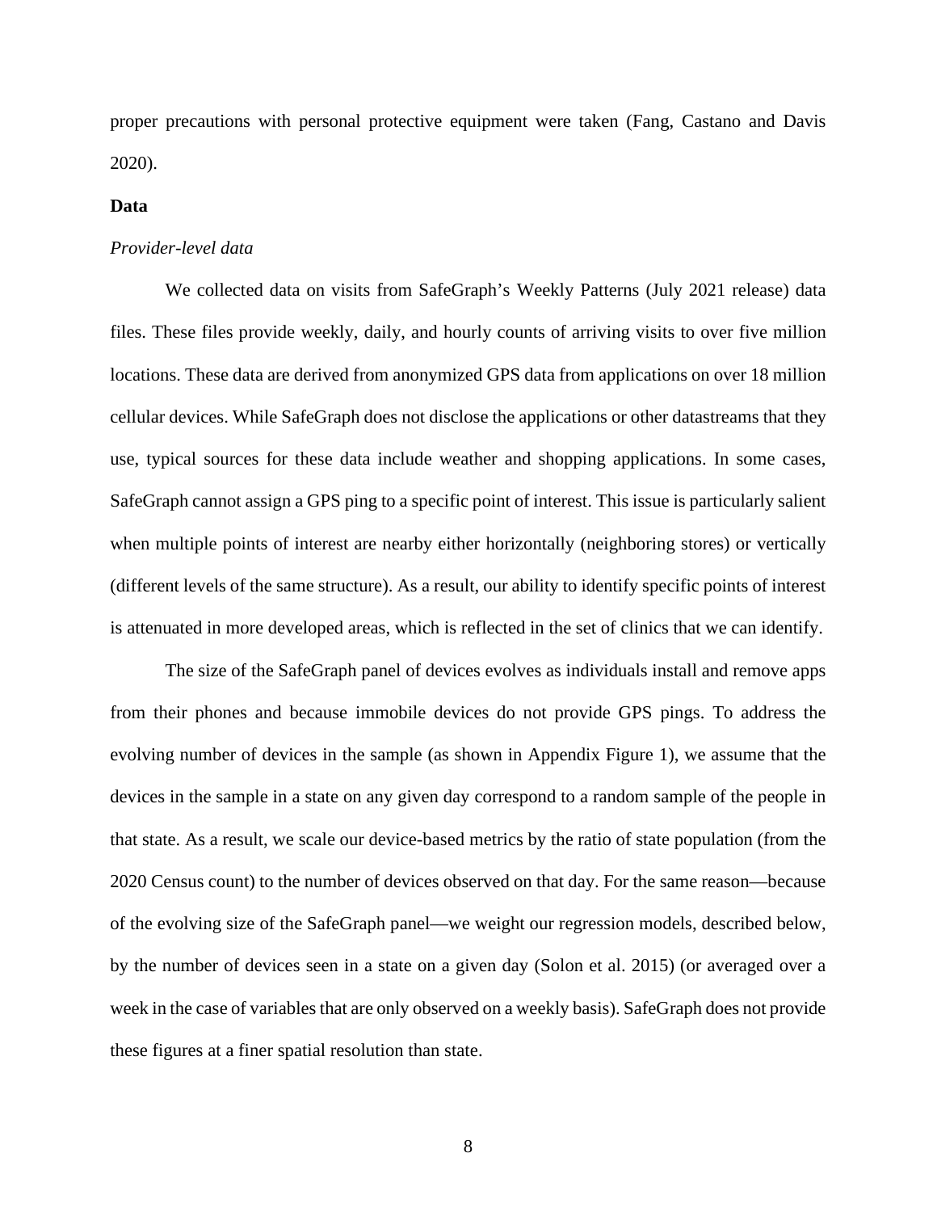proper precautions with personal protective equipment were taken (Fang, Castano and Davis 2020).

**Data**

*Provider-level data*

We collected data on visits from SafeGraph's Weekly Patterns (July 2021 release) data files. These files provide weekly, daily, and hourly counts of arriving visits to over five million locations. These data are derived from anonymized GPS data from applications on over 18 million cellular devices. While SafeGraph does not disclose the applications or other datastreams that they use, typical sources for these data include weather and shopping applications. In some cases, SafeGraph cannot assign a GPS ping to a specific point of interest. This issue is particularly salient when multiple points of interest are nearby either horizontally (neighboring stores) or vertically (different levels of the same structure). As a result, our ability to identify specific points of interest is attenuated in more developed areas, which is reflected in the set of clinics that we can identify.

The size of the SafeGraph panel of devices evolves as individuals install and remove apps from their phones and because immobile devices do not provide GPS pings. To address the evolving number of devices in the sample (as shown in Appendix Figure 1), we assume that the devices in the sample in a state on any given day correspond to a random sample of the people in that state. As a result, we scale our device-based metrics by the ratio of state population (from the 2020 Census count) to the number of devices observed on that day. For the same reason—because of the evolving size of the SafeGraph panel—we weight our regression models, described below, by the number of devices seen in a state on a given day (Solon et al. 2015) (or averaged over a week in the case of variables that are only observed on a weekly basis). SafeGraph does not provide these figures at a finer spatial resolution than state.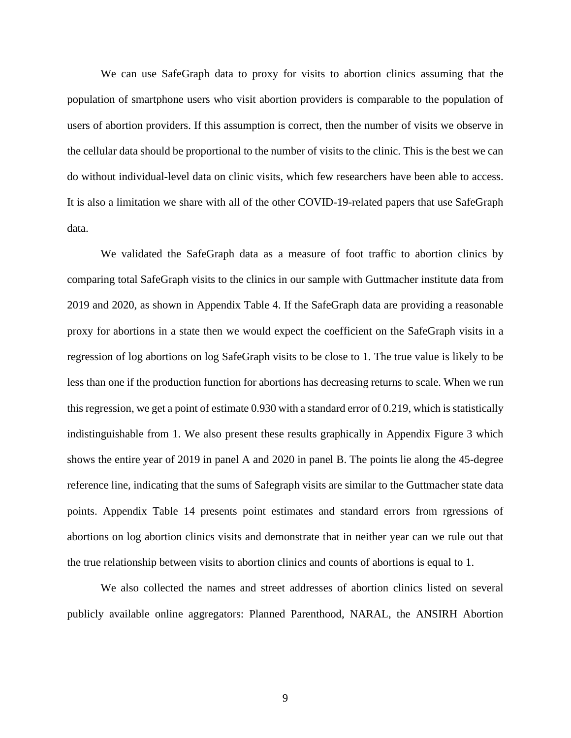We can use SafeGraph data to proxy for visits to abortion clinics assuming that the population of smartphone users who visit abortion providers is comparable to the population of users of abortion providers. If this assumption is correct, then the number of visits we observe in the cellular data should be proportional to the number of visits to the clinic. This is the best we can do without individual-level data on clinic visits, which few researchers have been able to access. It is also a limitation we share with all of the other COVID-19-related papers that use SafeGraph data.

We validated the SafeGraph data as a measure of foot traffic to abortion clinics by comparing total SafeGraph visits to the clinics in our sample with Guttmacher institute data from 2019 and 2020, as shown in Appendix Table 4. If the SafeGraph data are providing a reasonable proxy for abortions in a state then we would expect the coefficient on the SafeGraph visits in a regression of log abortions on log SafeGraph visits to be close to 1. The true value is likely to be less than one if the production function for abortions has decreasing returns to scale. When we run this regression, we get a point of estimate 0.930 with a standard error of 0.219, which is statistically indistinguishable from 1. We also present these results graphically in Appendix Figure 3 which shows the entire year of 2019 in panel A and 2020 in panel B. The points lie along the 45-degree reference line, indicating that the sums of Safegraph visits are similar to the Guttmacher state data points. Appendix Table 14 presents point estimates and standard errors from rgressions of abortions on log abortion clinics visits and demonstrate that in neither year can we rule out that the true relationship between visits to abortion clinics and counts of abortions is equal to 1.

We also collected the names and street addresses of abortion clinics listed on several publicly available online aggregators: Planned Parenthood, NARAL, the ANSIRH Abortion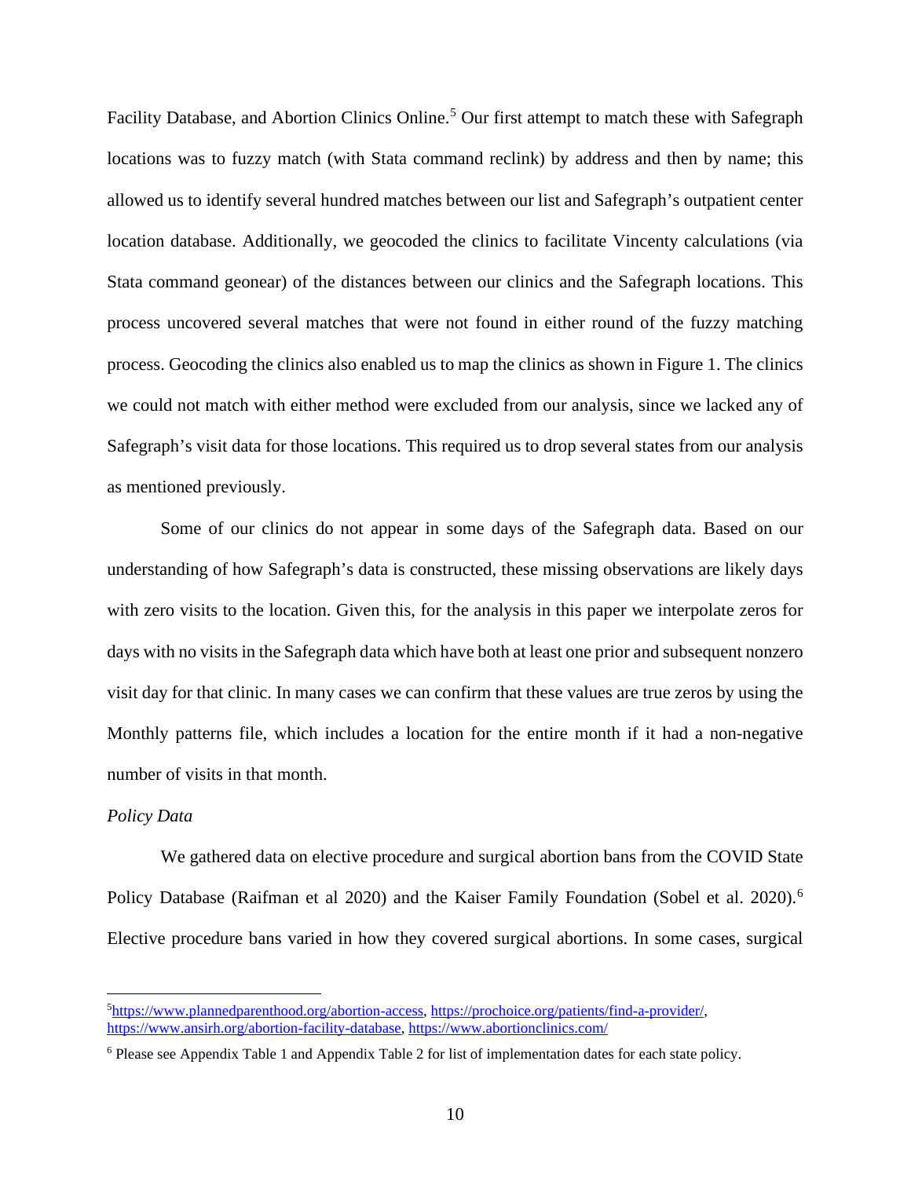Facility Database, and Abortion Clinics Online.[5] Our first attempt to match these with Safegraph locations was to fuzzy match (with Stata command reclink) by address and then by name; this allowed us to identify several hundred matches between our list and Safegraph's outpatient center location database. Additionally, we geocoded the clinics to facilitate Vincenty calculations (via Stata command geonear) of the distances between our clinics and the Safegraph locations. This process uncovered several matches that were not found in either round of the fuzzy matching process. Geocoding the clinics also enabled us to map the clinics as shown in Figure 1. The clinics we could not match with either method were excluded from our analysis, since we lacked any of Safegraph's visit data for those locations. This required us to drop several states from our analysis as mentioned previously.

Some of our clinics do not appear in some days of the Safegraph data. Based on our understanding of how Safegraph's data is constructed, these missing observations are likely days with zero visits to the location. Given this, for the analysis in this paper we interpolate zeros for days with no visits in the Safegraph data which have both at least one prior and subsequent nonzero visit day for that clinic. In many cases we can confirm that these values are true zeros by using the Monthly patterns file, which includes a location for the entire month if it had a non-negative number of visits in that month.

*Policy Data*

We gathered data on elective procedure and surgical abortion bans from the COVID State Policy Database (Raifman et al 2020) and the Kaiser Family Foundation (Sobel et al. 2020).[6] Elective procedure bans varied in how they covered surgical abortions. In some cases, surgical

---

[5] https://www.plannedparenthood.org/abortion-access, https://prochoice.org/patients/find-a-provider/, https://www.ansirh.org/abortion-facility-database, https://www.abortionclinics.com/

[6] Please see Appendix Table 1 and Appendix Table 2 for list of implementation dates for each state policy.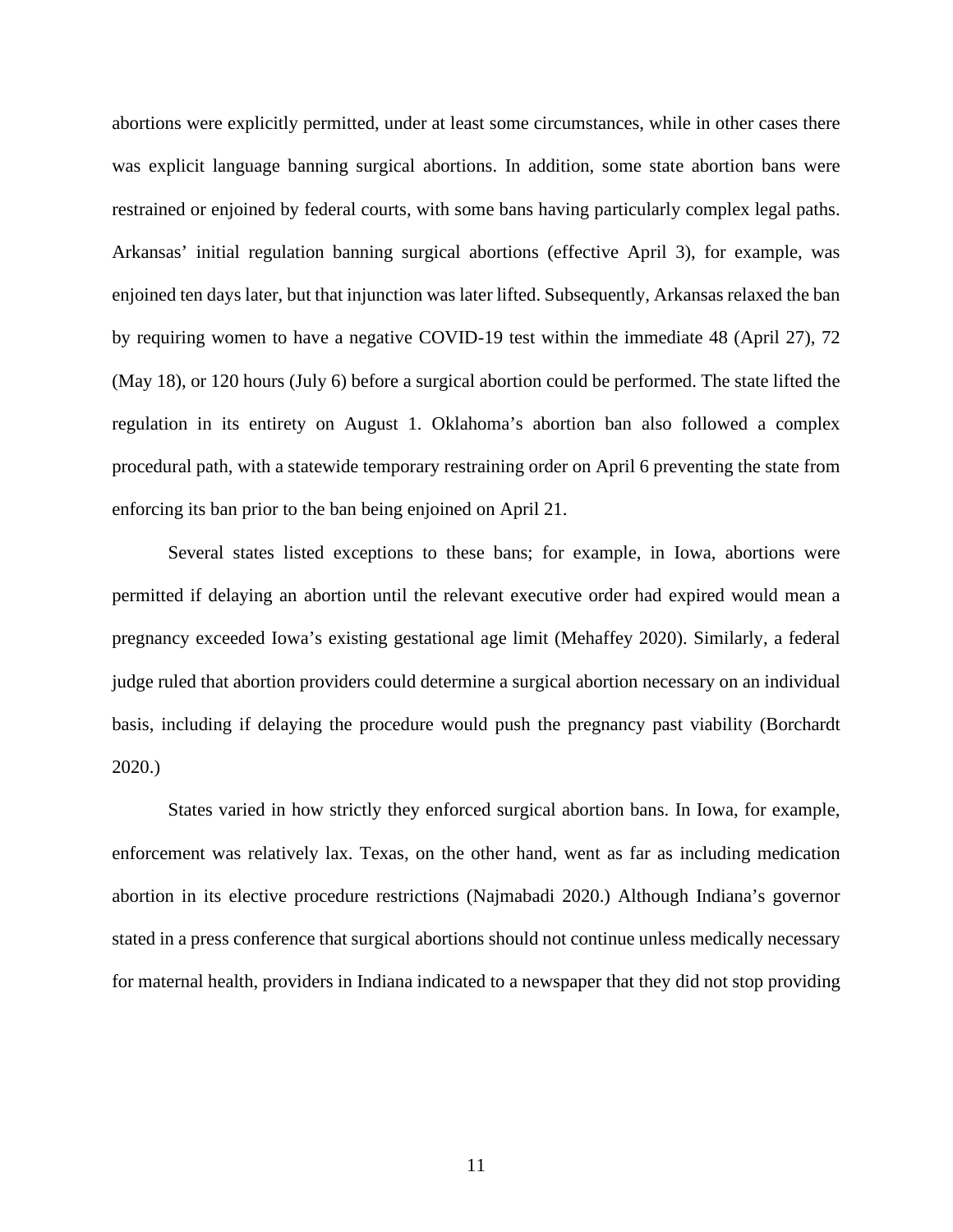abortions were explicitly permitted, under at least some circumstances, while in other cases there was explicit language banning surgical abortions. In addition, some state abortion bans were restrained or enjoined by federal courts, with some bans having particularly complex legal paths. Arkansas' initial regulation banning surgical abortions (effective April 3), for example, was enjoined ten days later, but that injunction was later lifted. Subsequently, Arkansas relaxed the ban by requiring women to have a negative COVID-19 test within the immediate 48 (April 27), 72 (May 18), or 120 hours (July 6) before a surgical abortion could be performed. The state lifted the regulation in its entirety on August 1. Oklahoma's abortion ban also followed a complex procedural path, with a statewide temporary restraining order on April 6 preventing the state from enforcing its ban prior to the ban being enjoined on April 21.

Several states listed exceptions to these bans; for example, in Iowa, abortions were permitted if delaying an abortion until the relevant executive order had expired would mean a pregnancy exceeded Iowa's existing gestational age limit (Mehaffey 2020). Similarly, a federal judge ruled that abortion providers could determine a surgical abortion necessary on an individual basis, including if delaying the procedure would push the pregnancy past viability (Borchardt 2020.)

States varied in how strictly they enforced surgical abortion bans. In Iowa, for example, enforcement was relatively lax. Texas, on the other hand, went as far as including medication abortion in its elective procedure restrictions (Najmabadi 2020.) Although Indiana's governor stated in a press conference that surgical abortions should not continue unless medically necessary for maternal health, providers in Indiana indicated to a newspaper that they did not stop providing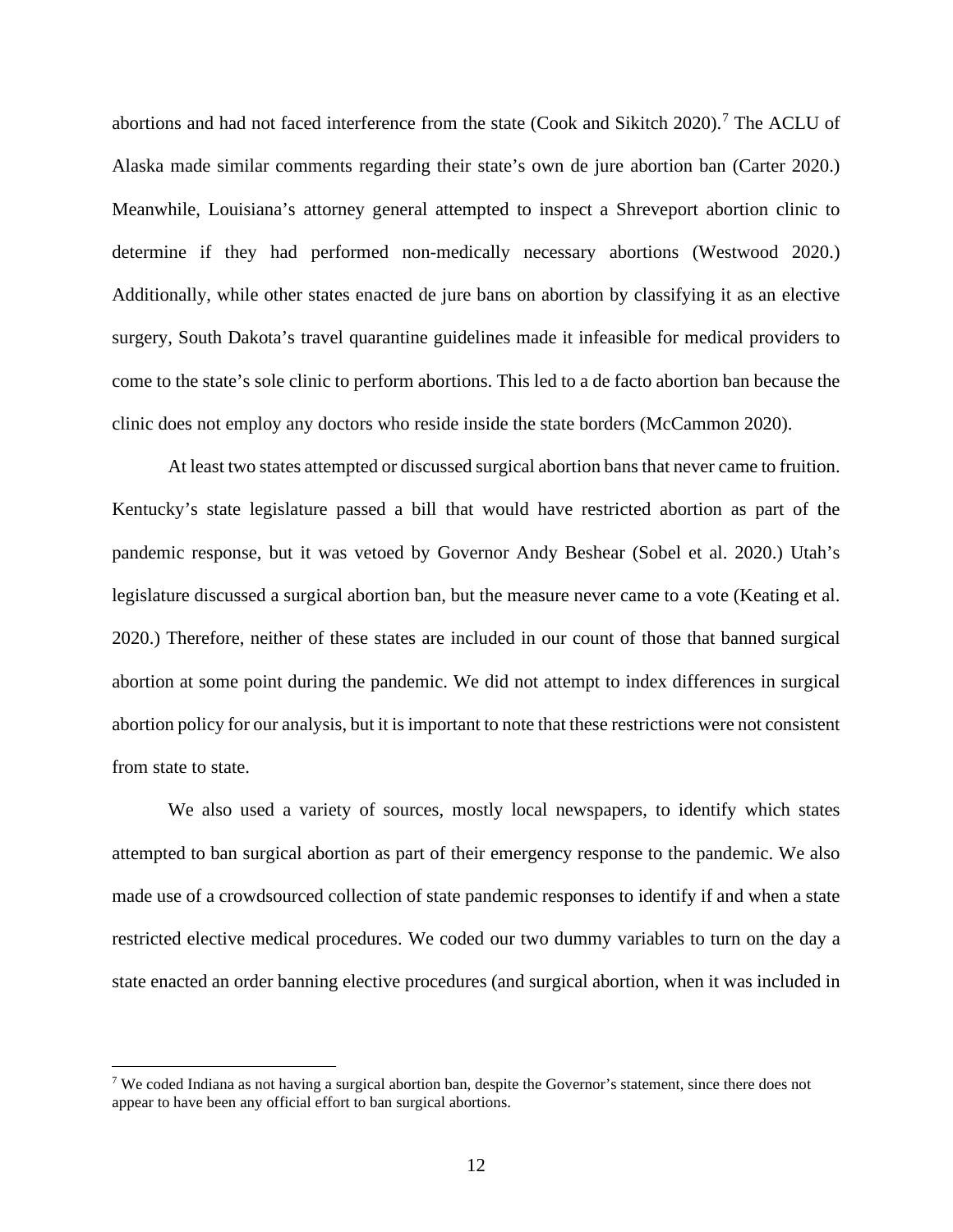abortions and had not faced interference from the state (Cook and Sikitch 2020).[7] The ACLU of Alaska made similar comments regarding their state's own de jure abortion ban (Carter 2020.) Meanwhile, Louisiana's attorney general attempted to inspect a Shreveport abortion clinic to determine if they had performed non-medically necessary abortions (Westwood 2020.) Additionally, while other states enacted de jure bans on abortion by classifying it as an elective surgery, South Dakota's travel quarantine guidelines made it infeasible for medical providers to come to the state's sole clinic to perform abortions. This led to a de facto abortion ban because the clinic does not employ any doctors who reside inside the state borders (McCammon 2020).

At least two states attempted or discussed surgical abortion bans that never came to fruition. Kentucky's state legislature passed a bill that would have restricted abortion as part of the pandemic response, but it was vetoed by Governor Andy Beshear (Sobel et al. 2020.) Utah's legislature discussed a surgical abortion ban, but the measure never came to a vote (Keating et al. 2020.) Therefore, neither of these states are included in our count of those that banned surgical abortion at some point during the pandemic. We did not attempt to index differences in surgical abortion policy for our analysis, but it is important to note that these restrictions were not consistent from state to state.

We also used a variety of sources, mostly local newspapers, to identify which states attempted to ban surgical abortion as part of their emergency response to the pandemic. We also made use of a crowdsourced collection of state pandemic responses to identify if and when a state restricted elective medical procedures. We coded our two dummy variables to turn on the day a state enacted an order banning elective procedures (and surgical abortion, when it was included in

[7] We coded Indiana as not having a surgical abortion ban, despite the Governor's statement, since there does not appear to have been any official effort to ban surgical abortions.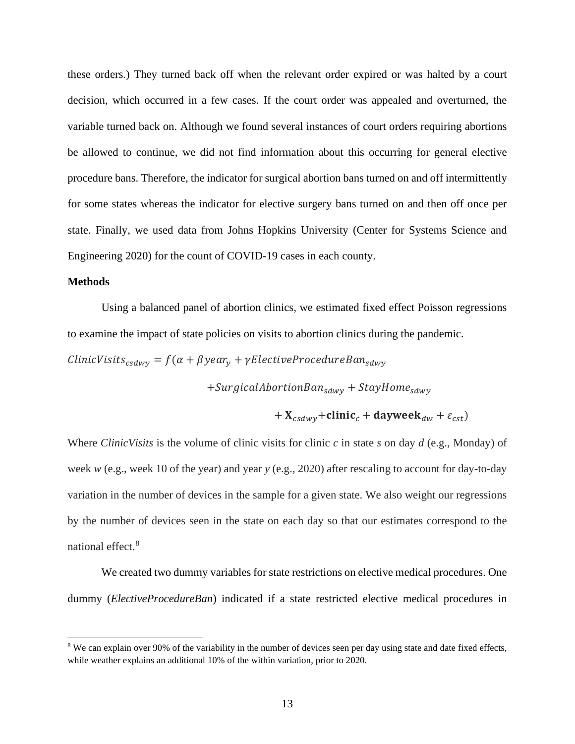these orders.) They turned back off when the relevant order expired or was halted by a court decision, which occurred in a few cases. If the court order was appealed and overturned, the variable turned back on. Although we found several instances of court orders requiring abortions be allowed to continue, we did not find information about this occurring for general elective procedure bans. Therefore, the indicator for surgical abortion bans turned on and off intermittently for some states whereas the indicator for elective surgery bans turned on and then off once per state. Finally, we used data from Johns Hopkins University (Center for Systems Science and Engineering 2020) for the count of COVID-19 cases in each county.

**Methods**

Using a balanced panel of abortion clinics, we estimated fixed effect Poisson regressions to examine the impact of state policies on visits to abortion clinics during the pandemic.

$$
\begin{aligned}
ClinicVisits_{csdwy} = f(\alpha + \beta year_y + \gamma ElectiveProcedureBan_{sdwy} \\
+ SurgicalAbortionBan_{sdwy} + StayHome_{sdwy} \\
+ \mathbf{X}_{csdwy} + \mathbf{clinic}_c + \mathbf{dayweek}_{dw} + \varepsilon_{cst})
\end{aligned}
$$

Where *ClinicVisits* is the volume of clinic visits for clinic *c* in state *s* on day *d* (e.g., Monday) of week *w* (e.g., week 10 of the year) and year *y* (e.g., 2020) after rescaling to account for day-to-day variation in the number of devices in the sample for a given state. We also weight our regressions by the number of devices seen in the state on each day so that our estimates correspond to the national effect.[8]

We created two dummy variables for state restrictions on elective medical procedures. One dummy (*ElectiveProcedureBan*) indicated if a state restricted elective medical procedures in

[8] We can explain over 90% of the variability in the number of devices seen per day using state and date fixed effects, while weather explains an additional 10% of the within variation, prior to 2020.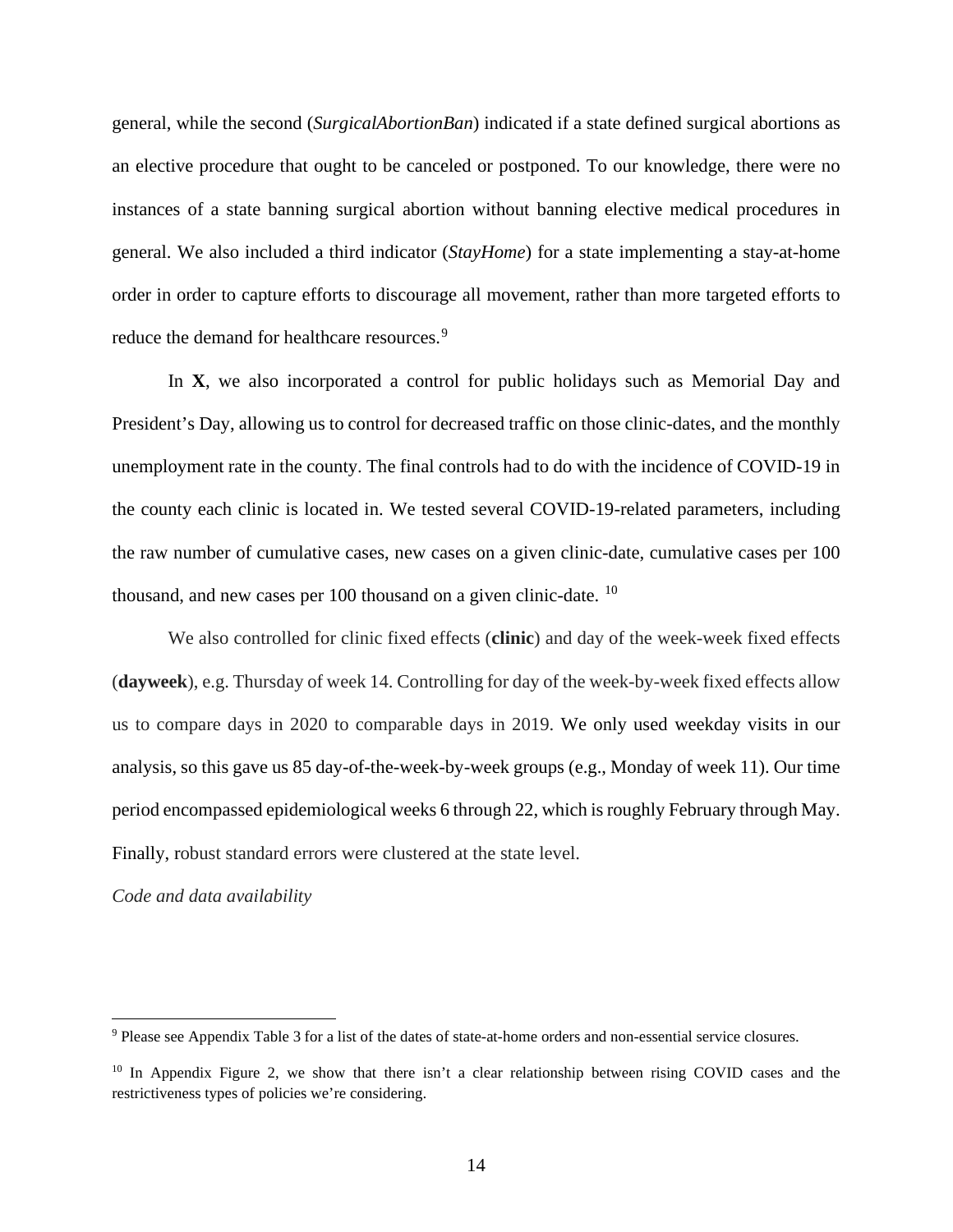general, while the second (*SurgicalAbortionBan*) indicated if a state defined surgical abortions as an elective procedure that ought to be canceled or postponed. To our knowledge, there were no instances of a state banning surgical abortion without banning elective medical procedures in general. We also included a third indicator (*StayHome*) for a state implementing a stay-at-home order in order to capture efforts to discourage all movement, rather than more targeted efforts to reduce the demand for healthcare resources.[9]

In **X**, we also incorporated a control for public holidays such as Memorial Day and President's Day, allowing us to control for decreased traffic on those clinic-dates, and the monthly unemployment rate in the county. The final controls had to do with the incidence of COVID-19 in the county each clinic is located in. We tested several COVID-19-related parameters, including the raw number of cumulative cases, new cases on a given clinic-date, cumulative cases per 100 thousand, and new cases per 100 thousand on a given clinic-date.[10]

We also controlled for clinic fixed effects (**clinic**) and day of the week-week fixed effects (**dayweek**), e.g. Thursday of week 14. Controlling for day of the week-by-week fixed effects allow us to compare days in 2020 to comparable days in 2019. We only used weekday visits in our analysis, so this gave us 85 day-of-the-week-by-week groups (e.g., Monday of week 11). Our time period encompassed epidemiological weeks 6 through 22, which is roughly February through May. Finally, robust standard errors were clustered at the state level.

*Code and data availability*

---

[9] Please see Appendix Table 3 for a list of the dates of state-at-home orders and non-essential service closures.

[10] In Appendix Figure 2, we show that there isn't a clear relationship between rising COVID cases and the restrictiveness types of policies we're considering.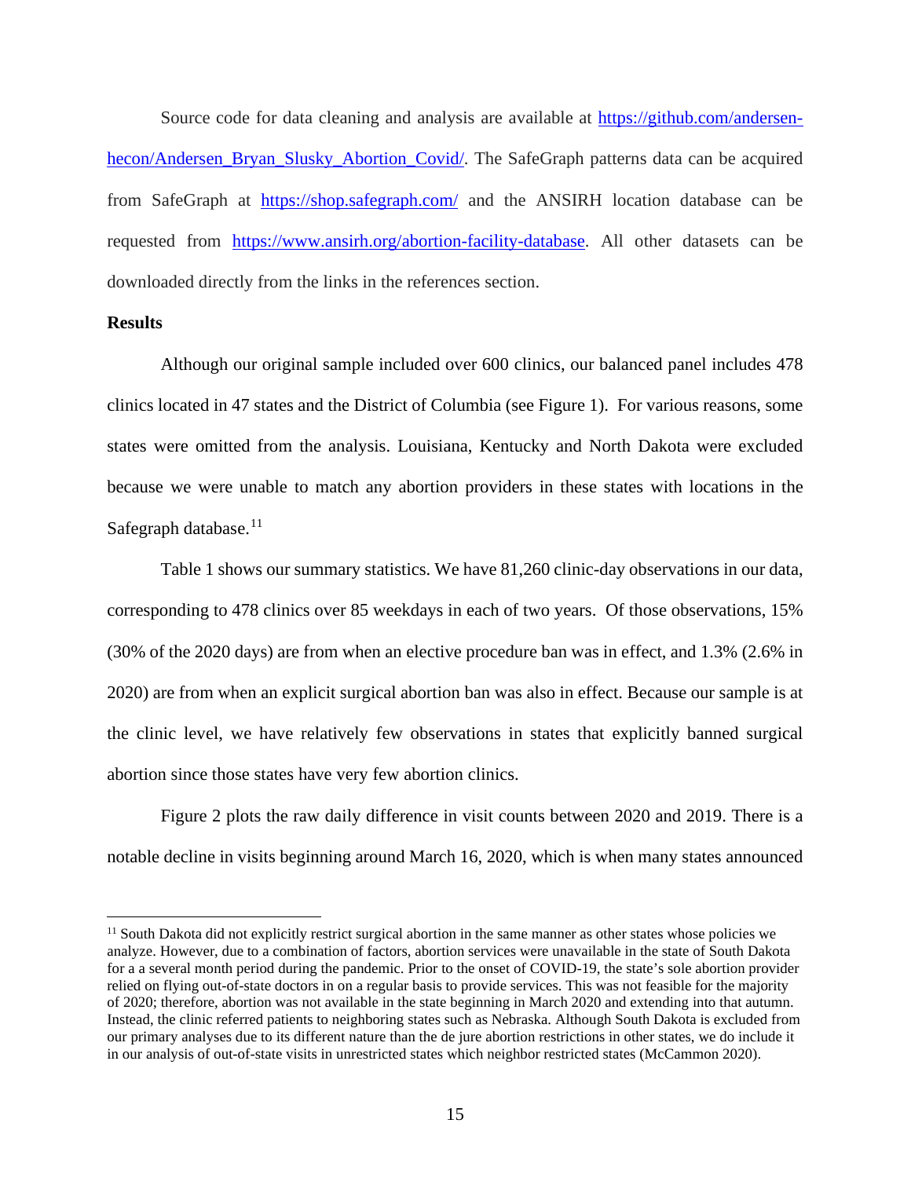Source code for data cleaning and analysis are available at https://github.com/andersen-hecon/Andersen_Bryan_Slusky_Abortion_Covid/. The SafeGraph patterns data can be acquired from SafeGraph at https://shop.safegraph.com/ and the ANSIRH location database can be requested from https://www.ansirh.org/abortion-facility-database. All other datasets can be downloaded directly from the links in the references section.

**Results**

Although our original sample included over 600 clinics, our balanced panel includes 478 clinics located in 47 states and the District of Columbia (see Figure 1). For various reasons, some states were omitted from the analysis. Louisiana, Kentucky and North Dakota were excluded because we were unable to match any abortion providers in these states with locations in the Safegraph database.[11]

Table 1 shows our summary statistics. We have 81,260 clinic-day observations in our data, corresponding to 478 clinics over 85 weekdays in each of two years. Of those observations, 15% (30% of the 2020 days) are from when an elective procedure ban was in effect, and 1.3% (2.6% in 2020) are from when an explicit surgical abortion ban was also in effect. Because our sample is at the clinic level, we have relatively few observations in states that explicitly banned surgical abortion since those states have very few abortion clinics.

Figure 2 plots the raw daily difference in visit counts between 2020 and 2019. There is a notable decline in visits beginning around March 16, 2020, which is when many states announced

[11] South Dakota did not explicitly restrict surgical abortion in the same manner as other states whose policies we analyze. However, due to a combination of factors, abortion services were unavailable in the state of South Dakota for a a several month period during the pandemic. Prior to the onset of COVID-19, the state's sole abortion provider relied on flying out-of-state doctors in on a regular basis to provide services. This was not feasible for the majority of 2020; therefore, abortion was not available in the state beginning in March 2020 and extending into that autumn. Instead, the clinic referred patients to neighboring states such as Nebraska. Although South Dakota is excluded from our primary analyses due to its different nature than the de jure abortion restrictions in other states, we do include it in our analysis of out-of-state visits in unrestricted states which neighbor restricted states (McCammon 2020).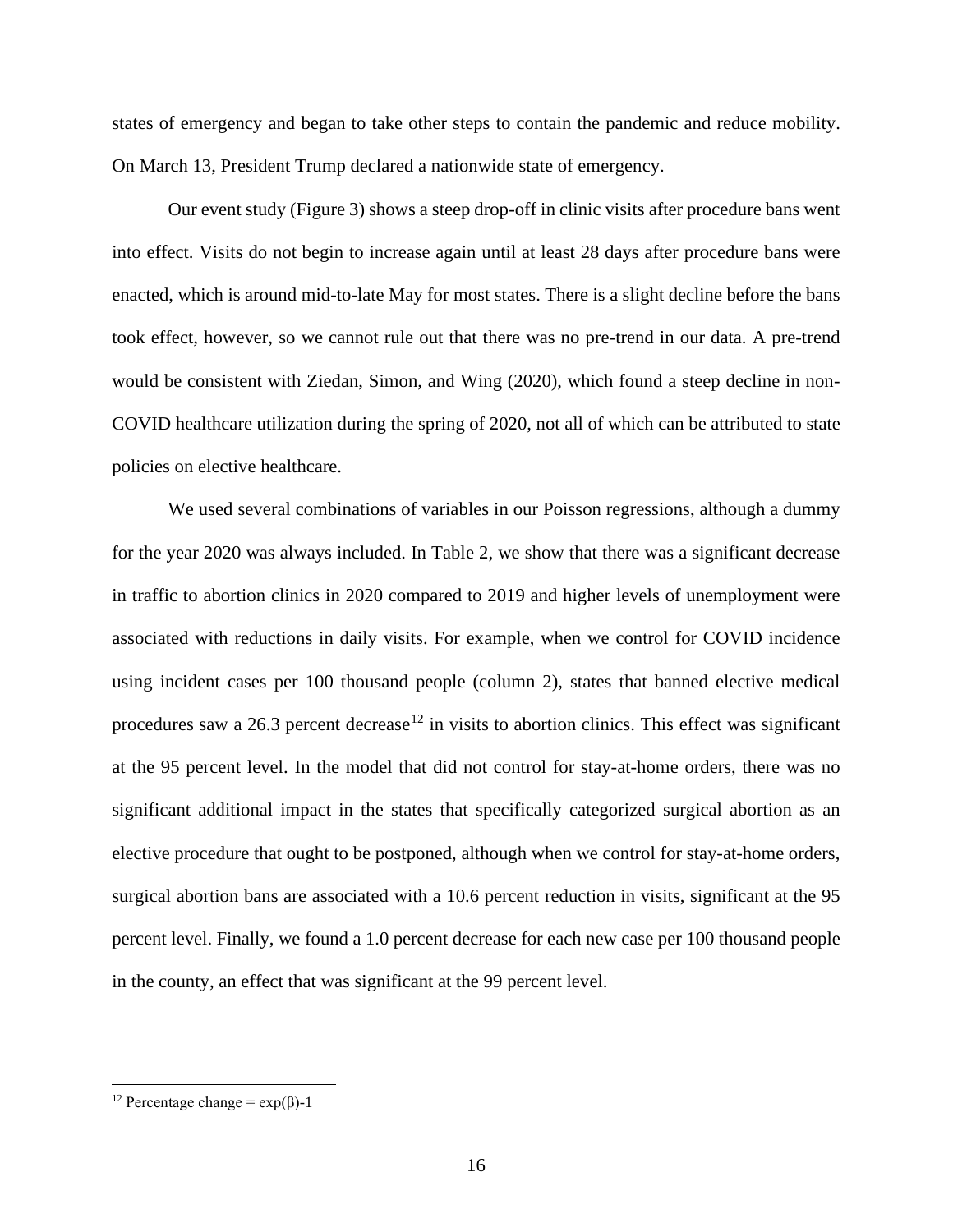states of emergency and began to take other steps to contain the pandemic and reduce mobility. On March 13, President Trump declared a nationwide state of emergency.

Our event study (Figure 3) shows a steep drop-off in clinic visits after procedure bans went into effect. Visits do not begin to increase again until at least 28 days after procedure bans were enacted, which is around mid-to-late May for most states. There is a slight decline before the bans took effect, however, so we cannot rule out that there was no pre-trend in our data. A pre-trend would be consistent with Ziedan, Simon, and Wing (2020), which found a steep decline in non-COVID healthcare utilization during the spring of 2020, not all of which can be attributed to state policies on elective healthcare.

We used several combinations of variables in our Poisson regressions, although a dummy for the year 2020 was always included. In Table 2, we show that there was a significant decrease in traffic to abortion clinics in 2020 compared to 2019 and higher levels of unemployment were associated with reductions in daily visits. For example, when we control for COVID incidence using incident cases per 100 thousand people (column 2), states that banned elective medical procedures saw a 26.3 percent decrease[12] in visits to abortion clinics. This effect was significant at the 95 percent level. In the model that did not control for stay-at-home orders, there was no significant additional impact in the states that specifically categorized surgical abortion as an elective procedure that ought to be postponed, although when we control for stay-at-home orders, surgical abortion bans are associated with a 10.6 percent reduction in visits, significant at the 95 percent level. Finally, we found a 1.0 percent decrease for each new case per 100 thousand people in the county, an effect that was significant at the 99 percent level.

---

[12] Percentage change = $\exp(\beta)-1$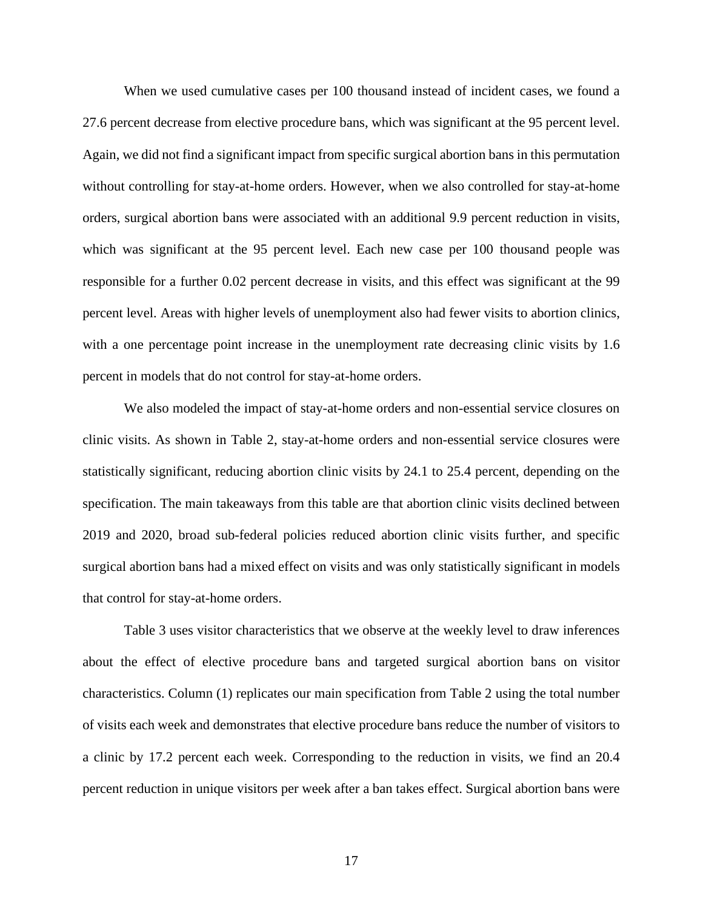When we used cumulative cases per 100 thousand instead of incident cases, we found a 27.6 percent decrease from elective procedure bans, which was significant at the 95 percent level. Again, we did not find a significant impact from specific surgical abortion bans in this permutation without controlling for stay-at-home orders. However, when we also controlled for stay-at-home orders, surgical abortion bans were associated with an additional 9.9 percent reduction in visits, which was significant at the 95 percent level. Each new case per 100 thousand people was responsible for a further 0.02 percent decrease in visits, and this effect was significant at the 99 percent level. Areas with higher levels of unemployment also had fewer visits to abortion clinics, with a one percentage point increase in the unemployment rate decreasing clinic visits by 1.6 percent in models that do not control for stay-at-home orders.

We also modeled the impact of stay-at-home orders and non-essential service closures on clinic visits. As shown in Table 2, stay-at-home orders and non-essential service closures were statistically significant, reducing abortion clinic visits by 24.1 to 25.4 percent, depending on the specification. The main takeaways from this table are that abortion clinic visits declined between 2019 and 2020, broad sub-federal policies reduced abortion clinic visits further, and specific surgical abortion bans had a mixed effect on visits and was only statistically significant in models that control for stay-at-home orders.

Table 3 uses visitor characteristics that we observe at the weekly level to draw inferences about the effect of elective procedure bans and targeted surgical abortion bans on visitor characteristics. Column (1) replicates our main specification from Table 2 using the total number of visits each week and demonstrates that elective procedure bans reduce the number of visitors to a clinic by 17.2 percent each week. Corresponding to the reduction in visits, we find an 20.4 percent reduction in unique visitors per week after a ban takes effect. Surgical abortion bans were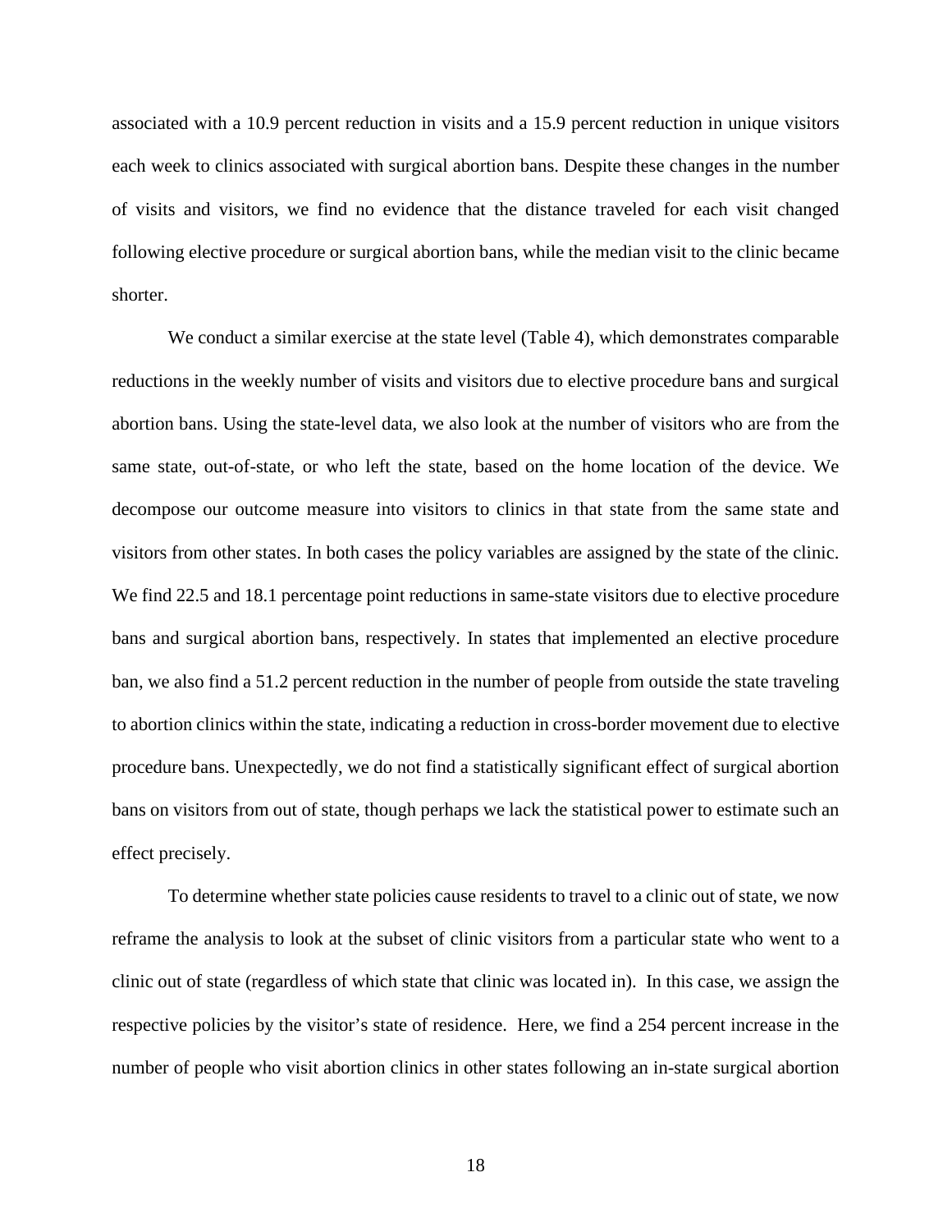associated with a 10.9 percent reduction in visits and a 15.9 percent reduction in unique visitors each week to clinics associated with surgical abortion bans. Despite these changes in the number of visits and visitors, we find no evidence that the distance traveled for each visit changed following elective procedure or surgical abortion bans, while the median visit to the clinic became shorter.

We conduct a similar exercise at the state level (Table 4), which demonstrates comparable reductions in the weekly number of visits and visitors due to elective procedure bans and surgical abortion bans. Using the state-level data, we also look at the number of visitors who are from the same state, out-of-state, or who left the state, based on the home location of the device. We decompose our outcome measure into visitors to clinics in that state from the same state and visitors from other states. In both cases the policy variables are assigned by the state of the clinic. We find 22.5 and 18.1 percentage point reductions in same-state visitors due to elective procedure bans and surgical abortion bans, respectively. In states that implemented an elective procedure ban, we also find a 51.2 percent reduction in the number of people from outside the state traveling to abortion clinics within the state, indicating a reduction in cross-border movement due to elective procedure bans. Unexpectedly, we do not find a statistically significant effect of surgical abortion bans on visitors from out of state, though perhaps we lack the statistical power to estimate such an effect precisely.

To determine whether state policies cause residents to travel to a clinic out of state, we now reframe the analysis to look at the subset of clinic visitors from a particular state who went to a clinic out of state (regardless of which state that clinic was located in). In this case, we assign the respective policies by the visitor's state of residence. Here, we find a 254 percent increase in the number of people who visit abortion clinics in other states following an in-state surgical abortion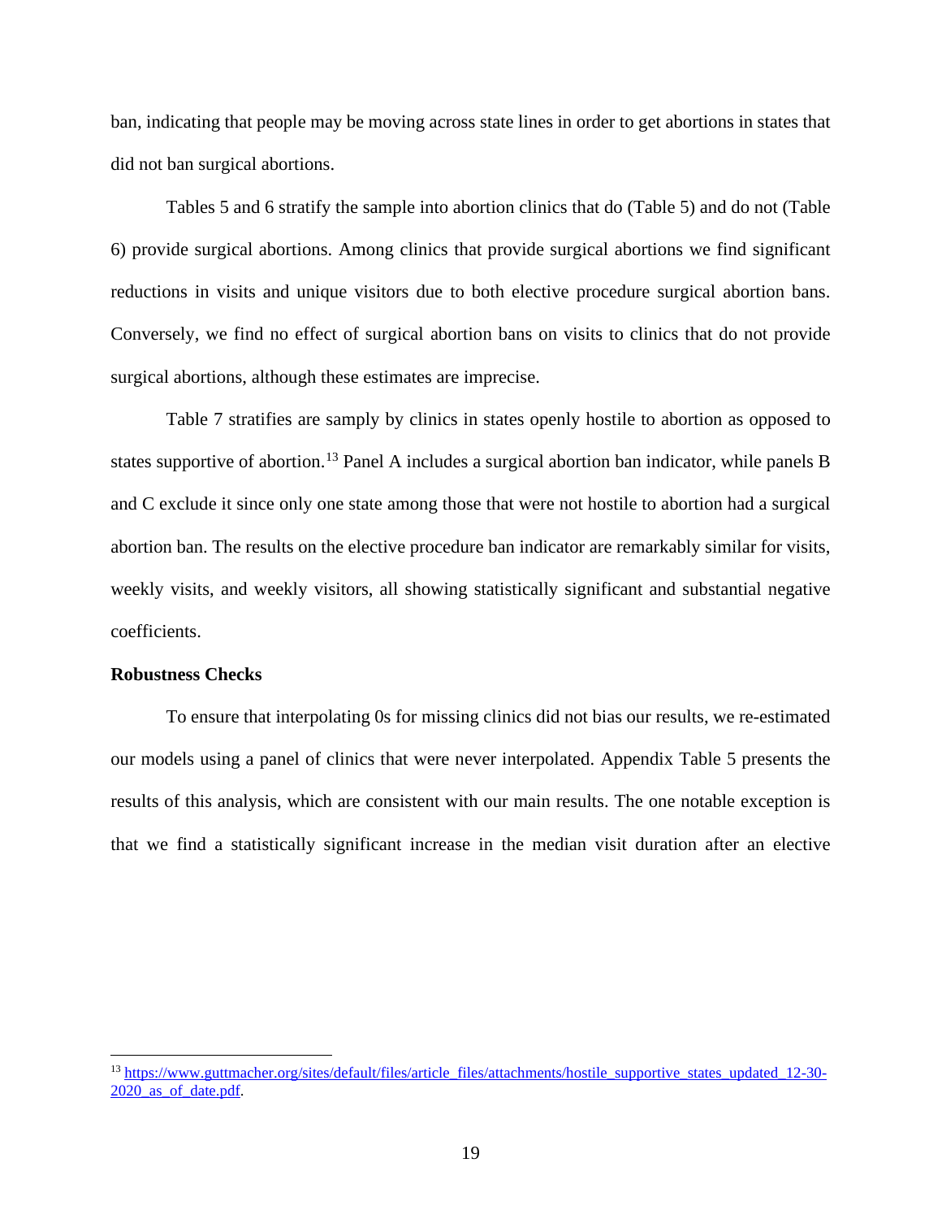ban, indicating that people may be moving across state lines in order to get abortions in states that did not ban surgical abortions.

Tables 5 and 6 stratify the sample into abortion clinics that do (Table 5) and do not (Table 6) provide surgical abortions. Among clinics that provide surgical abortions we find significant reductions in visits and unique visitors due to both elective procedure surgical abortion bans. Conversely, we find no effect of surgical abortion bans on visits to clinics that do not provide surgical abortions, although these estimates are imprecise.

Table 7 stratifies are samply by clinics in states openly hostile to abortion as opposed to states supportive of abortion.[13] Panel A includes a surgical abortion ban indicator, while panels B and C exclude it since only one state among those that were not hostile to abortion had a surgical abortion ban. The results on the elective procedure ban indicator are remarkably similar for visits, weekly visits, and weekly visitors, all showing statistically significant and substantial negative coefficients.

**Robustness Checks**

To ensure that interpolating 0s for missing clinics did not bias our results, we re-estimated our models using a panel of clinics that were never interpolated. Appendix Table 5 presents the results of this analysis, which are consistent with our main results. The one notable exception is that we find a statistically significant increase in the median visit duration after an elective

---

[13] https://www.guttmacher.org/sites/default/files/article_files/attachments/hostile_supportive_states_updated_12-30-2020_as_of_date.pdf.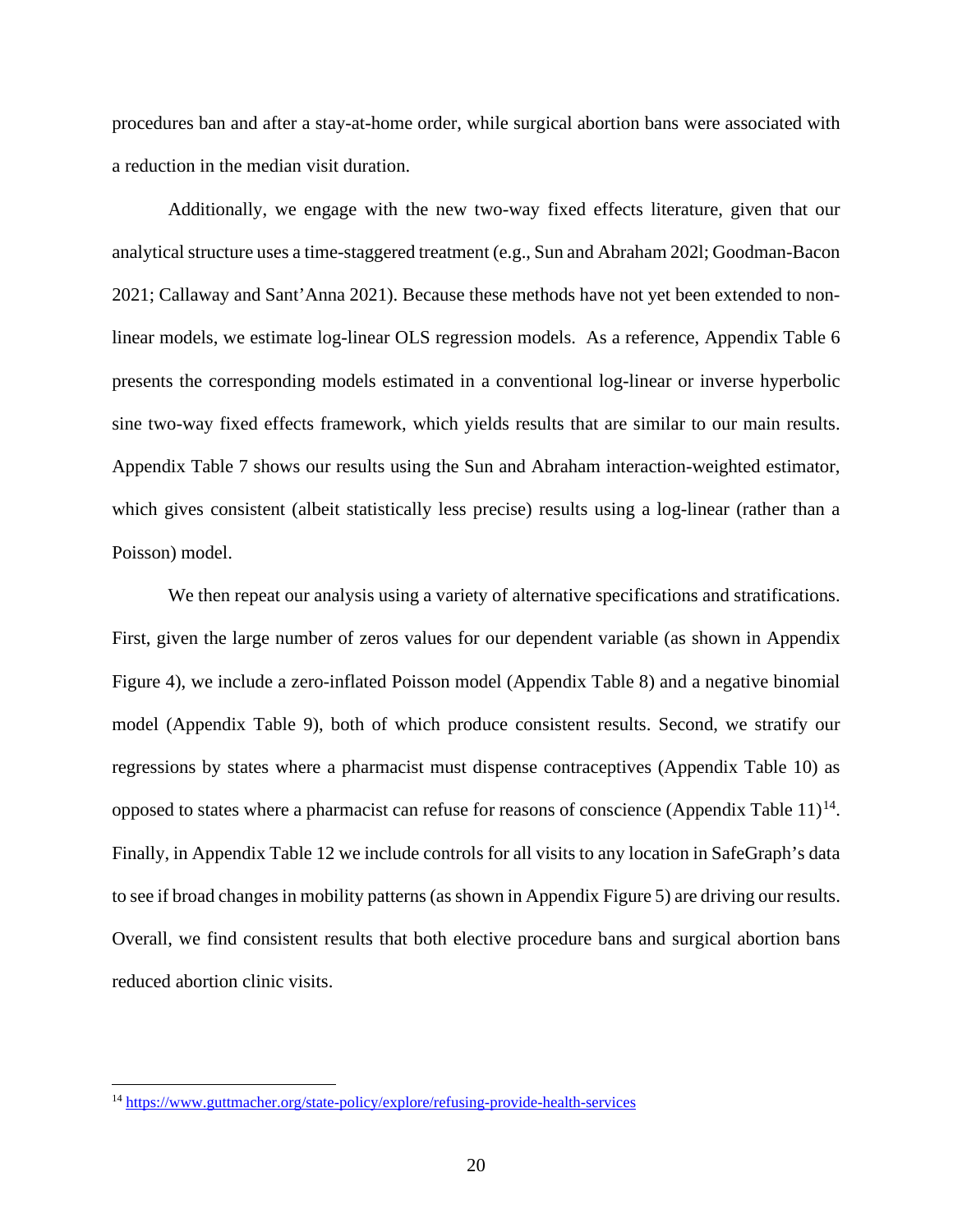procedures ban and after a stay-at-home order, while surgical abortion bans were associated with a reduction in the median visit duration.

Additionally, we engage with the new two-way fixed effects literature, given that our analytical structure uses a time-staggered treatment (e.g., Sun and Abraham 202l; Goodman-Bacon 2021; Callaway and Sant'Anna 2021). Because these methods have not yet been extended to non-linear models, we estimate log-linear OLS regression models. As a reference, Appendix Table 6 presents the corresponding models estimated in a conventional log-linear or inverse hyperbolic sine two-way fixed effects framework, which yields results that are similar to our main results. Appendix Table 7 shows our results using the Sun and Abraham interaction-weighted estimator, which gives consistent (albeit statistically less precise) results using a log-linear (rather than a Poisson) model.

We then repeat our analysis using a variety of alternative specifications and stratifications. First, given the large number of zeros values for our dependent variable (as shown in Appendix Figure 4), we include a zero-inflated Poisson model (Appendix Table 8) and a negative binomial model (Appendix Table 9), both of which produce consistent results. Second, we stratify our regressions by states where a pharmacist must dispense contraceptives (Appendix Table 10) as opposed to states where a pharmacist can refuse for reasons of conscience (Appendix Table 11)[14]. Finally, in Appendix Table 12 we include controls for all visits to any location in SafeGraph's data to see if broad changes in mobility patterns (as shown in Appendix Figure 5) are driving our results. Overall, we find consistent results that both elective procedure bans and surgical abortion bans reduced abortion clinic visits.

[14] https://www.guttmacher.org/state-policy/explore/refusing-provide-health-services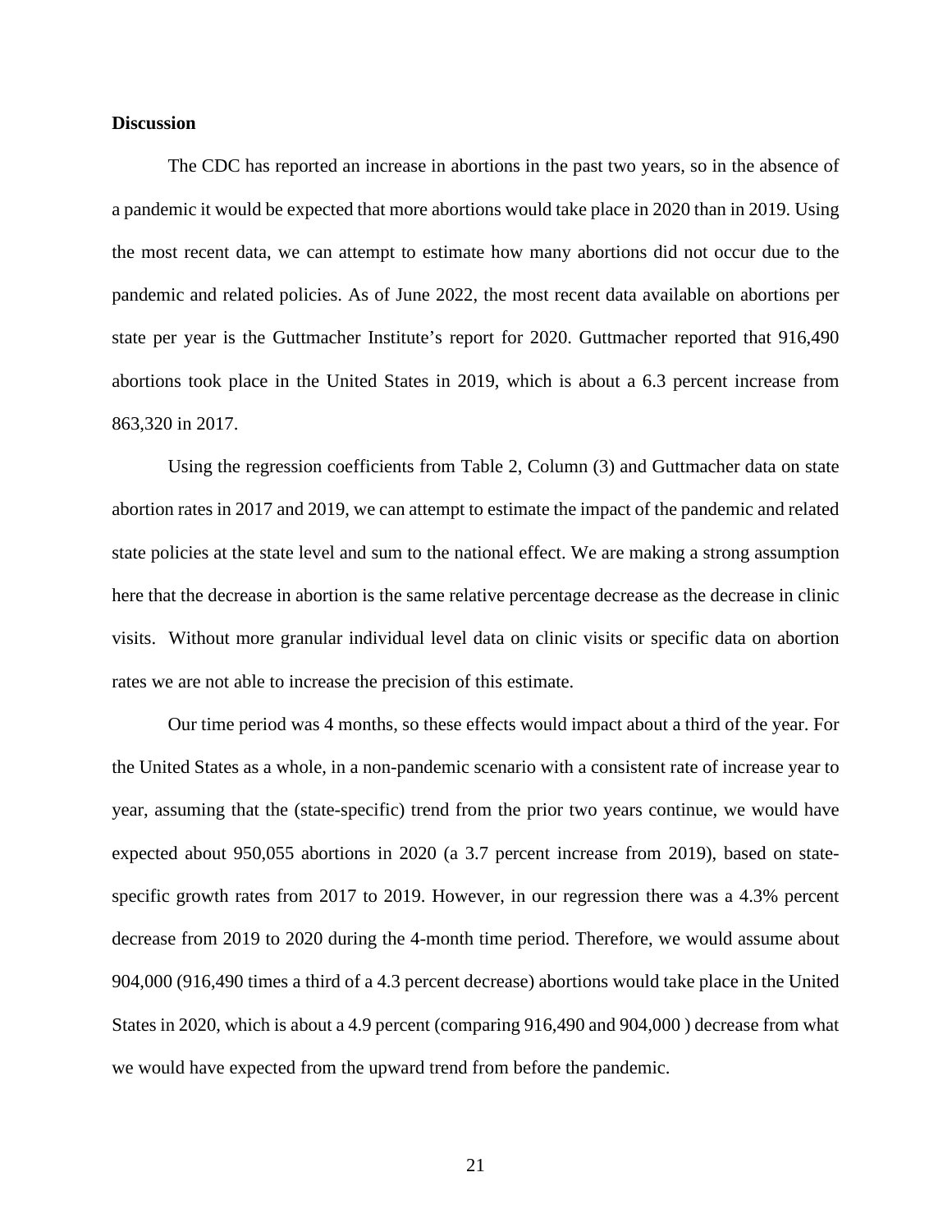**Discussion**

The CDC has reported an increase in abortions in the past two years, so in the absence of a pandemic it would be expected that more abortions would take place in 2020 than in 2019. Using the most recent data, we can attempt to estimate how many abortions did not occur due to the pandemic and related policies. As of June 2022, the most recent data available on abortions per state per year is the Guttmacher Institute's report for 2020. Guttmacher reported that 916,490 abortions took place in the United States in 2019, which is about a 6.3 percent increase from 863,320 in 2017.

Using the regression coefficients from Table 2, Column (3) and Guttmacher data on state abortion rates in 2017 and 2019, we can attempt to estimate the impact of the pandemic and related state policies at the state level and sum to the national effect. We are making a strong assumption here that the decrease in abortion is the same relative percentage decrease as the decrease in clinic visits. Without more granular individual level data on clinic visits or specific data on abortion rates we are not able to increase the precision of this estimate.

Our time period was 4 months, so these effects would impact about a third of the year. For the United States as a whole, in a non-pandemic scenario with a consistent rate of increase year to year, assuming that the (state-specific) trend from the prior two years continue, we would have expected about 950,055 abortions in 2020 (a 3.7 percent increase from 2019), based on state-specific growth rates from 2017 to 2019. However, in our regression there was a 4.3% percent decrease from 2019 to 2020 during the 4-month time period. Therefore, we would assume about 904,000 (916,490 times a third of a 4.3 percent decrease) abortions would take place in the United States in 2020, which is about a 4.9 percent (comparing 916,490 and 904,000 ) decrease from what we would have expected from the upward trend from before the pandemic.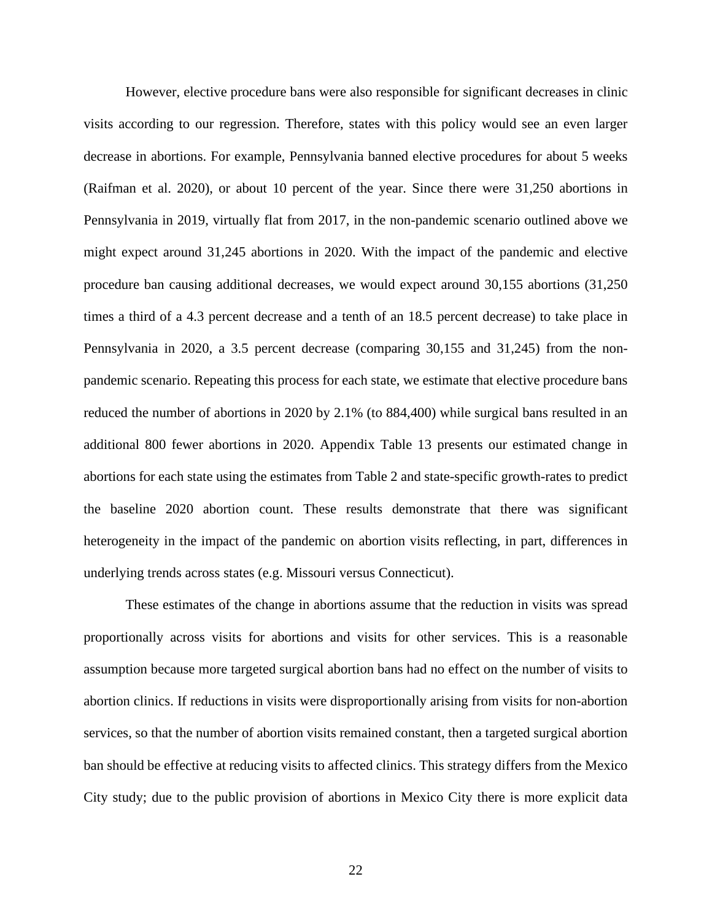However, elective procedure bans were also responsible for significant decreases in clinic visits according to our regression. Therefore, states with this policy would see an even larger decrease in abortions. For example, Pennsylvania banned elective procedures for about 5 weeks (Raifman et al. 2020), or about 10 percent of the year. Since there were 31,250 abortions in Pennsylvania in 2019, virtually flat from 2017, in the non-pandemic scenario outlined above we might expect around 31,245 abortions in 2020. With the impact of the pandemic and elective procedure ban causing additional decreases, we would expect around 30,155 abortions (31,250 times a third of a 4.3 percent decrease and a tenth of an 18.5 percent decrease) to take place in Pennsylvania in 2020, a 3.5 percent decrease (comparing 30,155 and 31,245) from the non-pandemic scenario. Repeating this process for each state, we estimate that elective procedure bans reduced the number of abortions in 2020 by 2.1% (to 884,400) while surgical bans resulted in an additional 800 fewer abortions in 2020. Appendix Table 13 presents our estimated change in abortions for each state using the estimates from Table 2 and state-specific growth-rates to predict the baseline 2020 abortion count. These results demonstrate that there was significant heterogeneity in the impact of the pandemic on abortion visits reflecting, in part, differences in underlying trends across states (e.g. Missouri versus Connecticut).

These estimates of the change in abortions assume that the reduction in visits was spread proportionally across visits for abortions and visits for other services. This is a reasonable assumption because more targeted surgical abortion bans had no effect on the number of visits to abortion clinics. If reductions in visits were disproportionally arising from visits for non-abortion services, so that the number of abortion visits remained constant, then a targeted surgical abortion ban should be effective at reducing visits to affected clinics. This strategy differs from the Mexico City study; due to the public provision of abortions in Mexico City there is more explicit data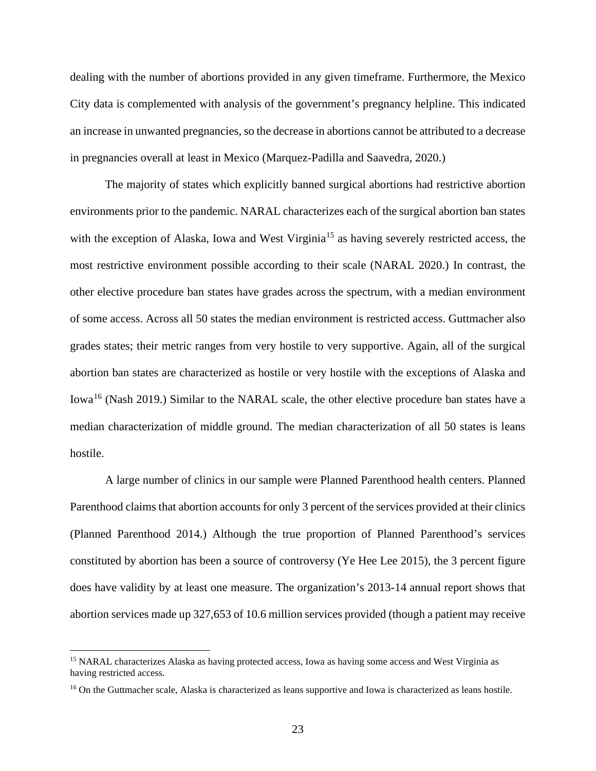dealing with the number of abortions provided in any given timeframe. Furthermore, the Mexico City data is complemented with analysis of the government's pregnancy helpline. This indicated an increase in unwanted pregnancies, so the decrease in abortions cannot be attributed to a decrease in pregnancies overall at least in Mexico (Marquez-Padilla and Saavedra, 2020.)

The majority of states which explicitly banned surgical abortions had restrictive abortion environments prior to the pandemic. NARAL characterizes each of the surgical abortion ban states with the exception of Alaska, Iowa and West Virginia[15] as having severely restricted access, the most restrictive environment possible according to their scale (NARAL 2020.) In contrast, the other elective procedure ban states have grades across the spectrum, with a median environment of some access. Across all 50 states the median environment is restricted access. Guttmacher also grades states; their metric ranges from very hostile to very supportive. Again, all of the surgical abortion ban states are characterized as hostile or very hostile with the exceptions of Alaska and Iowa[16] (Nash 2019.) Similar to the NARAL scale, the other elective procedure ban states have a median characterization of middle ground. The median characterization of all 50 states is leans hostile.

A large number of clinics in our sample were Planned Parenthood health centers. Planned Parenthood claims that abortion accounts for only 3 percent of the services provided at their clinics (Planned Parenthood 2014.) Although the true proportion of Planned Parenthood's services constituted by abortion has been a source of controversy (Ye Hee Lee 2015), the 3 percent figure does have validity by at least one measure. The organization's 2013-14 annual report shows that abortion services made up 327,653 of 10.6 million services provided (though a patient may receive

---

[15] NARAL characterizes Alaska as having protected access, Iowa as having some access and West Virginia as having restricted access.

[16] On the Guttmacher scale, Alaska is characterized as leans supportive and Iowa is characterized as leans hostile.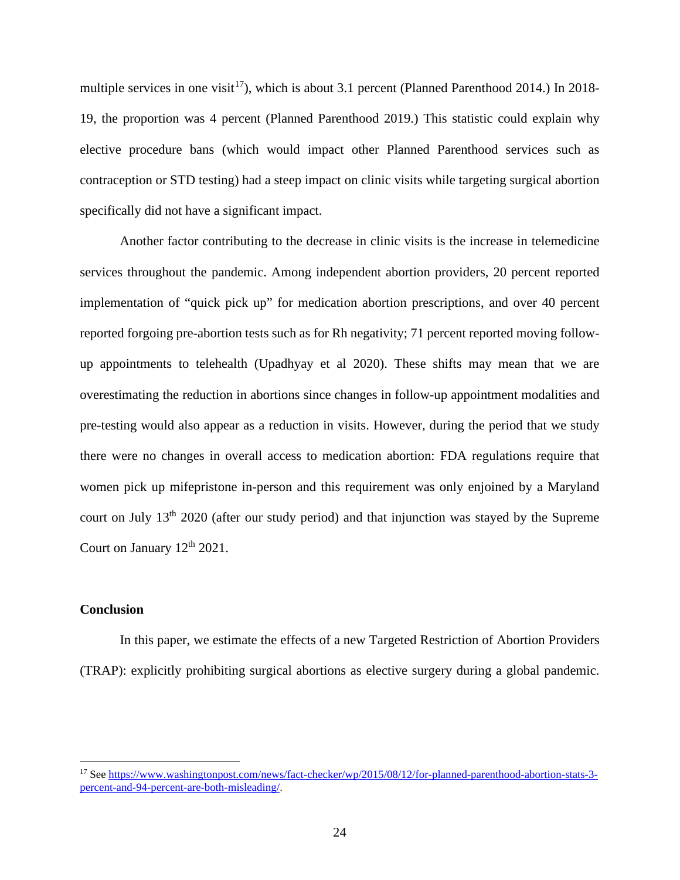multiple services in one visit[17]), which is about 3.1 percent (Planned Parenthood 2014.) In 2018-19, the proportion was 4 percent (Planned Parenthood 2019.) This statistic could explain why elective procedure bans (which would impact other Planned Parenthood services such as contraception or STD testing) had a steep impact on clinic visits while targeting surgical abortion specifically did not have a significant impact.

Another factor contributing to the decrease in clinic visits is the increase in telemedicine services throughout the pandemic. Among independent abortion providers, 20 percent reported implementation of "quick pick up" for medication abortion prescriptions, and over 40 percent reported forgoing pre-abortion tests such as for Rh negativity; 71 percent reported moving follow-up appointments to telehealth (Upadhyay et al 2020). These shifts may mean that we are overestimating the reduction in abortions since changes in follow-up appointment modalities and pre-testing would also appear as a reduction in visits. However, during the period that we study there were no changes in overall access to medication abortion: FDA regulations require that women pick up mifepristone in-person and this requirement was only enjoined by a Maryland court on July 13th 2020 (after our study period) and that injunction was stayed by the Supreme Court on January 12th 2021.

## Conclusion

In this paper, we estimate the effects of a new Targeted Restriction of Abortion Providers (TRAP): explicitly prohibiting surgical abortions as elective surgery during a global pandemic.

---

[17] See https://www.washingtonpost.com/news/fact-checker/wp/2015/08/12/for-planned-parenthood-abortion-stats-3-percent-and-94-percent-are-both-misleading/.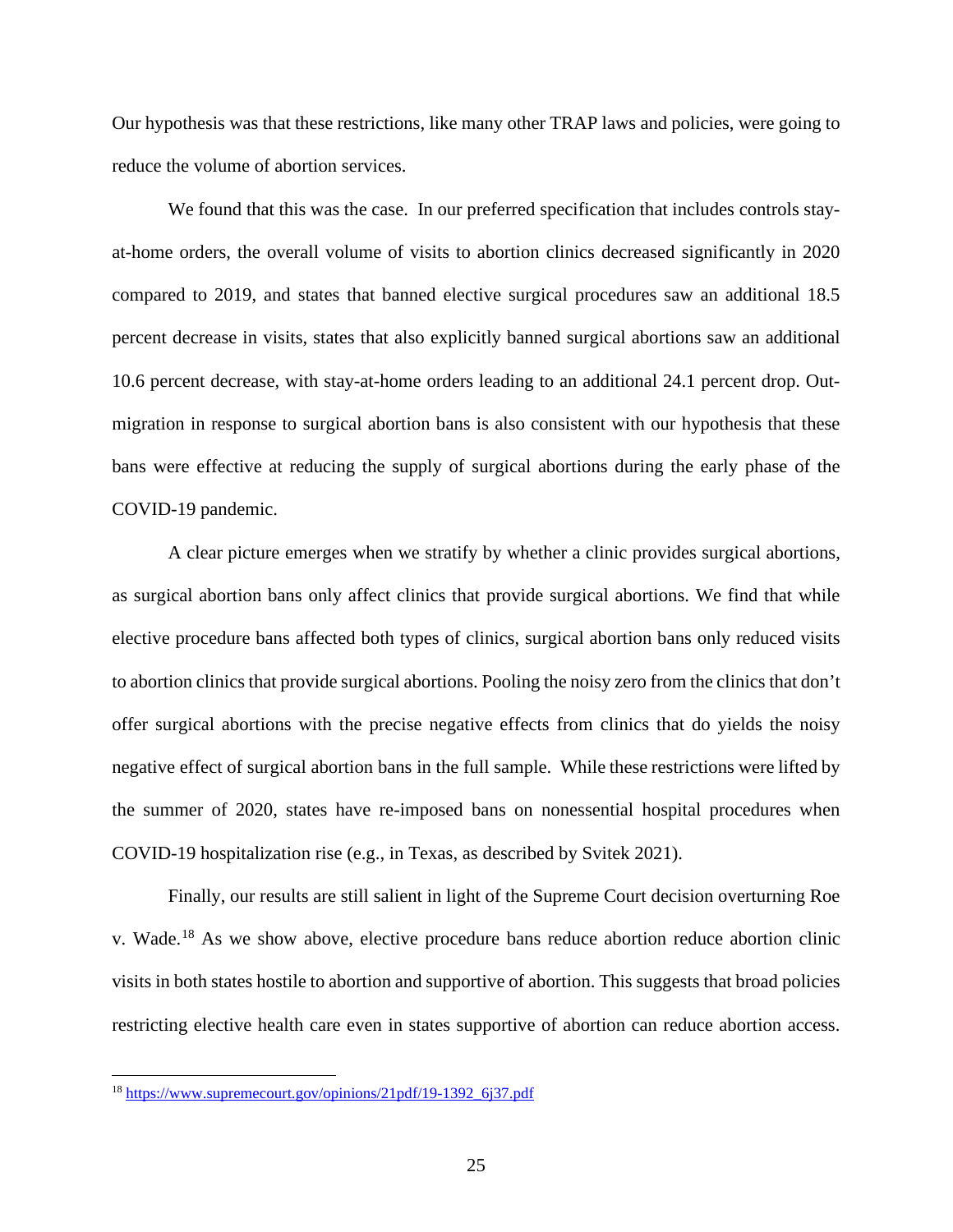Our hypothesis was that these restrictions, like many other TRAP laws and policies, were going to reduce the volume of abortion services.

We found that this was the case. In our preferred specification that includes controls stay-at-home orders, the overall volume of visits to abortion clinics decreased significantly in 2020 compared to 2019, and states that banned elective surgical procedures saw an additional 18.5 percent decrease in visits, states that also explicitly banned surgical abortions saw an additional 10.6 percent decrease, with stay-at-home orders leading to an additional 24.1 percent drop. Out-migration in response to surgical abortion bans is also consistent with our hypothesis that these bans were effective at reducing the supply of surgical abortions during the early phase of the COVID-19 pandemic.

A clear picture emerges when we stratify by whether a clinic provides surgical abortions, as surgical abortion bans only affect clinics that provide surgical abortions. We find that while elective procedure bans affected both types of clinics, surgical abortion bans only reduced visits to abortion clinics that provide surgical abortions. Pooling the noisy zero from the clinics that don't offer surgical abortions with the precise negative effects from clinics that do yields the noisy negative effect of surgical abortion bans in the full sample. While these restrictions were lifted by the summer of 2020, states have re-imposed bans on nonessential hospital procedures when COVID-19 hospitalization rise (e.g., in Texas, as described by Svitek 2021).

Finally, our results are still salient in light of the Supreme Court decision overturning Roe v. Wade.[18] As we show above, elective procedure bans reduce abortion reduce abortion clinic visits in both states hostile to abortion and supportive of abortion. This suggests that broad policies restricting elective health care even in states supportive of abortion can reduce abortion access.

[18] https://www.supremecourt.gov/opinions/21pdf/19-1392_6j37.pdf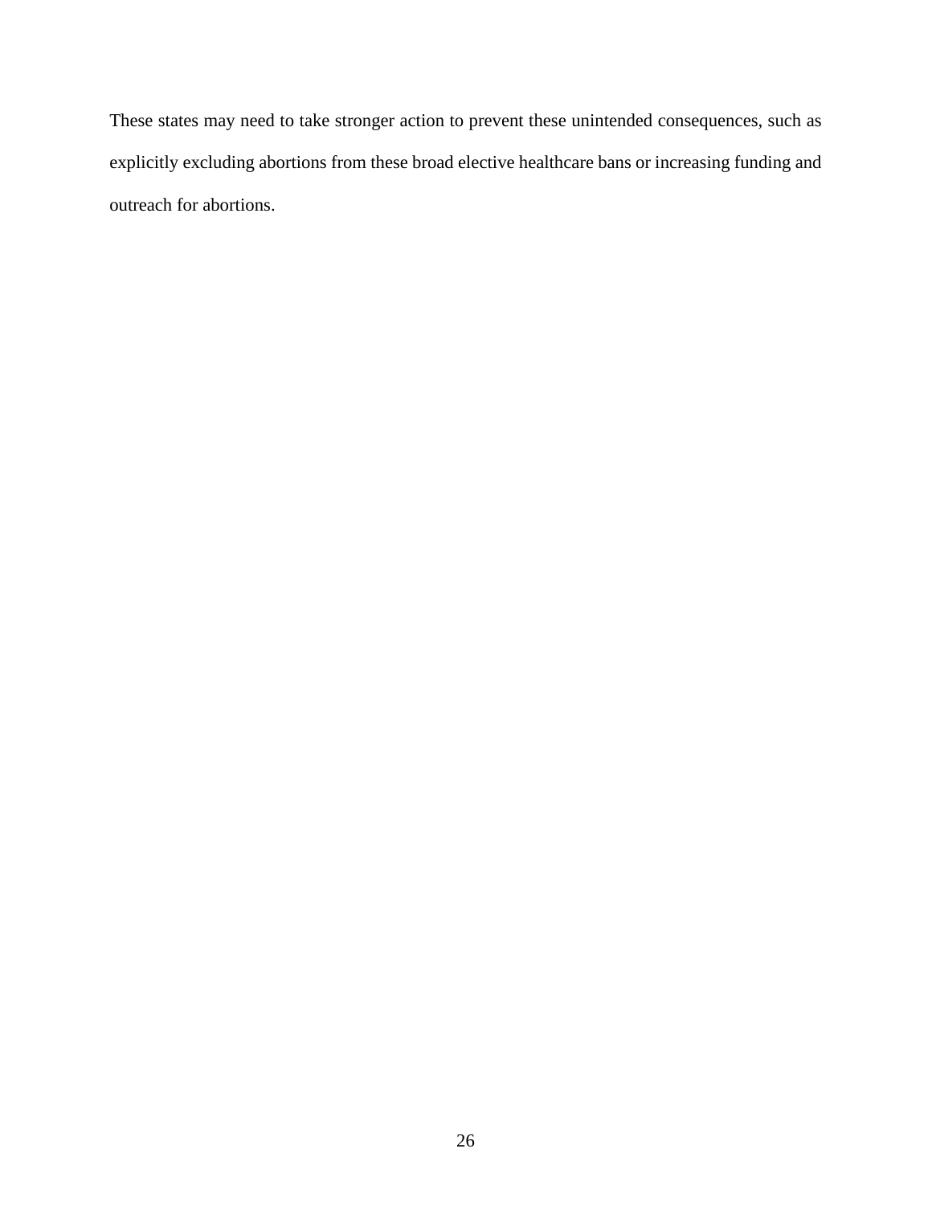These states may need to take stronger action to prevent these unintended consequences, such as explicitly excluding abortions from these broad elective healthcare bans or increasing funding and outreach for abortions.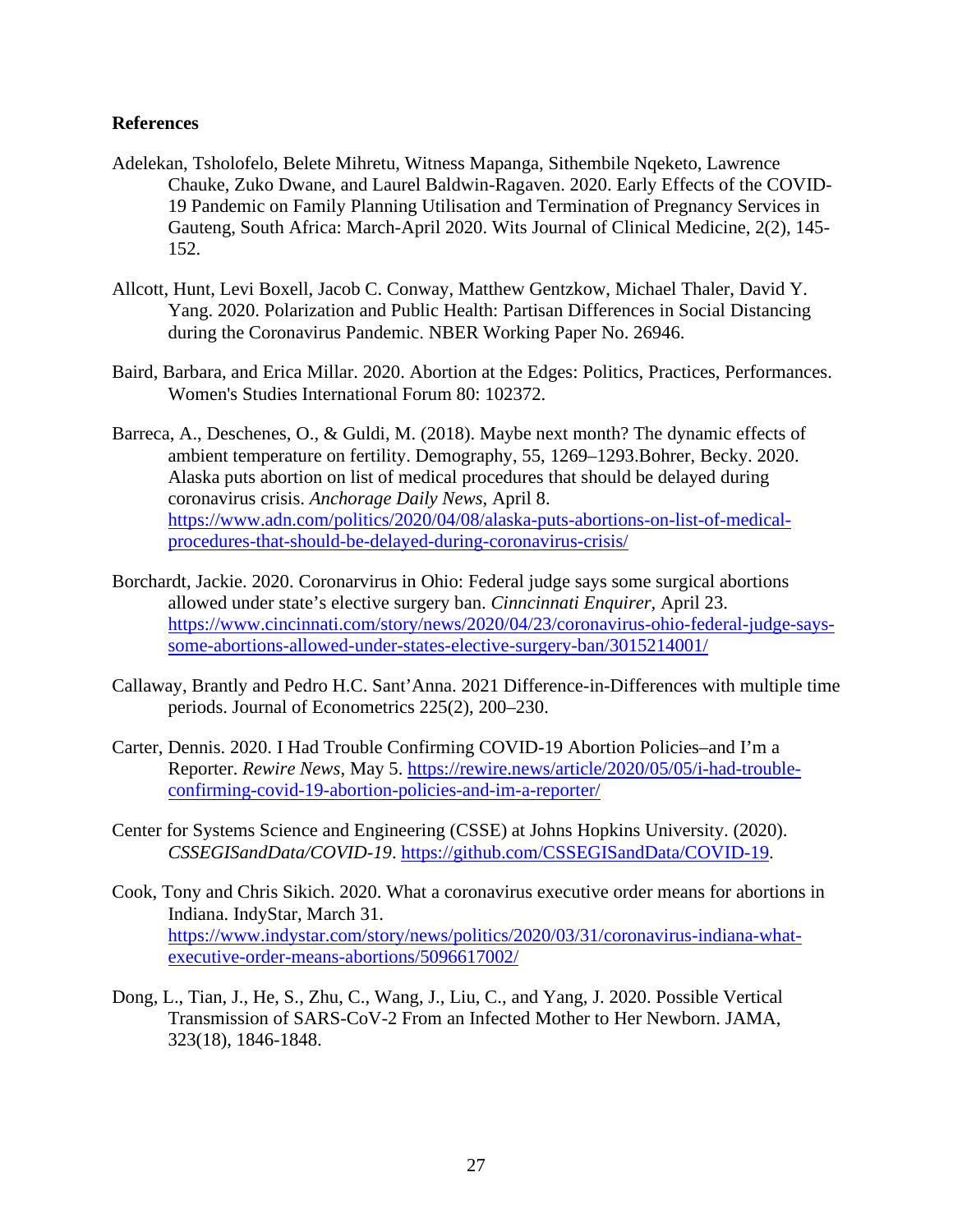**References**

Adelekan, Tsholofelo, Belete Mihretu, Witness Mapanga, Sithembile Nqeketo, Lawrence Chauke, Zuko Dwane, and Laurel Baldwin-Ragaven. 2020. Early Effects of the COVID-19 Pandemic on Family Planning Utilisation and Termination of Pregnancy Services in Gauteng, South Africa: March-April 2020. Wits Journal of Clinical Medicine, 2(2), 145-152.

Allcott, Hunt, Levi Boxell, Jacob C. Conway, Matthew Gentzkow, Michael Thaler, David Y. Yang. 2020. Polarization and Public Health: Partisan Differences in Social Distancing during the Coronavirus Pandemic. NBER Working Paper No. 26946.

Baird, Barbara, and Erica Millar. 2020. Abortion at the Edges: Politics, Practices, Performances. Women's Studies International Forum 80: 102372.

Barreca, A., Deschenes, O., & Guldi, M. (2018). Maybe next month? The dynamic effects of ambient temperature on fertility. Demography, 55, 1269–1293.Bohrer, Becky. 2020. Alaska puts abortion on list of medical procedures that should be delayed during coronavirus crisis. *Anchorage Daily News*, April 8. https://www.adn.com/politics/2020/04/08/alaska-puts-abortions-on-list-of-medical-procedures-that-should-be-delayed-during-coronavirus-crisis/

Borchardt, Jackie. 2020. Coronarvirus in Ohio: Federal judge says some surgical abortions allowed under state's elective surgery ban. *Cinncinnati Enquirer*, April 23. https://www.cincinnati.com/story/news/2020/04/23/coronavirus-ohio-federal-judge-says-some-abortions-allowed-under-states-elective-surgery-ban/3015214001/

Callaway, Brantly and Pedro H.C. Sant'Anna. 2021 Difference-in-Differences with multiple time periods. Journal of Econometrics 225(2), 200–230.

Carter, Dennis. 2020. I Had Trouble Confirming COVID-19 Abortion Policies–and I'm a Reporter. *Rewire News*, May 5. https://rewire.news/article/2020/05/05/i-had-trouble-confirming-covid-19-abortion-policies-and-im-a-reporter/

Center for Systems Science and Engineering (CSSE) at Johns Hopkins University. (2020). *CSSEGISandData/COVID-19*. https://github.com/CSSEGISandData/COVID-19.

Cook, Tony and Chris Sikich. 2020. What a coronavirus executive order means for abortions in Indiana. IndyStar, March 31. https://www.indystar.com/story/news/politics/2020/03/31/coronavirus-indiana-what-executive-order-means-abortions/5096617002/

Dong, L., Tian, J., He, S., Zhu, C., Wang, J., Liu, C., and Yang, J. 2020. Possible Vertical Transmission of SARS-CoV-2 From an Infected Mother to Her Newborn. JAMA, 323(18), 1846-1848.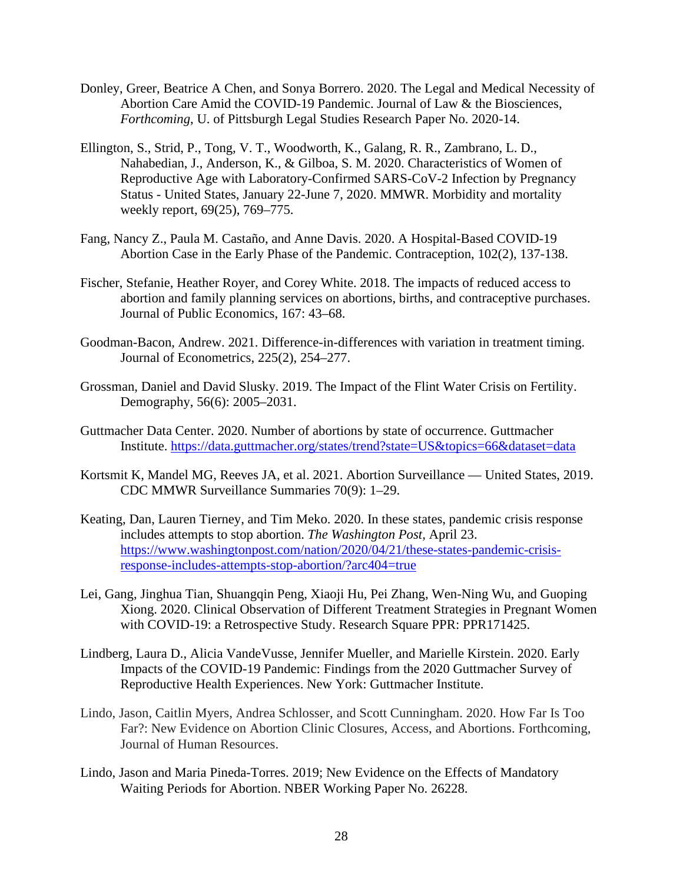Donley, Greer, Beatrice A Chen, and Sonya Borrero. 2020. The Legal and Medical Necessity of Abortion Care Amid the COVID-19 Pandemic. Journal of Law & the Biosciences, *Forthcoming*, U. of Pittsburgh Legal Studies Research Paper No. 2020-14.

Ellington, S., Strid, P., Tong, V. T., Woodworth, K., Galang, R. R., Zambrano, L. D., Nahabedian, J., Anderson, K., & Gilboa, S. M. 2020. Characteristics of Women of Reproductive Age with Laboratory-Confirmed SARS-CoV-2 Infection by Pregnancy Status - United States, January 22-June 7, 2020. MMWR. Morbidity and mortality weekly report, 69(25), 769–775.

Fang, Nancy Z., Paula M. Castaño, and Anne Davis. 2020. A Hospital-Based COVID-19 Abortion Case in the Early Phase of the Pandemic. Contraception, 102(2), 137-138.

Fischer, Stefanie, Heather Royer, and Corey White. 2018. The impacts of reduced access to abortion and family planning services on abortions, births, and contraceptive purchases. Journal of Public Economics, 167: 43–68.

Goodman-Bacon, Andrew. 2021. Difference-in-differences with variation in treatment timing. Journal of Econometrics, 225(2), 254–277.

Grossman, Daniel and David Slusky. 2019. The Impact of the Flint Water Crisis on Fertility. Demography, 56(6): 2005–2031.

Guttmacher Data Center. 2020. Number of abortions by state of occurrence. Guttmacher Institute. https://data.guttmacher.org/states/trend?state=US&topics=66&dataset=data

Kortsmit K, Mandel MG, Reeves JA, et al. 2021. Abortion Surveillance — United States, 2019. CDC MMWR Surveillance Summaries 70(9): 1–29.

Keating, Dan, Lauren Tierney, and Tim Meko. 2020. In these states, pandemic crisis response includes attempts to stop abortion. *The Washington Post,* April 23. https://www.washingtonpost.com/nation/2020/04/21/these-states-pandemic-crisis-response-includes-attempts-stop-abortion/?arc404=true

Lei, Gang, Jinghua Tian, Shuangqin Peng, Xiaoji Hu, Pei Zhang, Wen-Ning Wu, and Guoping Xiong. 2020. Clinical Observation of Different Treatment Strategies in Pregnant Women with COVID-19: a Retrospective Study. Research Square PPR: PPR171425.

Lindberg, Laura D., Alicia VandeVusse, Jennifer Mueller, and Marielle Kirstein. 2020. Early Impacts of the COVID-19 Pandemic: Findings from the 2020 Guttmacher Survey of Reproductive Health Experiences. New York: Guttmacher Institute.

Lindo, Jason, Caitlin Myers, Andrea Schlosser, and Scott Cunningham. 2020. How Far Is Too Far?: New Evidence on Abortion Clinic Closures, Access, and Abortions. Forthcoming, Journal of Human Resources.

Lindo, Jason and Maria Pineda-Torres. 2019; New Evidence on the Effects of Mandatory Waiting Periods for Abortion. NBER Working Paper No. 26228.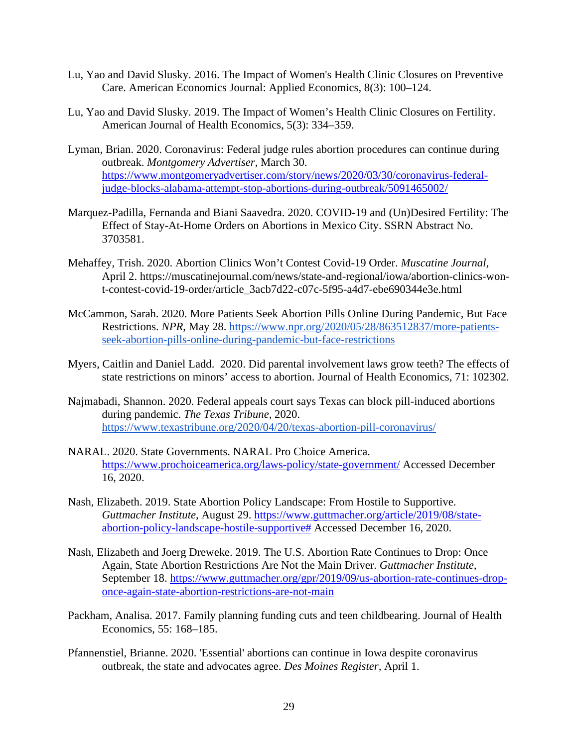Lu, Yao and David Slusky. 2016. The Impact of Women's Health Clinic Closures on Preventive Care. American Economics Journal: Applied Economics, 8(3): 100–124.

Lu, Yao and David Slusky. 2019. The Impact of Women's Health Clinic Closures on Fertility. American Journal of Health Economics, 5(3): 334–359.

Lyman, Brian. 2020. Coronavirus: Federal judge rules abortion procedures can continue during outbreak. *Montgomery Advertiser*, March 30. https://www.montgomeryadvertiser.com/story/news/2020/03/30/coronavirus-federal-judge-blocks-alabama-attempt-stop-abortions-during-outbreak/5091465002/

Marquez-Padilla, Fernanda and Biani Saavedra. 2020. COVID-19 and (Un)Desired Fertility: The Effect of Stay-At-Home Orders on Abortions in Mexico City. SSRN Abstract No. 3703581.

Mehaffey, Trish. 2020. Abortion Clinics Won't Contest Covid-19 Order. *Muscatine Journal*, April 2. https://muscatinejournal.com/news/state-and-regional/iowa/abortion-clinics-won-t-contest-covid-19-order/article_3acb7d22-c07c-5f95-a4d7-ebe690344e3e.html

McCammon, Sarah. 2020. More Patients Seek Abortion Pills Online During Pandemic, But Face Restrictions. *NPR*, May 28. https://www.npr.org/2020/05/28/863512837/more-patients-seek-abortion-pills-online-during-pandemic-but-face-restrictions

Myers, Caitlin and Daniel Ladd. 2020. Did parental involvement laws grow teeth? The effects of state restrictions on minors' access to abortion. Journal of Health Economics, 71: 102302.

Najmabadi, Shannon. 2020. Federal appeals court says Texas can block pill-induced abortions during pandemic. *The Texas Tribune*, 2020. https://www.texastribune.org/2020/04/20/texas-abortion-pill-coronavirus/

NARAL. 2020. State Governments. NARAL Pro Choice America. https://www.prochoiceamerica.org/laws-policy/state-government/ Accessed December 16, 2020.

Nash, Elizabeth. 2019. State Abortion Policy Landscape: From Hostile to Supportive. *Guttmacher Institute*, August 29. https://www.guttmacher.org/article/2019/08/state-abortion-policy-landscape-hostile-supportive# Accessed December 16, 2020.

Nash, Elizabeth and Joerg Dreweke. 2019. The U.S. Abortion Rate Continues to Drop: Once Again, State Abortion Restrictions Are Not the Main Driver. *Guttmacher Institute*, September 18. https://www.guttmacher.org/gpr/2019/09/us-abortion-rate-continues-drop-once-again-state-abortion-restrictions-are-not-main

Packham, Analisa. 2017. Family planning funding cuts and teen childbearing. Journal of Health Economics, 55: 168–185.

Pfannenstiel, Brianne. 2020. 'Essential' abortions can continue in Iowa despite coronavirus outbreak, the state and advocates agree. *Des Moines Register*, April 1.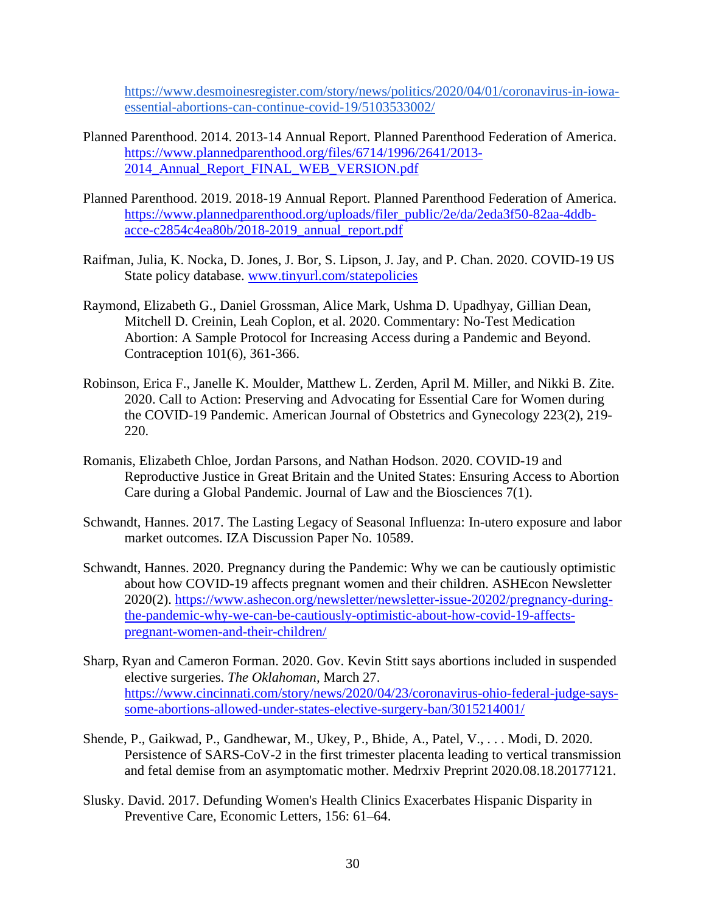https://www.desmoinesregister.com/story/news/politics/2020/04/01/coronavirus-in-iowa-essential-abortions-can-continue-covid-19/5103533002/

Planned Parenthood. 2014. 2013-14 Annual Report. Planned Parenthood Federation of America. https://www.plannedparenthood.org/files/6714/1996/2641/2013-2014_Annual_Report_FINAL_WEB_VERSION.pdf

Planned Parenthood. 2019. 2018-19 Annual Report. Planned Parenthood Federation of America. https://www.plannedparenthood.org/uploads/filer_public/2e/da/2eda3f50-82aa-4ddb-acce-c2854c4ea80b/2018-2019_annual_report.pdf

Raifman, Julia, K. Nocka, D. Jones, J. Bor, S. Lipson, J. Jay, and P. Chan. 2020. COVID-19 US State policy database. www.tinyurl.com/statepolicies

Raymond, Elizabeth G., Daniel Grossman, Alice Mark, Ushma D. Upadhyay, Gillian Dean, Mitchell D. Creinin, Leah Coplon, et al. 2020. Commentary: No-Test Medication Abortion: A Sample Protocol for Increasing Access during a Pandemic and Beyond. Contraception 101(6), 361-366.

Robinson, Erica F., Janelle K. Moulder, Matthew L. Zerden, April M. Miller, and Nikki B. Zite. 2020. Call to Action: Preserving and Advocating for Essential Care for Women during the COVID-19 Pandemic. American Journal of Obstetrics and Gynecology 223(2), 219-220.

Romanis, Elizabeth Chloe, Jordan Parsons, and Nathan Hodson. 2020. COVID-19 and Reproductive Justice in Great Britain and the United States: Ensuring Access to Abortion Care during a Global Pandemic. Journal of Law and the Biosciences 7(1).

Schwandt, Hannes. 2017. The Lasting Legacy of Seasonal Influenza: In-utero exposure and labor market outcomes. IZA Discussion Paper No. 10589.

Schwandt, Hannes. 2020. Pregnancy during the Pandemic: Why we can be cautiously optimistic about how COVID-19 affects pregnant women and their children. ASHEcon Newsletter 2020(2). https://www.ashecon.org/newsletter/newsletter-issue-20202/pregnancy-during-the-pandemic-why-we-can-be-cautiously-optimistic-about-how-covid-19-affects-pregnant-women-and-their-children/

Sharp, Ryan and Cameron Forman. 2020. Gov. Kevin Stitt says abortions included in suspended elective surgeries. *The Oklahoman,* March 27. https://www.cincinnati.com/story/news/2020/04/23/coronavirus-ohio-federal-judge-says-some-abortions-allowed-under-states-elective-surgery-ban/3015214001/

Shende, P., Gaikwad, P., Gandhewar, M., Ukey, P., Bhide, A., Patel, V., . . . Modi, D. 2020. Persistence of SARS-CoV-2 in the first trimester placenta leading to vertical transmission and fetal demise from an asymptomatic mother. Medrxiv Preprint 2020.08.18.20177121.

Slusky. David. 2017. Defunding Women's Health Clinics Exacerbates Hispanic Disparity in Preventive Care, Economic Letters, 156: 61–64.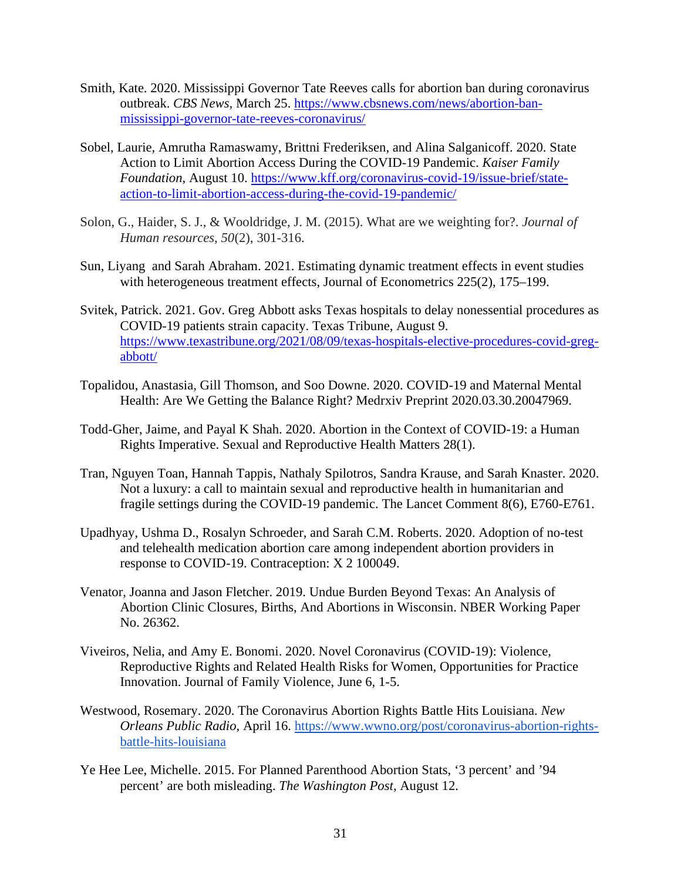Smith, Kate. 2020. Mississippi Governor Tate Reeves calls for abortion ban during coronavirus outbreak. *CBS News,* March 25. https://www.cbsnews.com/news/abortion-ban-mississippi-governor-tate-reeves-coronavirus/

Sobel, Laurie, Amrutha Ramaswamy, Brittni Frederiksen, and Alina Salganicoff. 2020. State Action to Limit Abortion Access During the COVID-19 Pandemic. *Kaiser Family Foundation*, August 10. https://www.kff.org/coronavirus-covid-19/issue-brief/state-action-to-limit-abortion-access-during-the-covid-19-pandemic/

Solon, G., Haider, S. J., & Wooldridge, J. M. (2015). What are we weighting for?. *Journal of Human resources*, *50*(2), 301-316.

Sun, Liyang and Sarah Abraham. 2021. Estimating dynamic treatment effects in event studies with heterogeneous treatment effects, Journal of Econometrics 225(2), 175–199.

Svitek, Patrick. 2021. Gov. Greg Abbott asks Texas hospitals to delay nonessential procedures as COVID-19 patients strain capacity. Texas Tribune, August 9. https://www.texastribune.org/2021/08/09/texas-hospitals-elective-procedures-covid-greg-abbott/

Topalidou, Anastasia, Gill Thomson, and Soo Downe. 2020. COVID-19 and Maternal Mental Health: Are We Getting the Balance Right? Medrxiv Preprint 2020.03.30.20047969.

Todd-Gher, Jaime, and Payal K Shah. 2020. Abortion in the Context of COVID-19: a Human Rights Imperative. Sexual and Reproductive Health Matters 28(1).

Tran, Nguyen Toan, Hannah Tappis, Nathaly Spilotros, Sandra Krause, and Sarah Knaster. 2020. Not a luxury: a call to maintain sexual and reproductive health in humanitarian and fragile settings during the COVID-19 pandemic. The Lancet Comment 8(6), E760-E761.

Upadhyay, Ushma D., Rosalyn Schroeder, and Sarah C.M. Roberts. 2020. Adoption of no-test and telehealth medication abortion care among independent abortion providers in response to COVID-19. Contraception: X 2 100049.

Venator, Joanna and Jason Fletcher. 2019. Undue Burden Beyond Texas: An Analysis of Abortion Clinic Closures, Births, And Abortions in Wisconsin. NBER Working Paper No. 26362.

Viveiros, Nelia, and Amy E. Bonomi. 2020. Novel Coronavirus (COVID-19): Violence, Reproductive Rights and Related Health Risks for Women, Opportunities for Practice Innovation. Journal of Family Violence, June 6, 1-5.

Westwood, Rosemary. 2020. The Coronavirus Abortion Rights Battle Hits Louisiana. *New Orleans Public Radio*, April 16. https://www.wwno.org/post/coronavirus-abortion-rights-battle-hits-louisiana

Ye Hee Lee, Michelle. 2015. For Planned Parenthood Abortion Stats, '3 percent' and '94 percent' are both misleading. *The Washington Post*, August 12.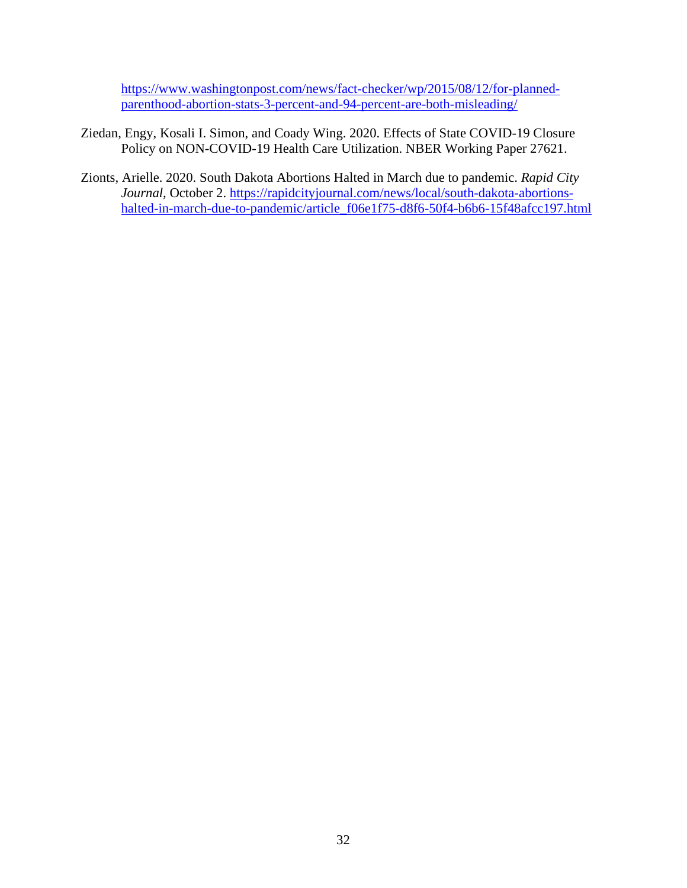https://www.washingtonpost.com/news/fact-checker/wp/2015/08/12/for-planned-parenthood-abortion-stats-3-percent-and-94-percent-are-both-misleading/

Ziedan, Engy, Kosali I. Simon, and Coady Wing. 2020. Effects of State COVID-19 Closure Policy on NON-COVID-19 Health Care Utilization. NBER Working Paper 27621.

Zionts, Arielle. 2020. South Dakota Abortions Halted in March due to pandemic. *Rapid City Journal*, October 2. https://rapidcityjournal.com/news/local/south-dakota-abortions-halted-in-march-due-to-pandemic/article_f06e1f75-d8f6-50f4-b6b6-15f48afcc197.html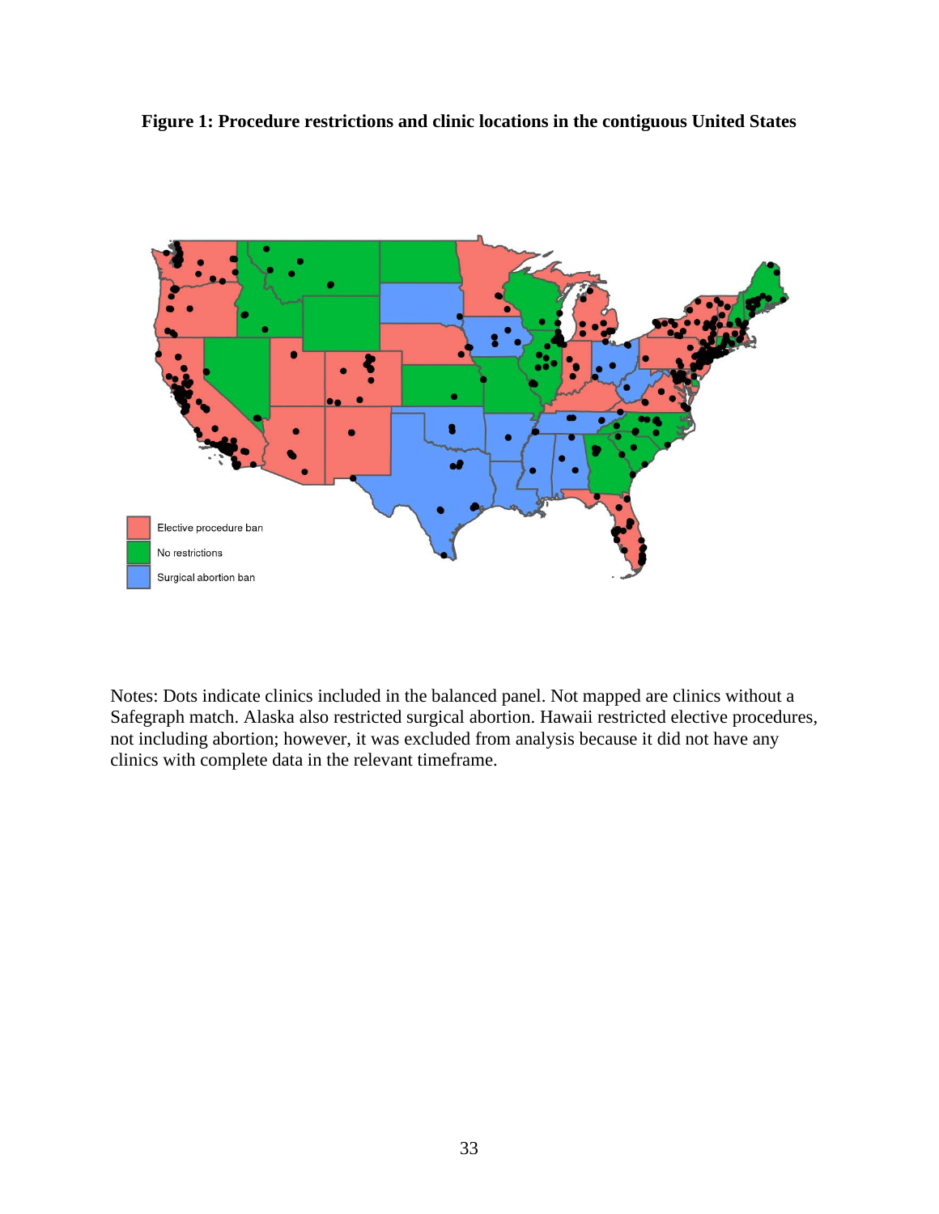**Figure 1: Procedure restrictions and clinic locations in the contiguous United States**

Notes: Dots indicate clinics included in the balanced panel. Not mapped are clinics without a Safegraph match. Alaska also restricted surgical abortion. Hawaii restricted elective procedures, not including abortion; however, it was excluded from analysis because it did not have any clinics with complete data in the relevant timeframe.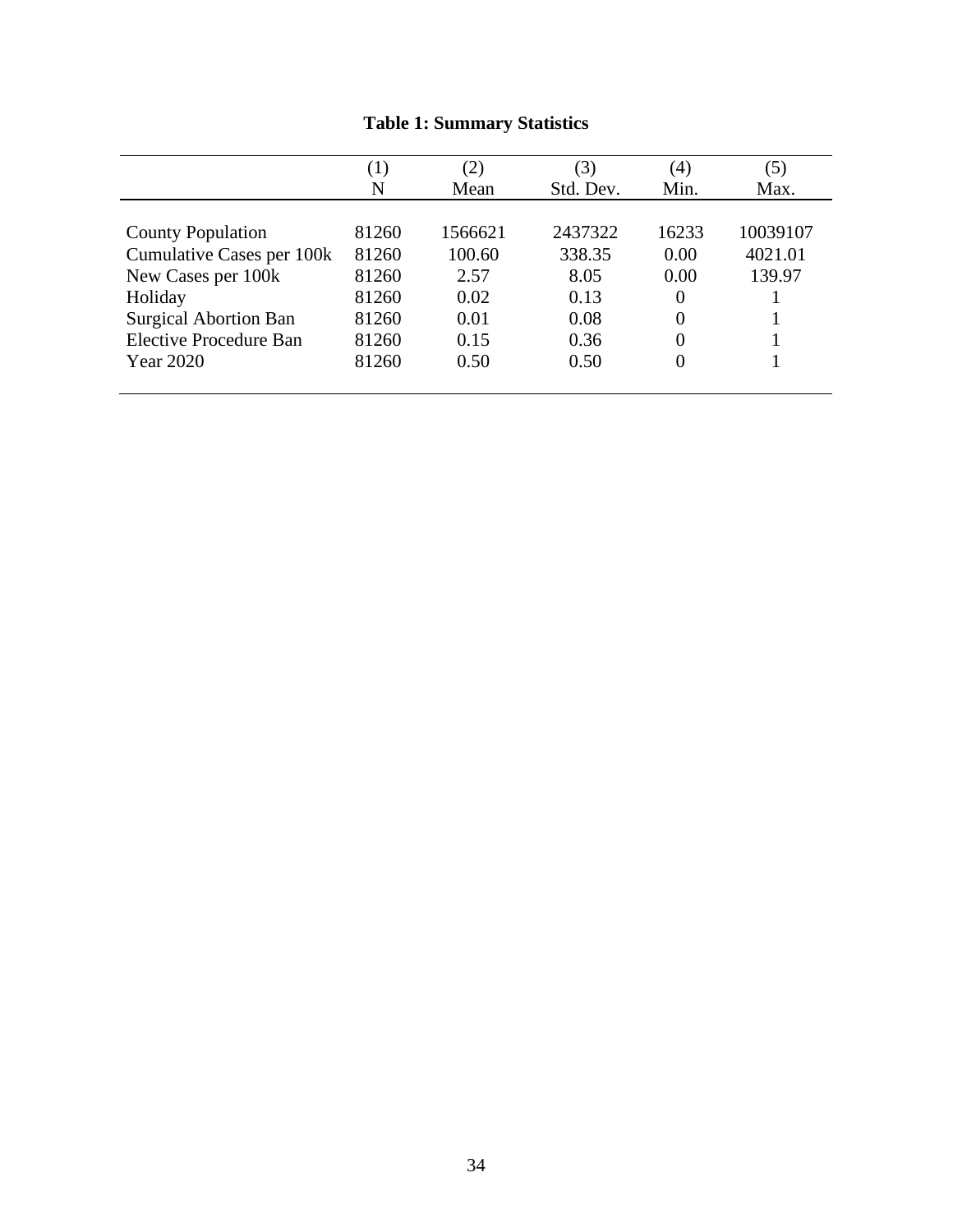**Table 1: Summary Statistics**

| | (1)<br>N | (2)<br>Mean | (3)<br>Std. Dev. | (4)<br>Min. | (5)<br>Max. |
|---|---|---|---|---|---|
| County Population | 81260 | 1566621 | 2437322 | 16233 | 10039107 |
| Cumulative Cases per 100k | 81260 | 100.60 | 338.35 | 0.00 | 4021.01 |
| New Cases per 100k | 81260 | 2.57 | 8.05 | 0.00 | 139.97 |
| Holiday | 81260 | 0.02 | 0.13 | 0 | 1 |
| Surgical Abortion Ban | 81260 | 0.01 | 0.08 | 0 | 1 |
| Elective Procedure Ban | 81260 | 0.15 | 0.36 | 0 | 1 |
| Year 2020 | 81260 | 0.50 | 0.50 | 0 | 1 |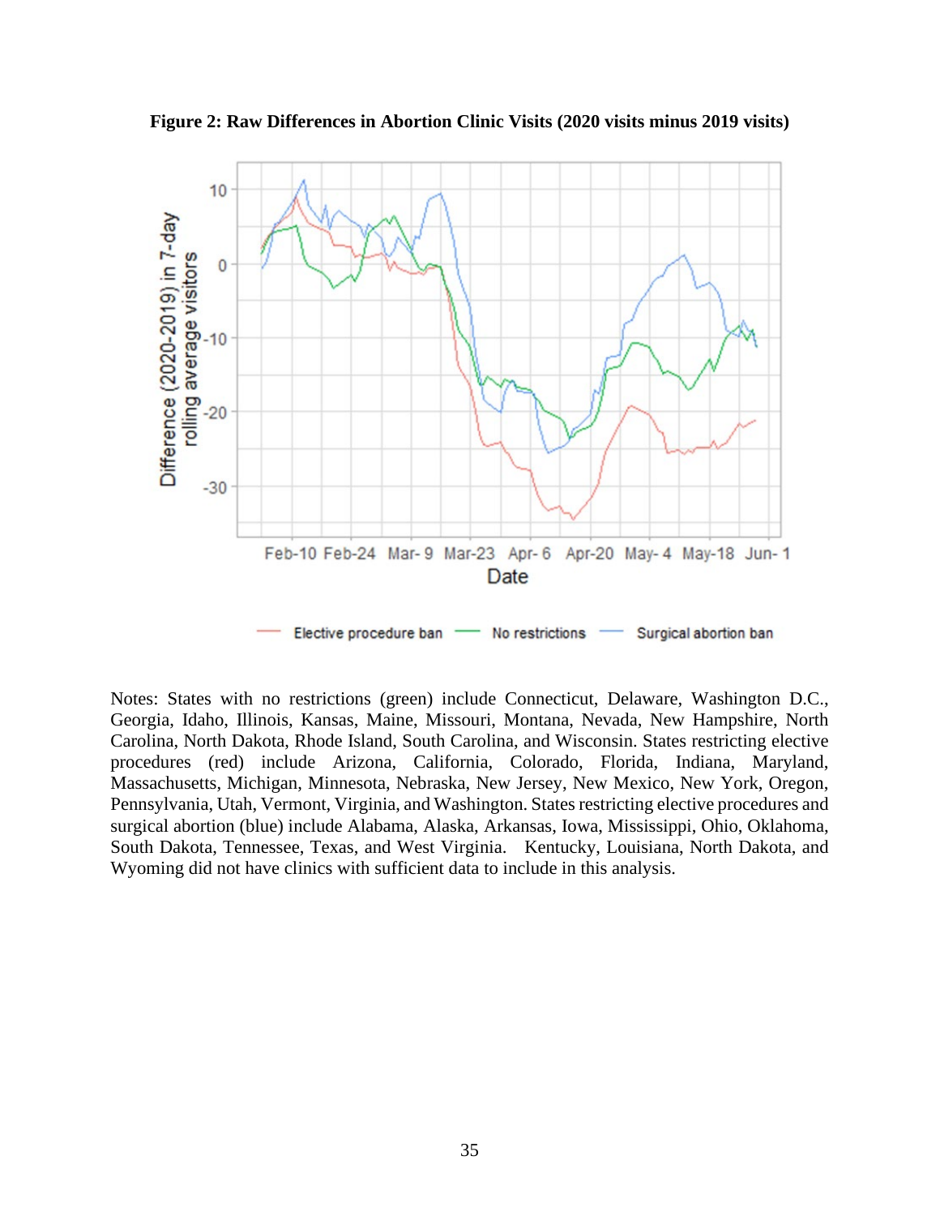**Figure 2: Raw Differences in Abortion Clinic Visits (2020 visits minus 2019 visits)**

Notes: States with no restrictions (green) include Connecticut, Delaware, Washington D.C., Georgia, Idaho, Illinois, Kansas, Maine, Missouri, Montana, Nevada, New Hampshire, North Carolina, North Dakota, Rhode Island, South Carolina, and Wisconsin. States restricting elective procedures (red) include Arizona, California, Colorado, Florida, Indiana, Maryland, Massachusetts, Michigan, Minnesota, Nebraska, New Jersey, New Mexico, New York, Oregon, Pennsylvania, Utah, Vermont, Virginia, and Washington. States restricting elective procedures and surgical abortion (blue) include Alabama, Alaska, Arkansas, Iowa, Mississippi, Ohio, Oklahoma, South Dakota, Tennessee, Texas, and West Virginia. Kentucky, Louisiana, North Dakota, and Wyoming did not have clinics with sufficient data to include in this analysis.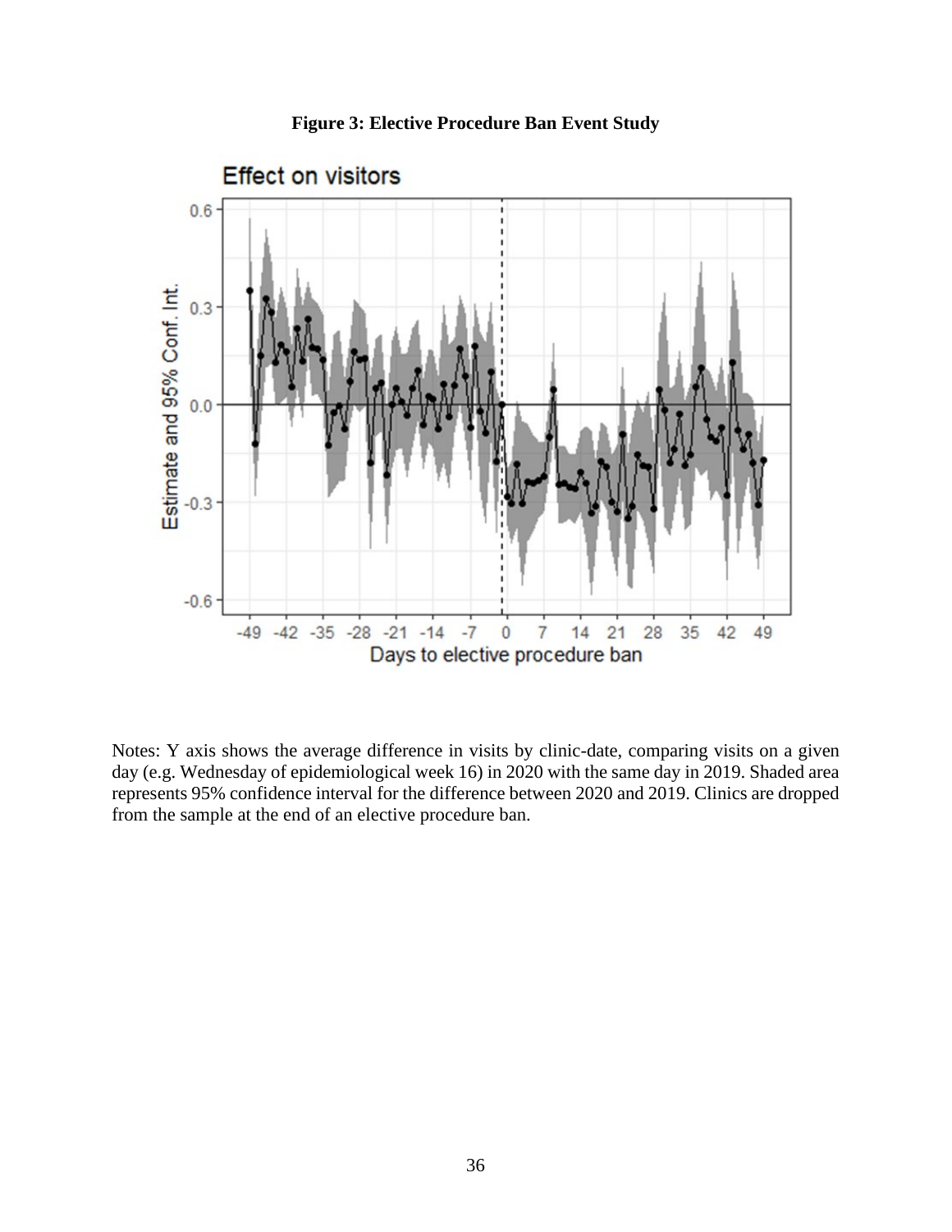**Figure 3: Elective Procedure Ban Event Study**

Notes: Y axis shows the average difference in visits by clinic-date, comparing visits on a given day (e.g. Wednesday of epidemiological week 16) in 2020 with the same day in 2019. Shaded area represents 95% confidence interval for the difference between 2020 and 2019. Clinics are dropped from the sample at the end of an elective procedure ban.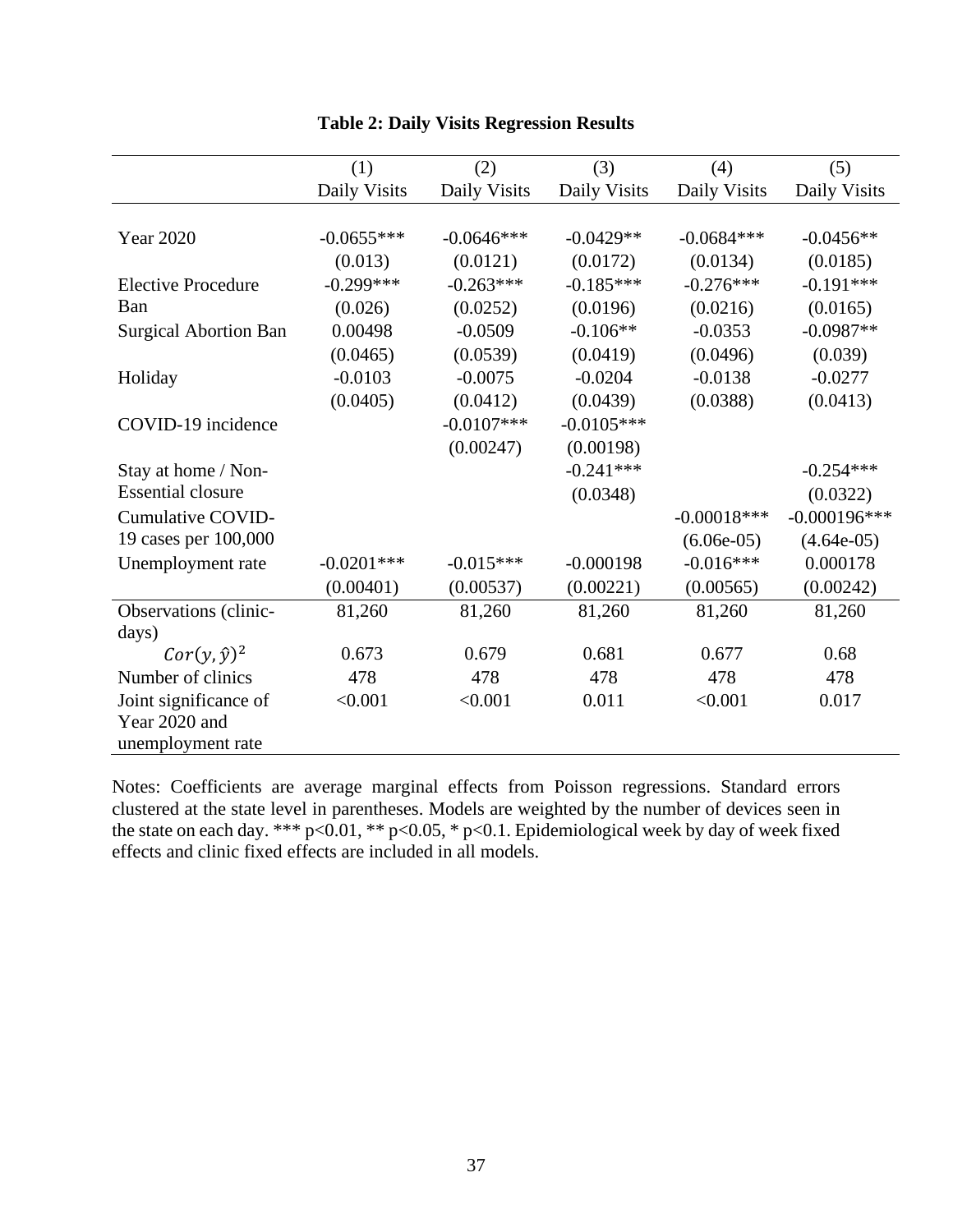**Table 2: Daily Visits Regression Results**

| | (1) | (2) | (3) | (4) | (5) |
|---|---|---|---|---|---|
| | Daily Visits | Daily Visits | Daily Visits | Daily Visits | Daily Visits |
| Year 2020 | -0.0655*** | -0.0646*** | -0.0429** | -0.0684*** | -0.0456** |
| | (0.013) | (0.0121) | (0.0172) | (0.0134) | (0.0185) |
| Elective Procedure Ban | -0.299*** | -0.263*** | -0.185*** | -0.276*** | -0.191*** |
| | (0.026) | (0.0252) | (0.0196) | (0.0216) | (0.0165) |
| Surgical Abortion Ban | 0.00498 | -0.0509 | -0.106** | -0.0353 | -0.0987** |
| | (0.0465) | (0.0539) | (0.0419) | (0.0496) | (0.039) |
| Holiday | -0.0103 | -0.0075 | -0.0204 | -0.0138 | -0.0277 |
| | (0.0405) | (0.0412) | (0.0439) | (0.0388) | (0.0413) |
| COVID-19 incidence | | -0.0107*** | -0.0105*** | | |
| | | (0.00247) | (0.00198) | | |
| Stay at home / Non-Essential closure | | | -0.241*** | | -0.254*** |
| | | | (0.0348) | | (0.0322) |
| Cumulative COVID-19 cases per 100,000 | | | | -0.00018*** | -0.000196*** |
| | | | | (6.06e-05) | (4.64e-05) |
| Unemployment rate | -0.0201*** | -0.015*** | -0.000198 | -0.016*** | 0.000178 |
| | (0.00401) | (0.00537) | (0.00221) | (0.00565) | (0.00242) |
| Observations (clinic-days) | 81,260 | 81,260 | 81,260 | 81,260 | 81,260 |
| $Cor(y, \hat{y})^2$ | 0.673 | 0.679 | 0.681 | 0.677 | 0.68 |
| Number of clinics | 478 | 478 | 478 | 478 | 478 |
| Joint significance of Year 2020 and unemployment rate | <0.001 | <0.001 | 0.011 | <0.001 | 0.017 |

Notes: Coefficients are average marginal effects from Poisson regressions. Standard errors clustered at the state level in parentheses. Models are weighted by the number of devices seen in the state on each day. *** p<0.01, ** p<0.05, * p<0.1. Epidemiological week by day of week fixed effects and clinic fixed effects are included in all models.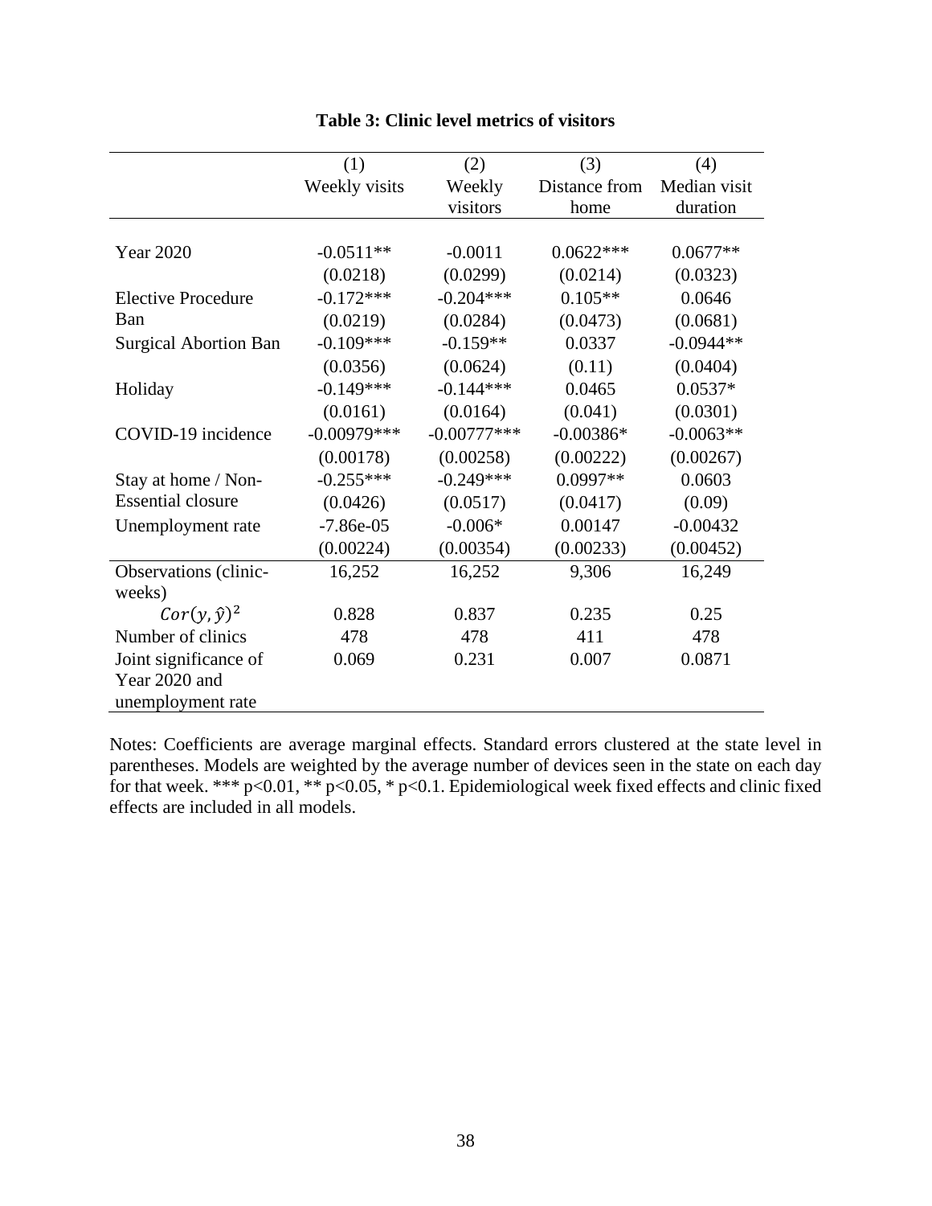**Table 3: Clinic level metrics of visitors**

| | (1) Weekly visits | (2) Weekly visitors | (3) Distance from home | (4) Median visit duration |
|---|---|---|---|---|
| Year 2020 | -0.0511** | -0.0011 | 0.0622*** | 0.0677** |
| | (0.0218) | (0.0299) | (0.0214) | (0.0323) |
| Elective Procedure Ban | -0.172*** | -0.204*** | 0.105** | 0.0646 |
| | (0.0219) | (0.0284) | (0.0473) | (0.0681) |
| Surgical Abortion Ban | -0.109*** | -0.159** | 0.0337 | -0.0944** |
| | (0.0356) | (0.0624) | (0.11) | (0.0404) |
| Holiday | -0.149*** | -0.144*** | 0.0465 | 0.0537* |
| | (0.0161) | (0.0164) | (0.041) | (0.0301) |
| COVID-19 incidence | -0.00979*** | -0.00777*** | -0.00386* | -0.0063** |
| | (0.00178) | (0.00258) | (0.00222) | (0.00267) |
| Stay at home / Non-Essential closure | -0.255*** | -0.249*** | 0.0997** | 0.0603 |
| | (0.0426) | (0.0517) | (0.0417) | (0.09) |
| Unemployment rate | -7.86e-05 | -0.006* | 0.00147 | -0.00432 |
| | (0.00224) | (0.00354) | (0.00233) | (0.00452) |
| Observations (clinic-weeks) | 16,252 | 16,252 | 9,306 | 16,249 |
| $Cor(y, \hat{y})^2$ | 0.828 | 0.837 | 0.235 | 0.25 |
| Number of clinics | 478 | 478 | 411 | 478 |
| Joint significance of Year 2020 and unemployment rate | 0.069 | 0.231 | 0.007 | 0.0871 |

Notes: Coefficients are average marginal effects. Standard errors clustered at the state level in parentheses. Models are weighted by the average number of devices seen in the state on each day for that week. *** p<0.01, ** p<0.05, * p<0.1. Epidemiological week fixed effects and clinic fixed effects are included in all models.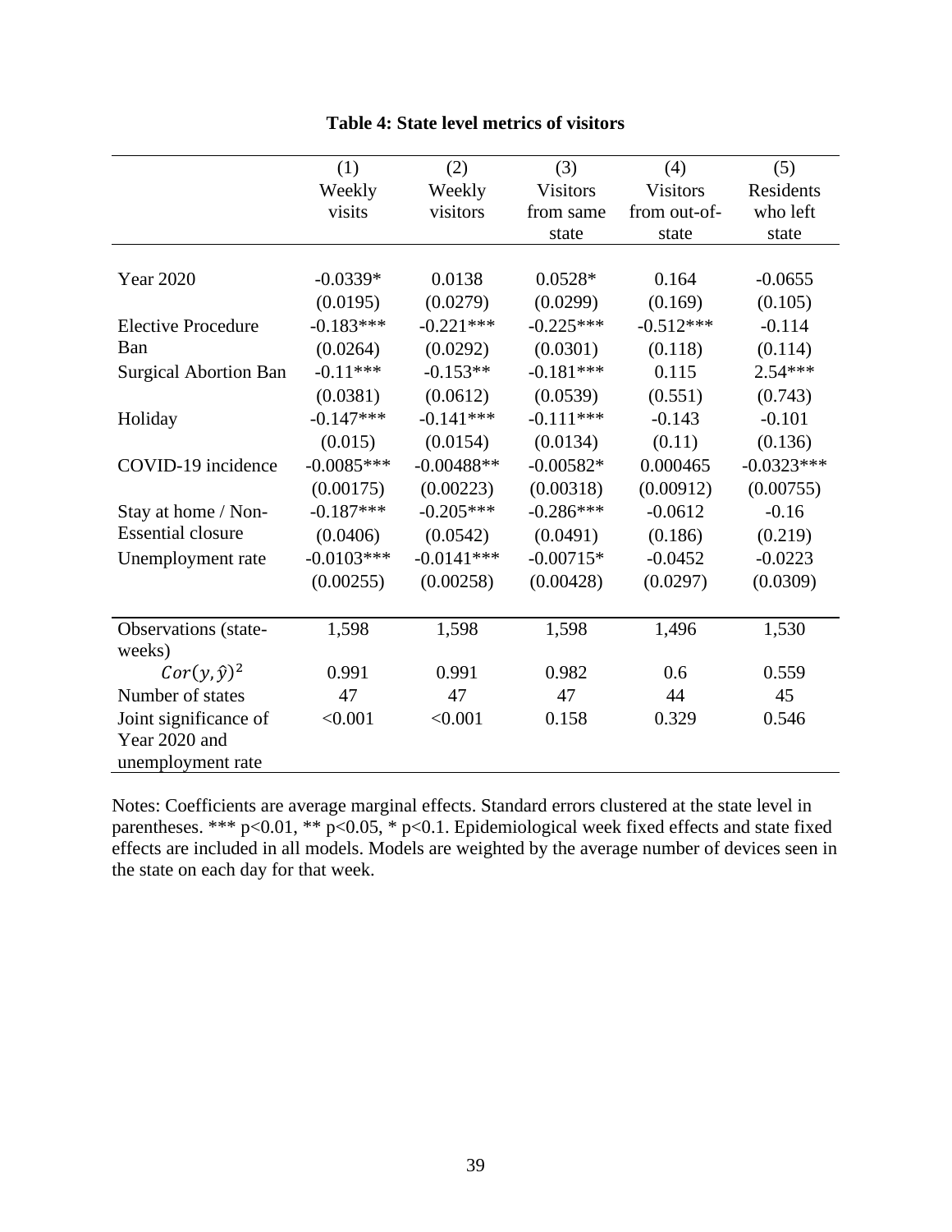**Table 4: State level metrics of visitors**

| | (1) Weekly visits | (2) Weekly visitors | (3) Visitors from same state | (4) Visitors from out-of-state | (5) Residents who left state |
|---|---|---|---|---|---|
| Year 2020 | -0.0339* | 0.0138 | 0.0528* | 0.164 | -0.0655 |
| | (0.0195) | (0.0279) | (0.0299) | (0.169) | (0.105) |
| Elective Procedure Ban | -0.183*** | -0.221*** | -0.225*** | -0.512*** | -0.114 |
| | (0.0264) | (0.0292) | (0.0301) | (0.118) | (0.114) |
| Surgical Abortion Ban | -0.11*** | -0.153** | -0.181*** | 0.115 | 2.54*** |
| | (0.0381) | (0.0612) | (0.0539) | (0.551) | (0.743) |
| Holiday | -0.147*** | -0.141*** | -0.111*** | -0.143 | -0.101 |
| | (0.015) | (0.0154) | (0.0134) | (0.11) | (0.136) |
| COVID-19 incidence | -0.0085*** | -0.00488** | -0.00582* | 0.000465 | -0.0323*** |
| | (0.00175) | (0.00223) | (0.00318) | (0.00912) | (0.00755) |
| Stay at home / Non-Essential closure | -0.187*** | -0.205*** | -0.286*** | -0.0612 | -0.16 |
| | (0.0406) | (0.0542) | (0.0491) | (0.186) | (0.219) |
| Unemployment rate | -0.0103*** | -0.0141*** | -0.00715* | -0.0452 | -0.0223 |
| | (0.00255) | (0.00258) | (0.00428) | (0.0297) | (0.0309) |
| Observations (state-weeks) | 1,598 | 1,598 | 1,598 | 1,496 | 1,530 |
| $Cor(y, \hat{y})^2$ | 0.991 | 0.991 | 0.982 | 0.6 | 0.559 |
| Number of states | 47 | 47 | 47 | 44 | 45 |
| Joint significance of Year 2020 and unemployment rate | <0.001 | <0.001 | 0.158 | 0.329 | 0.546 |

Notes: Coefficients are average marginal effects. Standard errors clustered at the state level in parentheses. *** p<0.01, ** p<0.05, * p<0.1. Epidemiological week fixed effects and state fixed effects are included in all models. Models are weighted by the average number of devices seen in the state on each day for that week.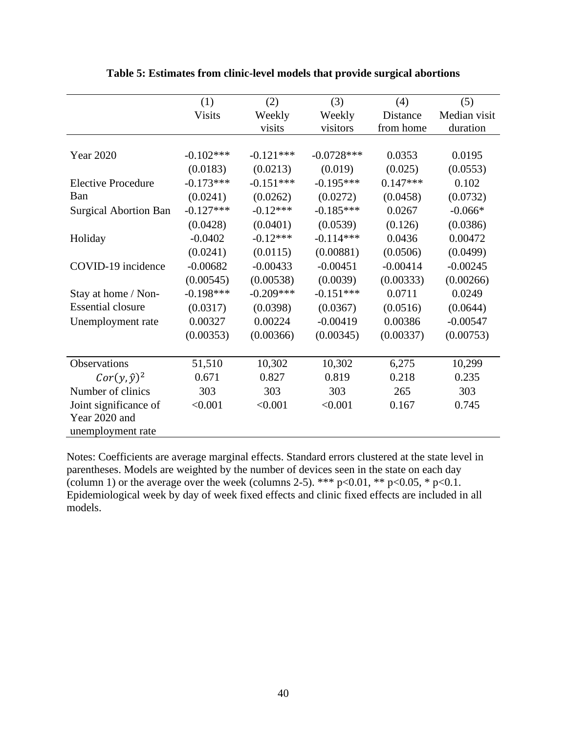**Table 5: Estimates from clinic-level models that provide surgical abortions**

| | (1) Visits | (2) Weekly visits | (3) Weekly visitors | (4) Distance from home | (5) Median visit duration |
|---|---|---|---|---|---|
| Year 2020 | -0.102*** | -0.121*** | -0.0728*** | 0.0353 | 0.0195 |
| | (0.0183) | (0.0213) | (0.019) | (0.025) | (0.0553) |
| Elective Procedure Ban | -0.173*** | -0.151*** | -0.195*** | 0.147*** | 0.102 |
| | (0.0241) | (0.0262) | (0.0272) | (0.0458) | (0.0732) |
| Surgical Abortion Ban | -0.127*** | -0.12*** | -0.185*** | 0.0267 | -0.066* |
| | (0.0428) | (0.0401) | (0.0539) | (0.126) | (0.0386) |
| Holiday | -0.0402 | -0.12*** | -0.114*** | 0.0436 | 0.00472 |
| | (0.0241) | (0.0115) | (0.00881) | (0.0506) | (0.0499) |
| COVID-19 incidence | -0.00682 | -0.00433 | -0.00451 | -0.00414 | -0.00245 |
| | (0.00545) | (0.00538) | (0.0039) | (0.00333) | (0.00266) |
| Stay at home / Non-Essential closure | -0.198*** | -0.209*** | -0.151*** | 0.0711 | 0.0249 |
| | (0.0317) | (0.0398) | (0.0367) | (0.0516) | (0.0644) |
| Unemployment rate | 0.00327 | 0.00224 | -0.00419 | 0.00386 | -0.00547 |
| | (0.00353) | (0.00366) | (0.00345) | (0.00337) | (0.00753) |
| Observations | 51,510 | 10,302 | 10,302 | 6,275 | 10,299 |
| $Cor(y,\hat{y})^2$ | 0.671 | 0.827 | 0.819 | 0.218 | 0.235 |
| Number of clinics | 303 | 303 | 303 | 265 | 303 |
| Joint significance of Year 2020 and unemployment rate | <0.001 | <0.001 | <0.001 | 0.167 | 0.745 |

Notes: Coefficients are average marginal effects. Standard errors clustered at the state level in parentheses. Models are weighted by the number of devices seen in the state on each day (column 1) or the average over the week (columns 2-5). *** p<0.01, ** p<0.05, * p<0.1. Epidemiological week by day of week fixed effects and clinic fixed effects are included in all models.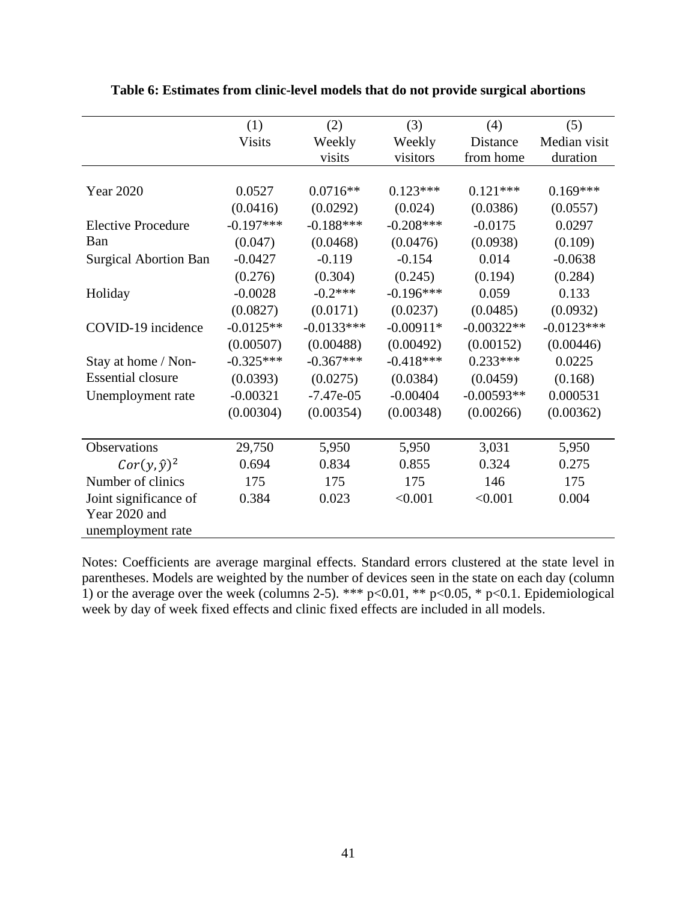**Table 6: Estimates from clinic-level models that do not provide surgical abortions**

| | (1) Visits | (2) Weekly visits | (3) Weekly visitors | (4) Distance from home | (5) Median visit duration |
|---|---|---|---|---|---|
| Year 2020 | 0.0527 | 0.0716** | 0.123*** | 0.121*** | 0.169*** |
| | (0.0416) | (0.0292) | (0.024) | (0.0386) | (0.0557) |
| Elective Procedure Ban | -0.197*** | -0.188*** | -0.208*** | -0.0175 | 0.0297 |
| | (0.047) | (0.0468) | (0.0476) | (0.0938) | (0.109) |
| Surgical Abortion Ban | -0.0427 | -0.119 | -0.154 | 0.014 | -0.0638 |
| | (0.276) | (0.304) | (0.245) | (0.194) | (0.284) |
| Holiday | -0.0028 | -0.2*** | -0.196*** | 0.059 | 0.133 |
| | (0.0827) | (0.0171) | (0.0237) | (0.0485) | (0.0932) |
| COVID-19 incidence | -0.0125** | -0.0133*** | -0.00911* | -0.00322** | -0.0123*** |
| | (0.00507) | (0.00488) | (0.00492) | (0.00152) | (0.00446) |
| Stay at home / Non-Essential closure | -0.325*** | -0.367*** | -0.418*** | 0.233*** | 0.0225 |
| | (0.0393) | (0.0275) | (0.0384) | (0.0459) | (0.168) |
| Unemployment rate | -0.00321 | -7.47e-05 | -0.00404 | -0.00593** | 0.000531 |
| | (0.00304) | (0.00354) | (0.00348) | (0.00266) | (0.00362) |
| Observations | 29,750 | 5,950 | 5,950 | 3,031 | 5,950 |
| $Cor(y,\hat{y})^2$ | 0.694 | 0.834 | 0.855 | 0.324 | 0.275 |
| Number of clinics | 175 | 175 | 175 | 146 | 175 |
| Joint significance of Year 2020 and unemployment rate | 0.384 | 0.023 | <0.001 | <0.001 | 0.004 |

Notes: Coefficients are average marginal effects. Standard errors clustered at the state level in parentheses. Models are weighted by the number of devices seen in the state on each day (column 1) or the average over the week (columns 2-5). *** p<0.01, ** p<0.05, * p<0.1. Epidemiological week by day of week fixed effects and clinic fixed effects are included in all models.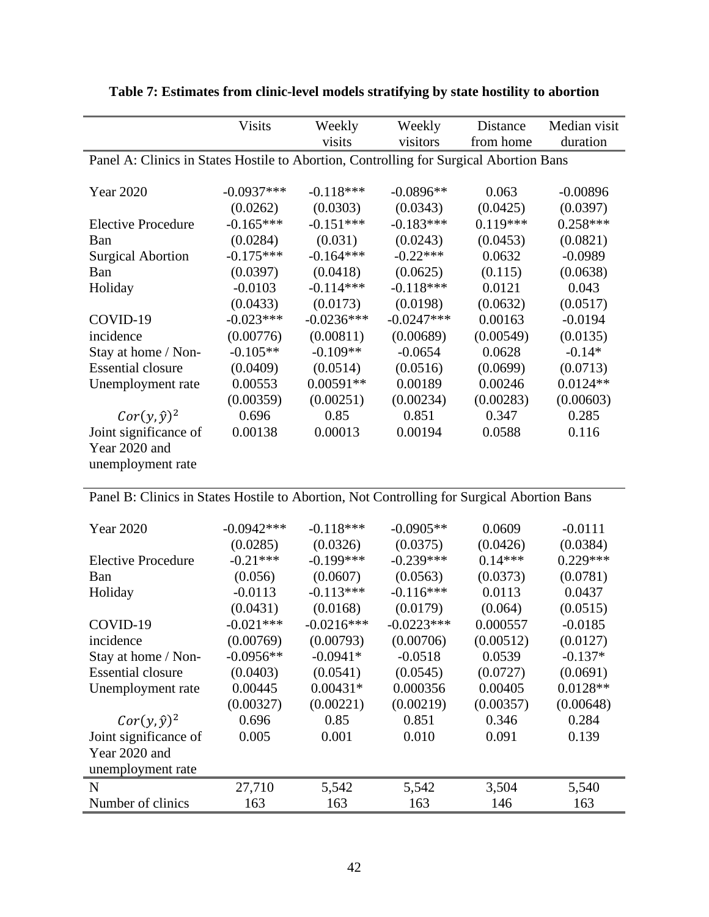**Table 7: Estimates from clinic-level models stratifying by state hostility to abortion**

| | Visits | Weekly visits | Weekly visitors | Distance from home | Median visit duration |
|---|---|---|---|---|---|
| Panel A: Clinics in States Hostile to Abortion, Controlling for Surgical Abortion Bans | | | | | |
| Year 2020 | -0.0937*** | -0.118*** | -0.0896** | 0.063 | -0.00896 |
| | (0.0262) | (0.0303) | (0.0343) | (0.0425) | (0.0397) |
| Elective Procedure Ban | -0.165*** | -0.151*** | -0.183*** | 0.119*** | 0.258*** |
| | (0.0284) | (0.031) | (0.0243) | (0.0453) | (0.0821) |
| Surgical Abortion Ban | -0.175*** | -0.164*** | -0.22*** | 0.0632 | -0.0989 |
| | (0.0397) | (0.0418) | (0.0625) | (0.115) | (0.0638) |
| Holiday | -0.0103 | -0.114*** | -0.118*** | 0.0121 | 0.043 |
| | (0.0433) | (0.0173) | (0.0198) | (0.0632) | (0.0517) |
| COVID-19 incidence | -0.023*** | -0.0236*** | -0.0247*** | 0.00163 | -0.0194 |
| | (0.00776) | (0.00811) | (0.00689) | (0.00549) | (0.0135) |
| Stay at home / Non-Essential closure | -0.105** | -0.109** | -0.0654 | 0.0628 | -0.14* |
| | (0.0409) | (0.0514) | (0.0516) | (0.0699) | (0.0713) |
| Unemployment rate | 0.00553 | 0.00591** | 0.00189 | 0.00246 | 0.0124** |
| | (0.00359) | (0.00251) | (0.00234) | (0.00283) | (0.00603) |
| $Cor(y,\hat{y})^2$ | 0.696 | 0.85 | 0.851 | 0.347 | 0.285 |
| Joint significance of Year 2020 and unemployment rate | 0.00138 | 0.00013 | 0.00194 | 0.0588 | 0.116 |
| Panel B: Clinics in States Hostile to Abortion, Not Controlling for Surgical Abortion Bans | | | | | |
| Year 2020 | -0.0942*** | -0.118*** | -0.0905** | 0.0609 | -0.0111 |
| | (0.0285) | (0.0326) | (0.0375) | (0.0426) | (0.0384) |
| Elective Procedure Ban | -0.21*** | -0.199*** | -0.239*** | 0.14*** | 0.229*** |
| | (0.056) | (0.0607) | (0.0563) | (0.0373) | (0.0781) |
| Holiday | -0.0113 | -0.113*** | -0.116*** | 0.0113 | 0.0437 |
| | (0.0431) | (0.0168) | (0.0179) | (0.064) | (0.0515) |
| COVID-19 incidence | -0.021*** | -0.0216*** | -0.0223*** | 0.000557 | -0.0185 |
| | (0.00769) | (0.00793) | (0.00706) | (0.00512) | (0.0127) |
| Stay at home / Non-Essential closure | -0.0956** | -0.0941* | -0.0518 | 0.0539 | -0.137* |
| | (0.0403) | (0.0541) | (0.0545) | (0.0727) | (0.0691) |
| Unemployment rate | 0.00445 | 0.00431* | 0.000356 | 0.00405 | 0.0128** |
| | (0.00327) | (0.00221) | (0.00219) | (0.00357) | (0.00648) |
| $Cor(y,\hat{y})^2$ | 0.696 | 0.85 | 0.851 | 0.346 | 0.284 |
| Joint significance of Year 2020 and unemployment rate | 0.005 | 0.001 | 0.010 | 0.091 | 0.139 |
| N | 27,710 | 5,542 | 5,542 | 3,504 | 5,540 |
| Number of clinics | 163 | 163 | 163 | 146 | 163 |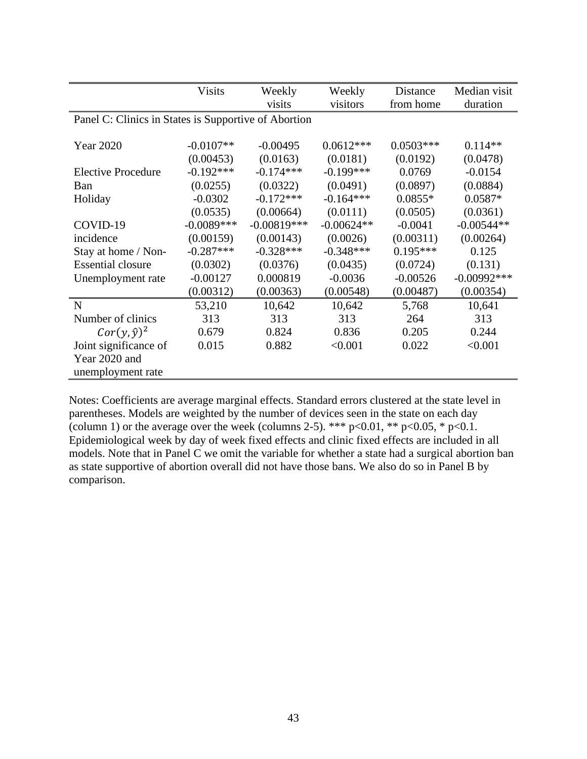| | Visits | Weekly visits | Weekly visitors | Distance from home | Median visit duration |
|---|---|---|---|---|---|
| Panel C: Clinics in States is Supportive of Abortion | | | | | |
| Year 2020 | -0.0107** | -0.00495 | 0.0612*** | 0.0503*** | 0.114** |
| | (0.00453) | (0.0163) | (0.0181) | (0.0192) | (0.0478) |
| Elective Procedure Ban | -0.192*** | -0.174*** | -0.199*** | 0.0769 | -0.0154 |
| | (0.0255) | (0.0322) | (0.0491) | (0.0897) | (0.0884) |
| Holiday | -0.0302 | -0.172*** | -0.164*** | 0.0855* | 0.0587* |
| | (0.0535) | (0.00664) | (0.0111) | (0.0505) | (0.0361) |
| COVID-19 incidence | -0.0089*** | -0.00819*** | -0.00624** | -0.0041 | -0.00544** |
| | (0.00159) | (0.00143) | (0.0026) | (0.00311) | (0.00264) |
| Stay at home / Non-Essential closure | -0.287*** | -0.328*** | -0.348*** | 0.195*** | 0.125 |
| | (0.0302) | (0.0376) | (0.0435) | (0.0724) | (0.131) |
| Unemployment rate | -0.00127 | 0.000819 | -0.0036 | -0.00526 | -0.00992*** |
| | (0.00312) | (0.00363) | (0.00548) | (0.00487) | (0.00354) |
| N | 53,210 | 10,642 | 10,642 | 5,768 | 10,641 |
| Number of clinics | 313 | 313 | 313 | 264 | 313 |
| $Cor(y,\hat{y})^2$ | 0.679 | 0.824 | 0.836 | 0.205 | 0.244 |
| Joint significance of Year 2020 and unemployment rate | 0.015 | 0.882 | <0.001 | 0.022 | <0.001 |

Notes: Coefficients are average marginal effects. Standard errors clustered at the state level in parentheses. Models are weighted by the number of devices seen in the state on each day (column 1) or the average over the week (columns 2-5). *** p<0.01, ** p<0.05, * p<0.1. Epidemiological week by day of week fixed effects and clinic fixed effects are included in all models. Note that in Panel C we omit the variable for whether a state had a surgical abortion ban as state supportive of abortion overall did not have those bans. We also do so in Panel B by comparison.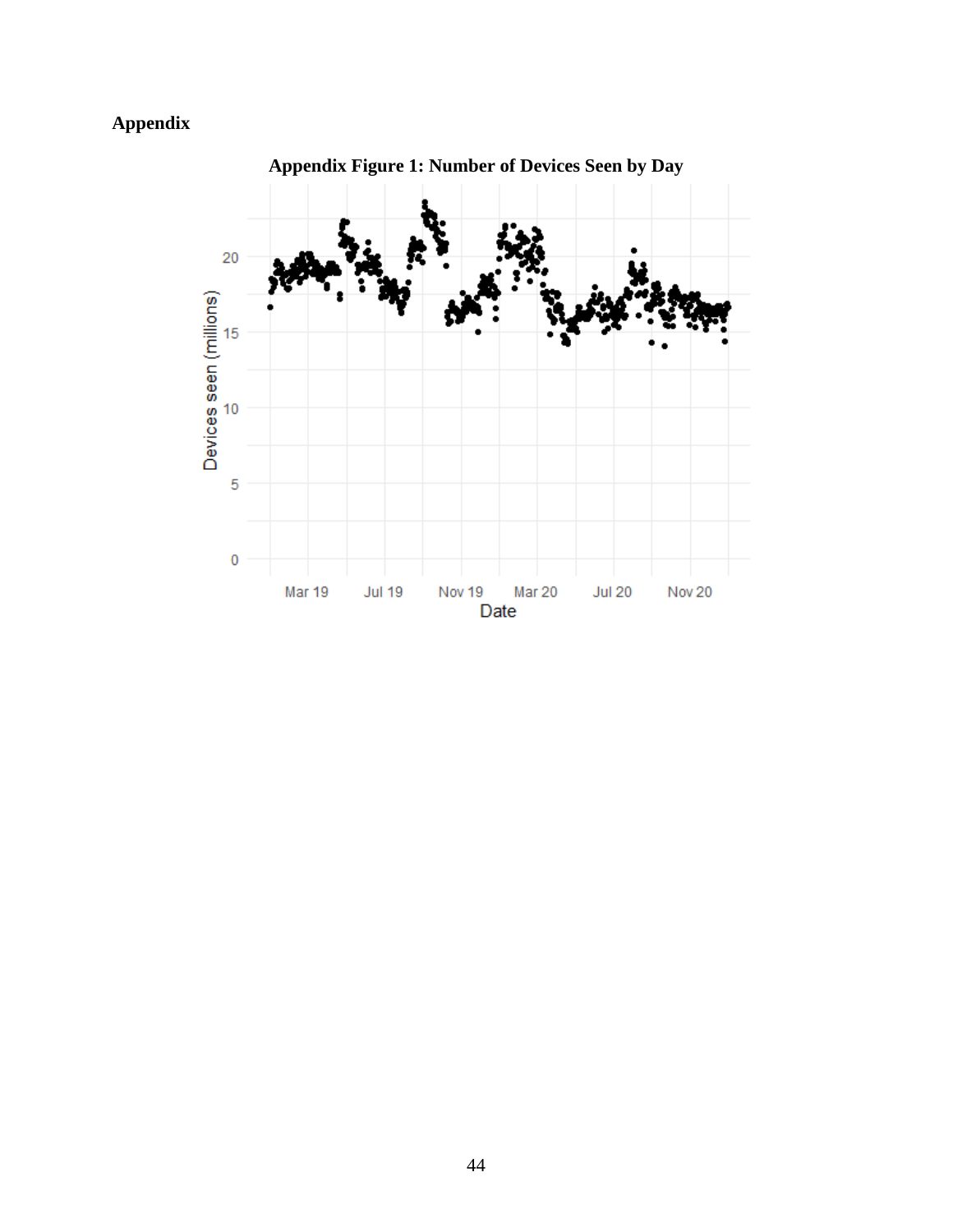# Appendix

**Appendix Figure 1: Number of Devices Seen by Day**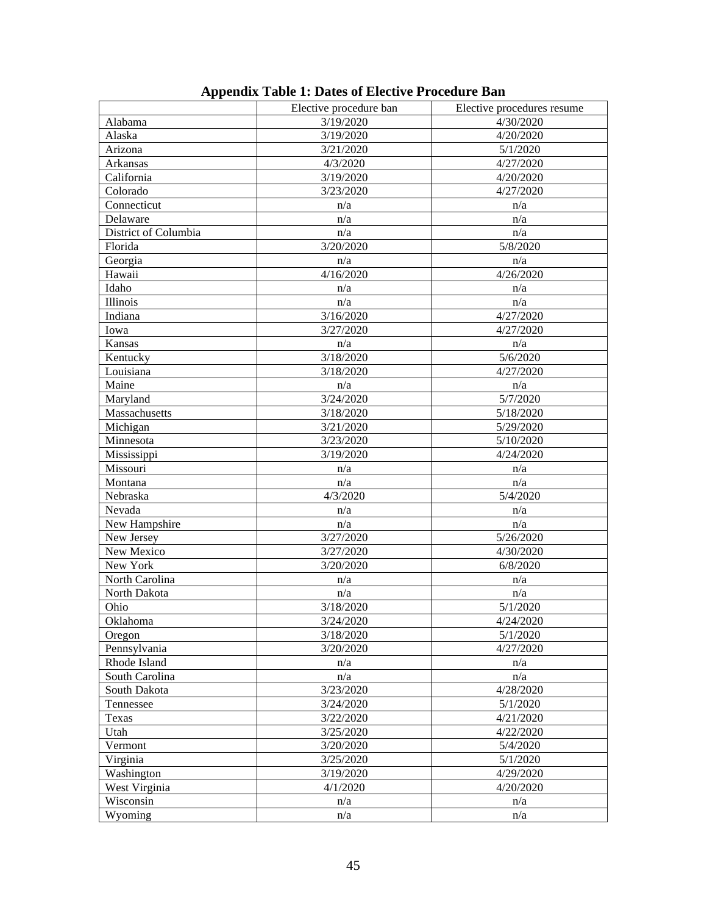**Appendix Table 1: Dates of Elective Procedure Ban**

| | Elective procedure ban | Elective procedures resume |
|---|---|---|
| Alabama | 3/19/2020 | 4/30/2020 |
| Alaska | 3/19/2020 | 4/20/2020 |
| Arizona | 3/21/2020 | 5/1/2020 |
| Arkansas | 4/3/2020 | 4/27/2020 |
| California | 3/19/2020 | 4/20/2020 |
| Colorado | 3/23/2020 | 4/27/2020 |
| Connecticut | n/a | n/a |
| Delaware | n/a | n/a |
| District of Columbia | n/a | n/a |
| Florida | 3/20/2020 | 5/8/2020 |
| Georgia | n/a | n/a |
| Hawaii | 4/16/2020 | 4/26/2020 |
| Idaho | n/a | n/a |
| Illinois | n/a | n/a |
| Indiana | 3/16/2020 | 4/27/2020 |
| Iowa | 3/27/2020 | 4/27/2020 |
| Kansas | n/a | n/a |
| Kentucky | 3/18/2020 | 5/6/2020 |
| Louisiana | 3/18/2020 | 4/27/2020 |
| Maine | n/a | n/a |
| Maryland | 3/24/2020 | 5/7/2020 |
| Massachusetts | 3/18/2020 | 5/18/2020 |
| Michigan | 3/21/2020 | 5/29/2020 |
| Minnesota | 3/23/2020 | 5/10/2020 |
| Mississippi | 3/19/2020 | 4/24/2020 |
| Missouri | n/a | n/a |
| Montana | n/a | n/a |
| Nebraska | 4/3/2020 | 5/4/2020 |
| Nevada | n/a | n/a |
| New Hampshire | n/a | n/a |
| New Jersey | 3/27/2020 | 5/26/2020 |
| New Mexico | 3/27/2020 | 4/30/2020 |
| New York | 3/20/2020 | 6/8/2020 |
| North Carolina | n/a | n/a |
| North Dakota | n/a | n/a |
| Ohio | 3/18/2020 | 5/1/2020 |
| Oklahoma | 3/24/2020 | 4/24/2020 |
| Oregon | 3/18/2020 | 5/1/2020 |
| Pennsylvania | 3/20/2020 | 4/27/2020 |
| Rhode Island | n/a | n/a |
| South Carolina | n/a | n/a |
| South Dakota | 3/23/2020 | 4/28/2020 |
| Tennessee | 3/24/2020 | 5/1/2020 |
| Texas | 3/22/2020 | 4/21/2020 |
| Utah | 3/25/2020 | 4/22/2020 |
| Vermont | 3/20/2020 | 5/4/2020 |
| Virginia | 3/25/2020 | 5/1/2020 |
| Washington | 3/19/2020 | 4/29/2020 |
| West Virginia | 4/1/2020 | 4/20/2020 |
| Wisconsin | n/a | n/a |
| Wyoming | n/a | n/a |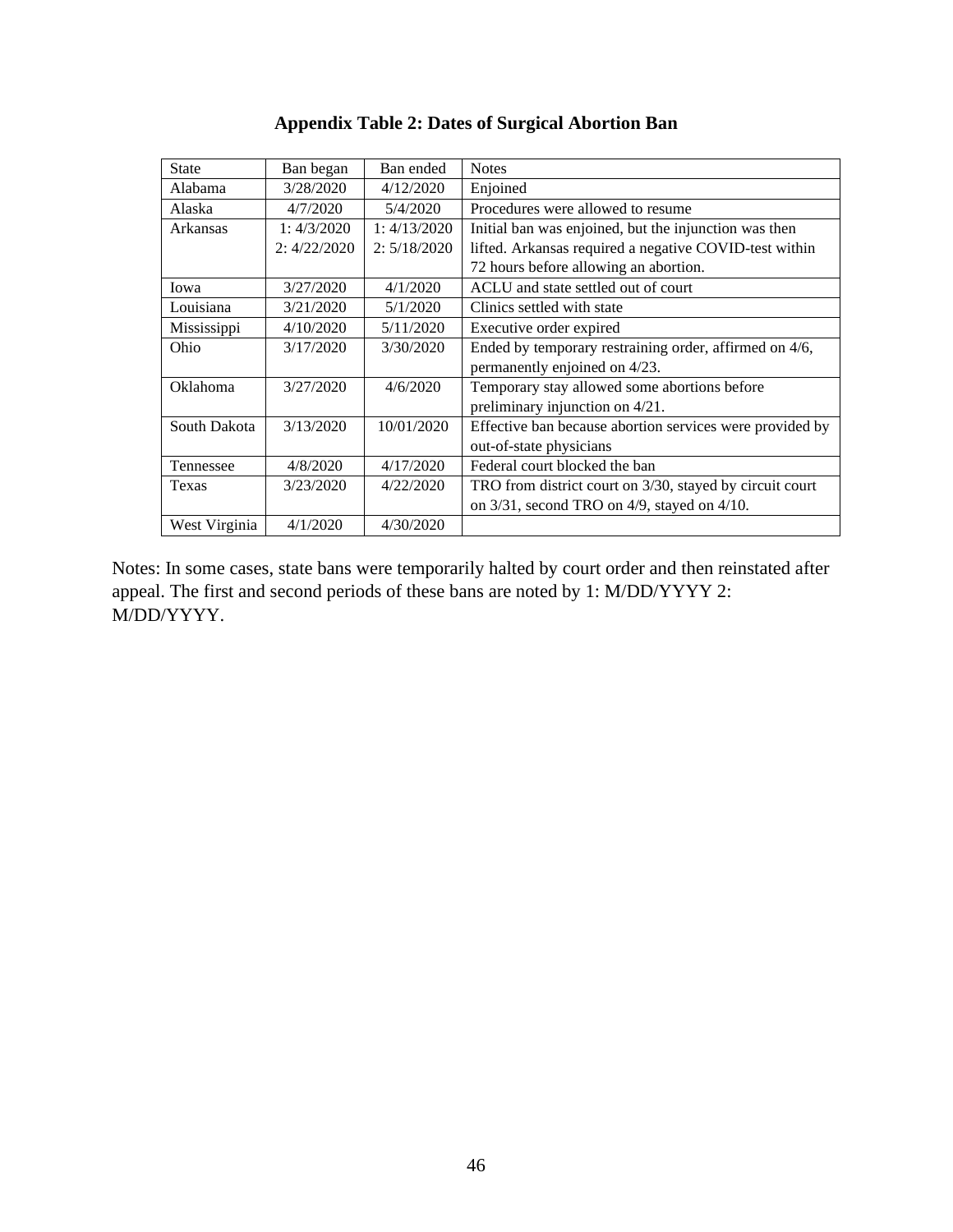**Appendix Table 2: Dates of Surgical Abortion Ban**

| State | Ban began | Ban ended | Notes |
|---|---|---|---|
| Alabama | 3/28/2020 | 4/12/2020 | Enjoined |
| Alaska | 4/7/2020 | 5/4/2020 | Procedures were allowed to resume |
| Arkansas | 1: 4/3/2020<br>2: 4/22/2020 | 1: 4/13/2020<br>2: 5/18/2020 | Initial ban was enjoined, but the injunction was then lifted. Arkansas required a negative COVID-test within 72 hours before allowing an abortion. |
| Iowa | 3/27/2020 | 4/1/2020 | ACLU and state settled out of court |
| Louisiana | 3/21/2020 | 5/1/2020 | Clinics settled with state |
| Mississippi | 4/10/2020 | 5/11/2020 | Executive order expired |
| Ohio | 3/17/2020 | 3/30/2020 | Ended by temporary restraining order, affirmed on 4/6, permanently enjoined on 4/23. |
| Oklahoma | 3/27/2020 | 4/6/2020 | Temporary stay allowed some abortions before preliminary injunction on 4/21. |
| South Dakota | 3/13/2020 | 10/01/2020 | Effective ban because abortion services were provided by out-of-state physicians |
| Tennessee | 4/8/2020 | 4/17/2020 | Federal court blocked the ban |
| Texas | 3/23/2020 | 4/22/2020 | TRO from district court on 3/30, stayed by circuit court on 3/31, second TRO on 4/9, stayed on 4/10. |
| West Virginia | 4/1/2020 | 4/30/2020 | |

Notes: In some cases, state bans were temporarily halted by court order and then reinstated after appeal. The first and second periods of these bans are noted by 1: M/DD/YYYY 2: M/DD/YYYY.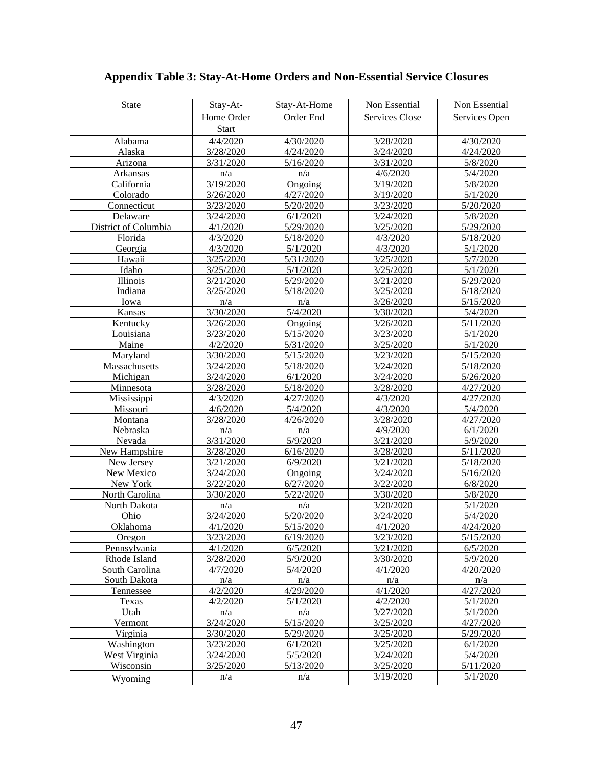**Appendix Table 3: Stay-At-Home Orders and Non-Essential Service Closures**

| State | Stay-At-Home Order Start | Stay-At-Home Order End | Non Essential Services Close | Non Essential Services Open |
|---|---|---|---|---|
| Alabama | 4/4/2020 | 4/30/2020 | 3/28/2020 | 4/30/2020 |
| Alaska | 3/28/2020 | 4/24/2020 | 3/24/2020 | 4/24/2020 |
| Arizona | 3/31/2020 | 5/16/2020 | 3/31/2020 | 5/8/2020 |
| Arkansas | n/a | n/a | 4/6/2020 | 5/4/2020 |
| California | 3/19/2020 | Ongoing | 3/19/2020 | 5/8/2020 |
| Colorado | 3/26/2020 | 4/27/2020 | 3/19/2020 | 5/1/2020 |
| Connecticut | 3/23/2020 | 5/20/2020 | 3/23/2020 | 5/20/2020 |
| Delaware | 3/24/2020 | 6/1/2020 | 3/24/2020 | 5/8/2020 |
| District of Columbia | 4/1/2020 | 5/29/2020 | 3/25/2020 | 5/29/2020 |
| Florida | 4/3/2020 | 5/18/2020 | 4/3/2020 | 5/18/2020 |
| Georgia | 4/3/2020 | 5/1/2020 | 4/3/2020 | 5/1/2020 |
| Hawaii | 3/25/2020 | 5/31/2020 | 3/25/2020 | 5/7/2020 |
| Idaho | 3/25/2020 | 5/1/2020 | 3/25/2020 | 5/1/2020 |
| Illinois | 3/21/2020 | 5/29/2020 | 3/21/2020 | 5/29/2020 |
| Indiana | 3/25/2020 | 5/18/2020 | 3/25/2020 | 5/18/2020 |
| Iowa | n/a | n/a | 3/26/2020 | 5/15/2020 |
| Kansas | 3/30/2020 | 5/4/2020 | 3/30/2020 | 5/4/2020 |
| Kentucky | 3/26/2020 | Ongoing | 3/26/2020 | 5/11/2020 |
| Louisiana | 3/23/2020 | 5/15/2020 | 3/23/2020 | 5/1/2020 |
| Maine | 4/2/2020 | 5/31/2020 | 3/25/2020 | 5/1/2020 |
| Maryland | 3/30/2020 | 5/15/2020 | 3/23/2020 | 5/15/2020 |
| Massachusetts | 3/24/2020 | 5/18/2020 | 3/24/2020 | 5/18/2020 |
| Michigan | 3/24/2020 | 6/1/2020 | 3/24/2020 | 5/26/2020 |
| Minnesota | 3/28/2020 | 5/18/2020 | 3/28/2020 | 4/27/2020 |
| Mississippi | 4/3/2020 | 4/27/2020 | 4/3/2020 | 4/27/2020 |
| Missouri | 4/6/2020 | 5/4/2020 | 4/3/2020 | 5/4/2020 |
| Montana | 3/28/2020 | 4/26/2020 | 3/28/2020 | 4/27/2020 |
| Nebraska | n/a | n/a | 4/9/2020 | 6/1/2020 |
| Nevada | 3/31/2020 | 5/9/2020 | 3/21/2020 | 5/9/2020 |
| New Hampshire | 3/28/2020 | 6/16/2020 | 3/28/2020 | 5/11/2020 |
| New Jersey | 3/21/2020 | 6/9/2020 | 3/21/2020 | 5/18/2020 |
| New Mexico | 3/24/2020 | Ongoing | 3/24/2020 | 5/16/2020 |
| New York | 3/22/2020 | 6/27/2020 | 3/22/2020 | 6/8/2020 |
| North Carolina | 3/30/2020 | 5/22/2020 | 3/30/2020 | 5/8/2020 |
| North Dakota | n/a | n/a | 3/20/2020 | 5/1/2020 |
| Ohio | 3/24/2020 | 5/20/2020 | 3/24/2020 | 5/4/2020 |
| Oklahoma | 4/1/2020 | 5/15/2020 | 4/1/2020 | 4/24/2020 |
| Oregon | 3/23/2020 | 6/19/2020 | 3/23/2020 | 5/15/2020 |
| Pennsylvania | 4/1/2020 | 6/5/2020 | 3/21/2020 | 6/5/2020 |
| Rhode Island | 3/28/2020 | 5/9/2020 | 3/30/2020 | 5/9/2020 |
| South Carolina | 4/7/2020 | 5/4/2020 | 4/1/2020 | 4/20/2020 |
| South Dakota | n/a | n/a | n/a | n/a |
| Tennessee | 4/2/2020 | 4/29/2020 | 4/1/2020 | 4/27/2020 |
| Texas | 4/2/2020 | 5/1/2020 | 4/2/2020 | 5/1/2020 |
| Utah | n/a | n/a | 3/27/2020 | 5/1/2020 |
| Vermont | 3/24/2020 | 5/15/2020 | 3/25/2020 | 4/27/2020 |
| Virginia | 3/30/2020 | 5/29/2020 | 3/25/2020 | 5/29/2020 |
| Washington | 3/23/2020 | 6/1/2020 | 3/25/2020 | 6/1/2020 |
| West Virginia | 3/24/2020 | 5/5/2020 | 3/24/2020 | 5/4/2020 |
| Wisconsin | 3/25/2020 | 5/13/2020 | 3/25/2020 | 5/11/2020 |
| Wyoming | n/a | n/a | 3/19/2020 | 5/1/2020 |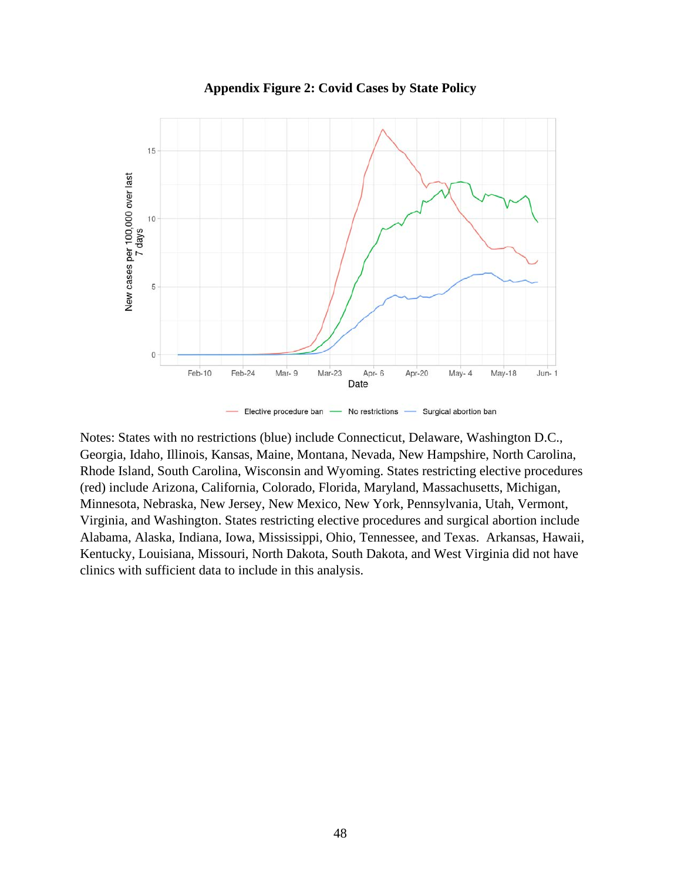**Appendix Figure 2: Covid Cases by State Policy**

Notes: States with no restrictions (blue) include Connecticut, Delaware, Washington D.C., Georgia, Idaho, Illinois, Kansas, Maine, Montana, Nevada, New Hampshire, North Carolina, Rhode Island, South Carolina, Wisconsin and Wyoming. States restricting elective procedures (red) include Arizona, California, Colorado, Florida, Maryland, Massachusetts, Michigan, Minnesota, Nebraska, New Jersey, New Mexico, New York, Pennsylvania, Utah, Vermont, Virginia, and Washington. States restricting elective procedures and surgical abortion include Alabama, Alaska, Indiana, Iowa, Mississippi, Ohio, Tennessee, and Texas. Arkansas, Hawaii, Kentucky, Louisiana, Missouri, North Dakota, South Dakota, and West Virginia did not have clinics with sufficient data to include in this analysis.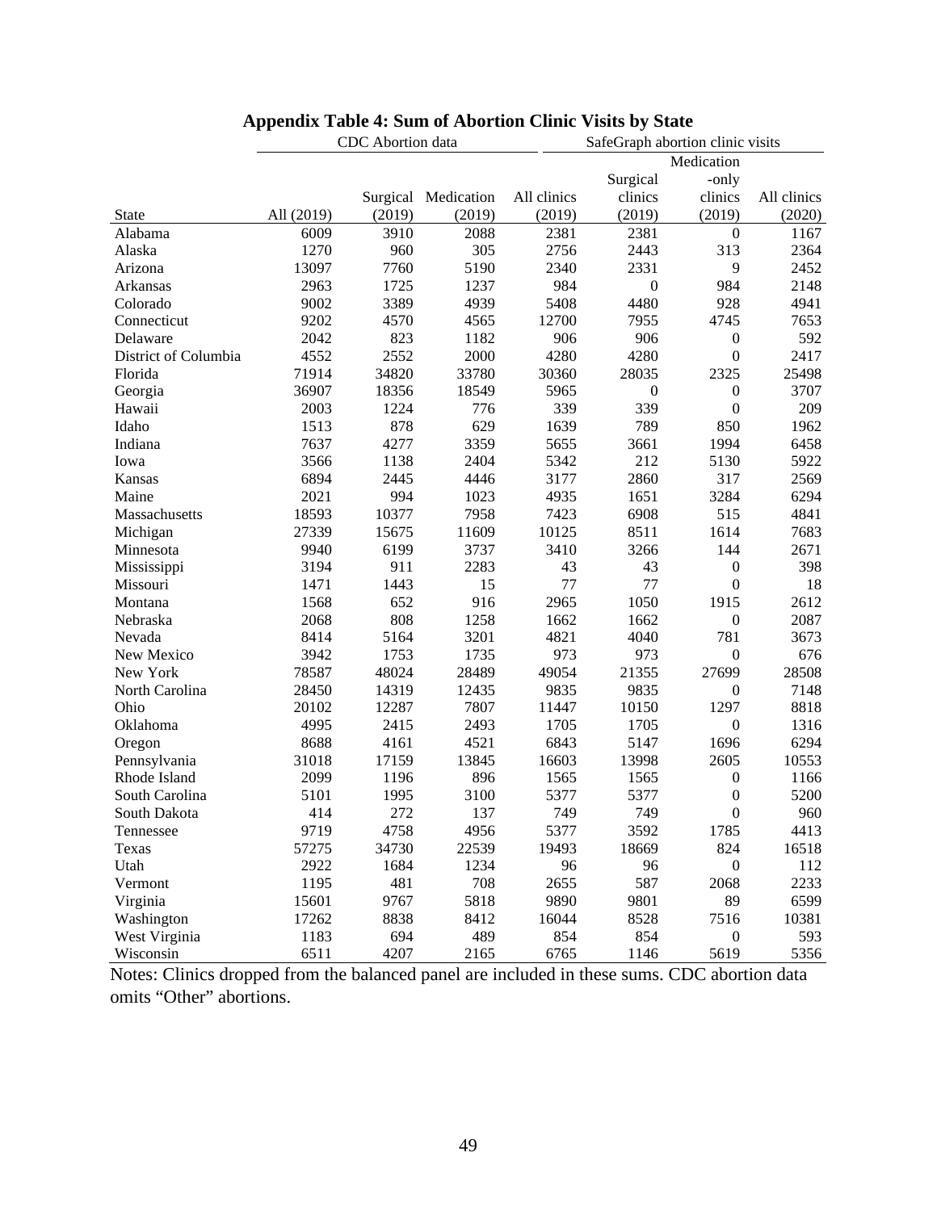**Appendix Table 4: Sum of Abortion Clinic Visits by State**

| | CDC Abortion data | | | SafeGraph abortion clinic visits | | | |
|---|---|---|---|---|---|---|---|
| State | All (2019) | Surgical (2019) | Medication (2019) | All clinics (2019) | Surgical clinics (2019) | Medication-only clinics (2019) | All clinics (2020) |
| Alabama | 6009 | 3910 | 2088 | 2381 | 2381 | 0 | 1167 |
| Alaska | 1270 | 960 | 305 | 2756 | 2443 | 313 | 2364 |
| Arizona | 13097 | 7760 | 5190 | 2340 | 2331 | 9 | 2452 |
| Arkansas | 2963 | 1725 | 1237 | 984 | 0 | 984 | 2148 |
| Colorado | 9002 | 3389 | 4939 | 5408 | 4480 | 928 | 4941 |
| Connecticut | 9202 | 4570 | 4565 | 12700 | 7955 | 4745 | 7653 |
| Delaware | 2042 | 823 | 1182 | 906 | 906 | 0 | 592 |
| District of Columbia | 4552 | 2552 | 2000 | 4280 | 4280 | 0 | 2417 |
| Florida | 71914 | 34820 | 33780 | 30360 | 28035 | 2325 | 25498 |
| Georgia | 36907 | 18356 | 18549 | 5965 | 0 | 0 | 3707 |
| Hawaii | 2003 | 1224 | 776 | 339 | 339 | 0 | 209 |
| Idaho | 1513 | 878 | 629 | 1639 | 789 | 850 | 1962 |
| Indiana | 7637 | 4277 | 3359 | 5655 | 3661 | 1994 | 6458 |
| Iowa | 3566 | 1138 | 2404 | 5342 | 212 | 5130 | 5922 |
| Kansas | 6894 | 2445 | 4446 | 3177 | 2860 | 317 | 2569 |
| Maine | 2021 | 994 | 1023 | 4935 | 1651 | 3284 | 6294 |
| Massachusetts | 18593 | 10377 | 7958 | 7423 | 6908 | 515 | 4841 |
| Michigan | 27339 | 15675 | 11609 | 10125 | 8511 | 1614 | 7683 |
| Minnesota | 9940 | 6199 | 3737 | 3410 | 3266 | 144 | 2671 |
| Mississippi | 3194 | 911 | 2283 | 43 | 43 | 0 | 398 |
| Missouri | 1471 | 1443 | 15 | 77 | 77 | 0 | 18 |
| Montana | 1568 | 652 | 916 | 2965 | 1050 | 1915 | 2612 |
| Nebraska | 2068 | 808 | 1258 | 1662 | 1662 | 0 | 2087 |
| Nevada | 8414 | 5164 | 3201 | 4821 | 4040 | 781 | 3673 |
| New Mexico | 3942 | 1753 | 1735 | 973 | 973 | 0 | 676 |
| New York | 78587 | 48024 | 28489 | 49054 | 21355 | 27699 | 28508 |
| North Carolina | 28450 | 14319 | 12435 | 9835 | 9835 | 0 | 7148 |
| Ohio | 20102 | 12287 | 7807 | 11447 | 10150 | 1297 | 8818 |
| Oklahoma | 4995 | 2415 | 2493 | 1705 | 1705 | 0 | 1316 |
| Oregon | 8688 | 4161 | 4521 | 6843 | 5147 | 1696 | 6294 |
| Pennsylvania | 31018 | 17159 | 13845 | 16603 | 13998 | 2605 | 10553 |
| Rhode Island | 2099 | 1196 | 896 | 1565 | 1565 | 0 | 1166 |
| South Carolina | 5101 | 1995 | 3100 | 5377 | 5377 | 0 | 5200 |
| South Dakota | 414 | 272 | 137 | 749 | 749 | 0 | 960 |
| Tennessee | 9719 | 4758 | 4956 | 5377 | 3592 | 1785 | 4413 |
| Texas | 57275 | 34730 | 22539 | 19493 | 18669 | 824 | 16518 |
| Utah | 2922 | 1684 | 1234 | 96 | 96 | 0 | 112 |
| Vermont | 1195 | 481 | 708 | 2655 | 587 | 2068 | 2233 |
| Virginia | 15601 | 9767 | 5818 | 9890 | 9801 | 89 | 6599 |
| Washington | 17262 | 8838 | 8412 | 16044 | 8528 | 7516 | 10381 |
| West Virginia | 1183 | 694 | 489 | 854 | 854 | 0 | 593 |
| Wisconsin | 6511 | 4207 | 2165 | 6765 | 1146 | 5619 | 5356 |

Notes: Clinics dropped from the balanced panel are included in these sums. CDC abortion data omits "Other" abortions.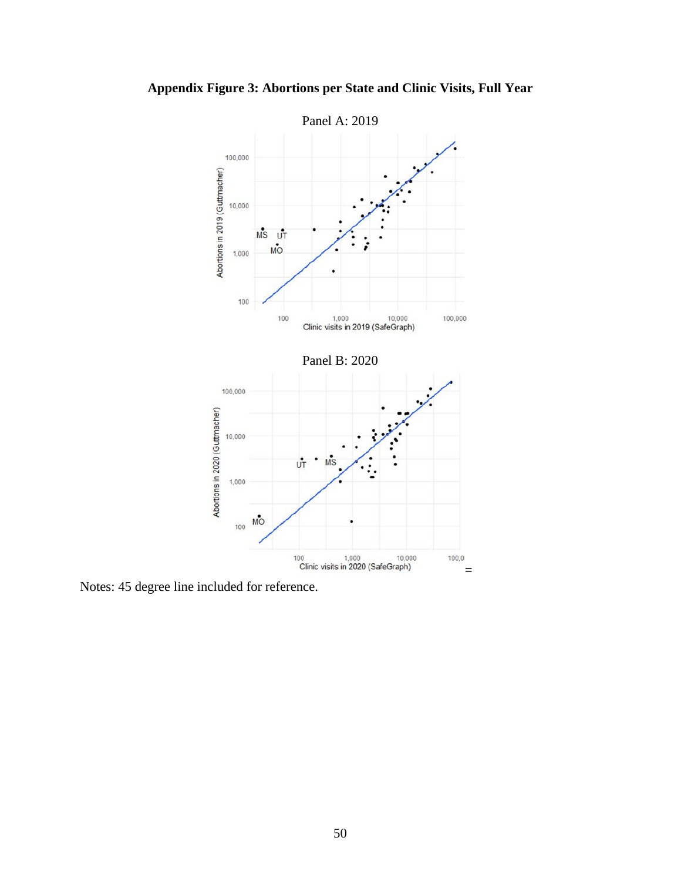**Appendix Figure 3: Abortions per State and Clinic Visits, Full Year**

Panel A: 2019

Panel B: 2020

Notes: 45 degree line included for reference.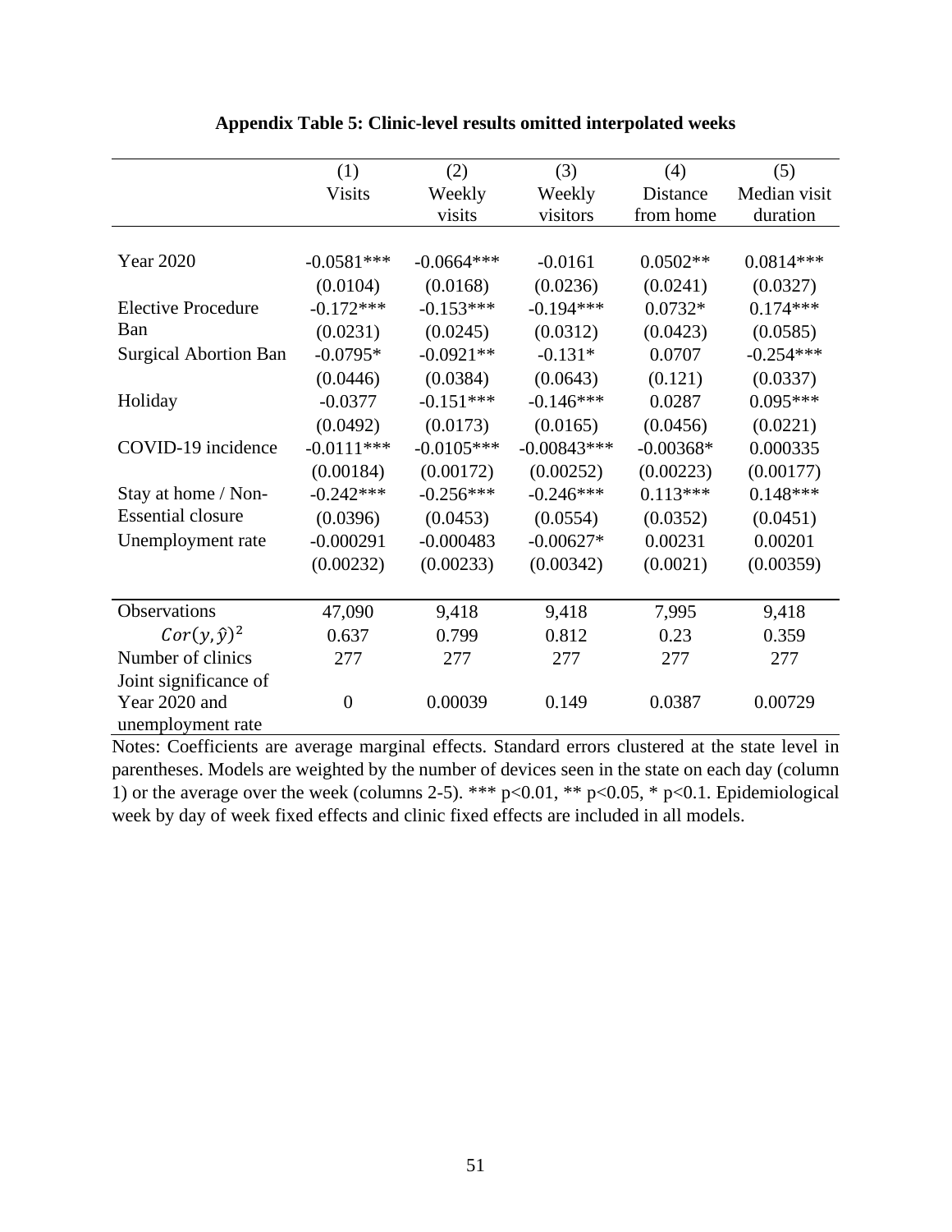**Appendix Table 5: Clinic-level results omitted interpolated weeks**

| | (1) Visits | (2) Weekly visits | (3) Weekly visitors | (4) Distance from home | (5) Median visit duration |
|---|---|---|---|---|---|
| Year 2020 | -0.0581*** | -0.0664*** | -0.0161 | 0.0502** | 0.0814*** |
| | (0.0104) | (0.0168) | (0.0236) | (0.0241) | (0.0327) |
| Elective Procedure Ban | -0.172*** | -0.153*** | -0.194*** | 0.0732* | 0.174*** |
| | (0.0231) | (0.0245) | (0.0312) | (0.0423) | (0.0585) |
| Surgical Abortion Ban | -0.0795* | -0.0921** | -0.131* | 0.0707 | -0.254*** |
| | (0.0446) | (0.0384) | (0.0643) | (0.121) | (0.0337) |
| Holiday | -0.0377 | -0.151*** | -0.146*** | 0.0287 | 0.095*** |
| | (0.0492) | (0.0173) | (0.0165) | (0.0456) | (0.0221) |
| COVID-19 incidence | -0.0111*** | -0.0105*** | -0.00843*** | -0.00368* | 0.000335 |
| | (0.00184) | (0.00172) | (0.00252) | (0.00223) | (0.00177) |
| Stay at home / Non-Essential closure | -0.242*** | -0.256*** | -0.246*** | 0.113*** | 0.148*** |
| | (0.0396) | (0.0453) | (0.0554) | (0.0352) | (0.0451) |
| Unemployment rate | -0.000291 | -0.000483 | -0.00627* | 0.00231 | 0.00201 |
| | (0.00232) | (0.00233) | (0.00342) | (0.0021) | (0.00359) |
| Observations | 47,090 | 9,418 | 9,418 | 7,995 | 9,418 |
| $Cor(y,\hat{y})^2$ | 0.637 | 0.799 | 0.812 | 0.23 | 0.359 |
| Number of clinics | 277 | 277 | 277 | 277 | 277 |
| Joint significance of Year 2020 and unemployment rate | 0 | 0.00039 | 0.149 | 0.0387 | 0.00729 |

Notes: Coefficients are average marginal effects. Standard errors clustered at the state level in parentheses. Models are weighted by the number of devices seen in the state on each day (column 1) or the average over the week (columns 2-5). *** p<0.01, ** p<0.05, * p<0.1. Epidemiological week by day of week fixed effects and clinic fixed effects are included in all models.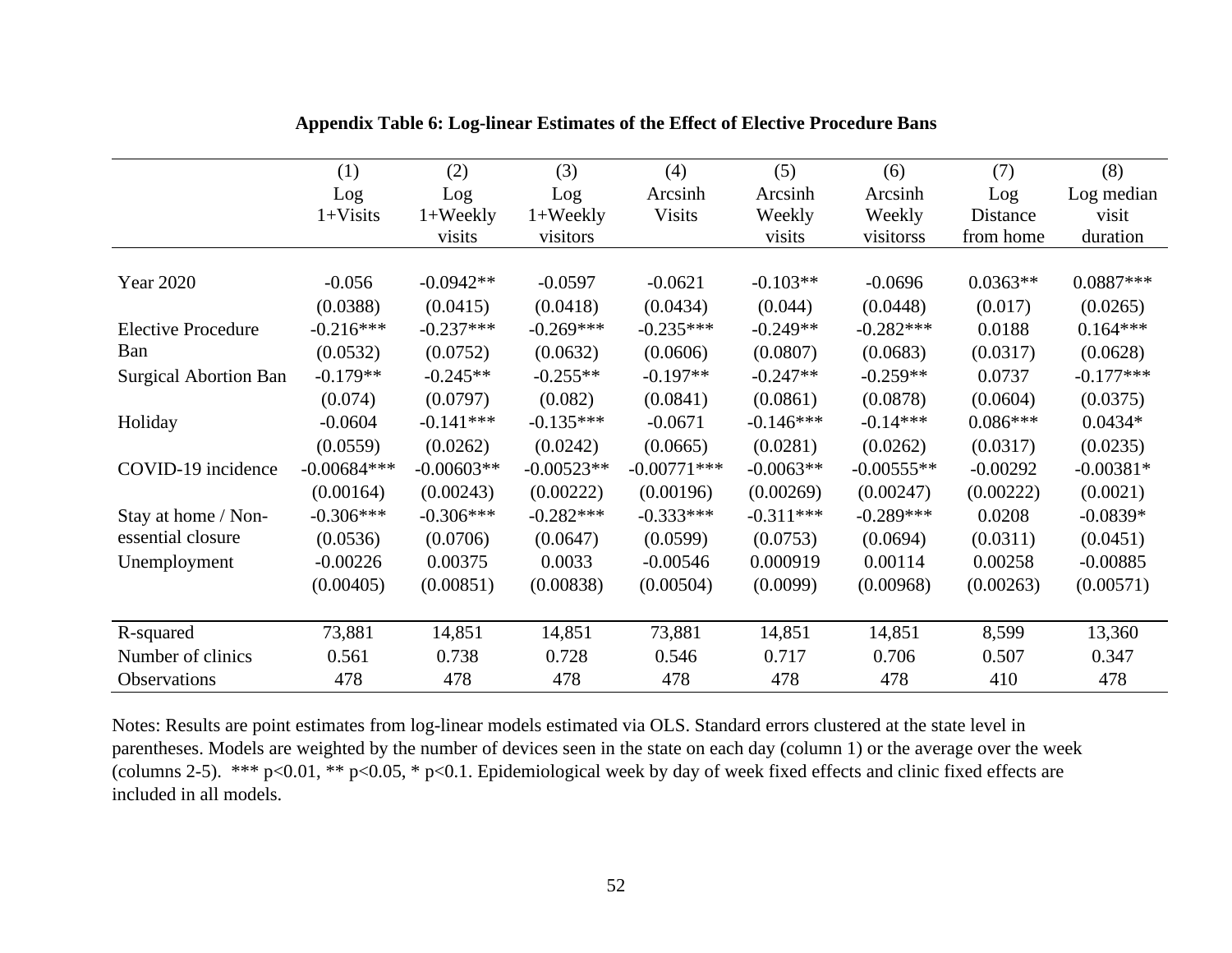**Appendix Table 6: Log-linear Estimates of the Effect of Elective Procedure Bans**

| | (1) Log 1+Visits | (2) Log 1+Weekly visits | (3) Log 1+Weekly visitors | (4) Arcsinh Visits | (5) Arcsinh Weekly visits | (6) Arcsinh Weekly visitorss | (7) Log Distance from home | (8) Log median visit duration |
|---|---|---|---|---|---|---|---|---|
| Year 2020 | -0.056 | -0.0942** | -0.0597 | -0.0621 | -0.103** | -0.0696 | 0.0363** | 0.0887*** |
| | (0.0388) | (0.0415) | (0.0418) | (0.0434) | (0.044) | (0.0448) | (0.017) | (0.0265) |
| Elective Procedure Ban | -0.216*** | -0.237*** | -0.269*** | -0.235*** | -0.249** | -0.282*** | 0.0188 | 0.164*** |
| | (0.0532) | (0.0752) | (0.0632) | (0.0606) | (0.0807) | (0.0683) | (0.0317) | (0.0628) |
| Surgical Abortion Ban | -0.179** | -0.245** | -0.255** | -0.197** | -0.247** | -0.259** | 0.0737 | -0.177*** |
| | (0.074) | (0.0797) | (0.082) | (0.0841) | (0.0861) | (0.0878) | (0.0604) | (0.0375) |
| Holiday | -0.0604 | -0.141*** | -0.135*** | -0.0671 | -0.146*** | -0.14*** | 0.086*** | 0.0434* |
| | (0.0559) | (0.0262) | (0.0242) | (0.0665) | (0.0281) | (0.0262) | (0.0317) | (0.0235) |
| COVID-19 incidence | -0.00684*** | -0.00603** | -0.00523** | -0.00771*** | -0.0063** | -0.00555** | -0.00292 | -0.00381* |
| | (0.00164) | (0.00243) | (0.00222) | (0.00196) | (0.00269) | (0.00247) | (0.00222) | (0.0021) |
| Stay at home / Non-essential closure | -0.306*** | -0.306*** | -0.282*** | -0.333*** | -0.311*** | -0.289*** | 0.0208 | -0.0839* |
| | (0.0536) | (0.0706) | (0.0647) | (0.0599) | (0.0753) | (0.0694) | (0.0311) | (0.0451) |
| Unemployment | -0.00226 | 0.00375 | 0.0033 | -0.00546 | 0.000919 | 0.00114 | 0.00258 | -0.00885 |
| | (0.00405) | (0.00851) | (0.00838) | (0.00504) | (0.0099) | (0.00968) | (0.00263) | (0.00571) |
| R-squared | 73,881 | 14,851 | 14,851 | 73,881 | 14,851 | 14,851 | 8,599 | 13,360 |
| Number of clinics | 0.561 | 0.738 | 0.728 | 0.546 | 0.717 | 0.706 | 0.507 | 0.347 |
| Observations | 478 | 478 | 478 | 478 | 478 | 478 | 410 | 478 |

Notes: Results are point estimates from log-linear models estimated via OLS. Standard errors clustered at the state level in parentheses. Models are weighted by the number of devices seen in the state on each day (column 1) or the average over the week (columns 2-5). *** p<0.01, ** p<0.05, * p<0.1. Epidemiological week by day of week fixed effects and clinic fixed effects are included in all models.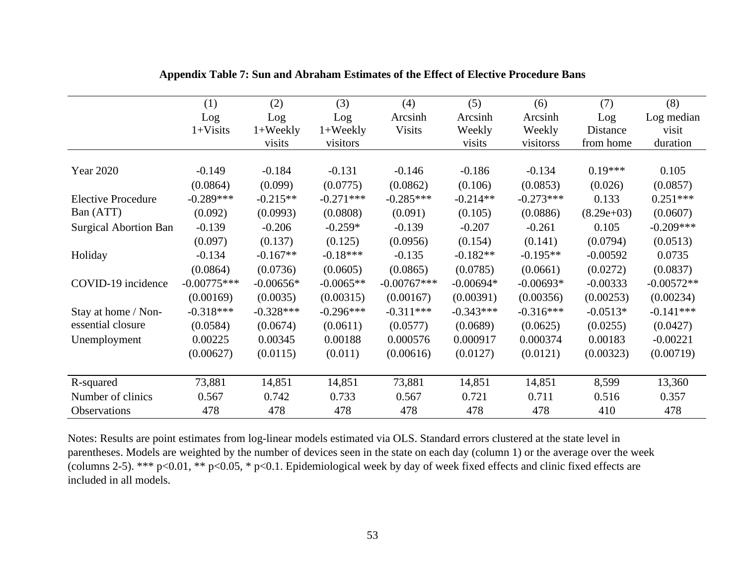**Appendix Table 7: Sun and Abraham Estimates of the Effect of Elective Procedure Bans**

| | (1) Log 1+Visits | (2) Log 1+Weekly visits | (3) Log 1+Weekly visitors | (4) Arcsinh Visits | (5) Arcsinh Weekly visits | (6) Arcsinh Weekly visitorss | (7) Log Distance from home | (8) Log median visit duration |
|---|---|---|---|---|---|---|---|---|
| Year 2020 | -0.149 | -0.184 | -0.131 | -0.146 | -0.186 | -0.134 | 0.19*** | 0.105 |
| | (0.0864) | (0.099) | (0.0775) | (0.0862) | (0.106) | (0.0853) | (0.026) | (0.0857) |
| Elective Procedure Ban (ATT) | -0.289*** | -0.215** | -0.271*** | -0.285*** | -0.214** | -0.273*** | 0.133 | 0.251*** |
| | (0.092) | (0.0993) | (0.0808) | (0.091) | (0.105) | (0.0886) | (8.29e+03) | (0.0607) |
| Surgical Abortion Ban | -0.139 | -0.206 | -0.259* | -0.139 | -0.207 | -0.261 | 0.105 | -0.209*** |
| | (0.097) | (0.137) | (0.125) | (0.0956) | (0.154) | (0.141) | (0.0794) | (0.0513) |
| Holiday | -0.134 | -0.167** | -0.18*** | -0.135 | -0.182** | -0.195** | -0.00592 | 0.0735 |
| | (0.0864) | (0.0736) | (0.0605) | (0.0865) | (0.0785) | (0.0661) | (0.0272) | (0.0837) |
| COVID-19 incidence | -0.00775*** | -0.00656* | -0.0065** | -0.00767*** | -0.00694* | -0.00693* | -0.00333 | -0.00572** |
| | (0.00169) | (0.0035) | (0.00315) | (0.00167) | (0.00391) | (0.00356) | (0.00253) | (0.00234) |
| Stay at home / Non-essential closure | -0.318*** | -0.328*** | -0.296*** | -0.311*** | -0.343*** | -0.316*** | -0.0513* | -0.141*** |
| | (0.0584) | (0.0674) | (0.0611) | (0.0577) | (0.0689) | (0.0625) | (0.0255) | (0.0427) |
| Unemployment | 0.00225 | 0.00345 | 0.00188 | 0.000576 | 0.000917 | 0.000374 | 0.00183 | -0.00221 |
| | (0.00627) | (0.0115) | (0.011) | (0.00616) | (0.0127) | (0.0121) | (0.00323) | (0.00719) |
| R-squared | 73,881 | 14,851 | 14,851 | 73,881 | 14,851 | 14,851 | 8,599 | 13,360 |
| Number of clinics | 0.567 | 0.742 | 0.733 | 0.567 | 0.721 | 0.711 | 0.516 | 0.357 |
| Observations | 478 | 478 | 478 | 478 | 478 | 478 | 410 | 478 |

Notes: Results are point estimates from log-linear models estimated via OLS. Standard errors clustered at the state level in parentheses. Models are weighted by the number of devices seen in the state on each day (column 1) or the average over the week (columns 2-5). *** p<0.01, ** p<0.05, * p<0.1. Epidemiological week by day of week fixed effects and clinic fixed effects are included in all models.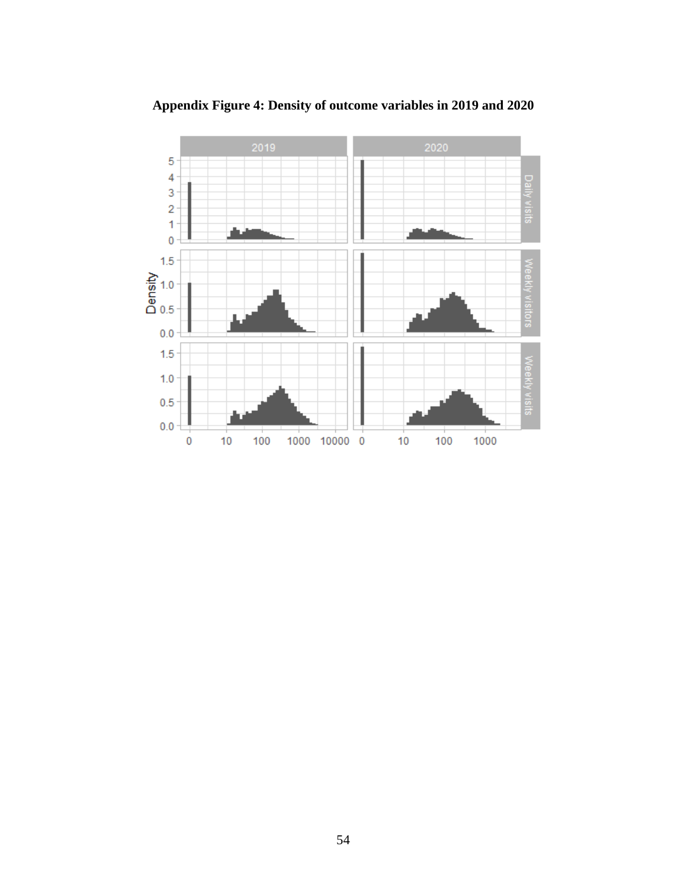**Appendix Figure 4: Density of outcome variables in 2019 and 2020**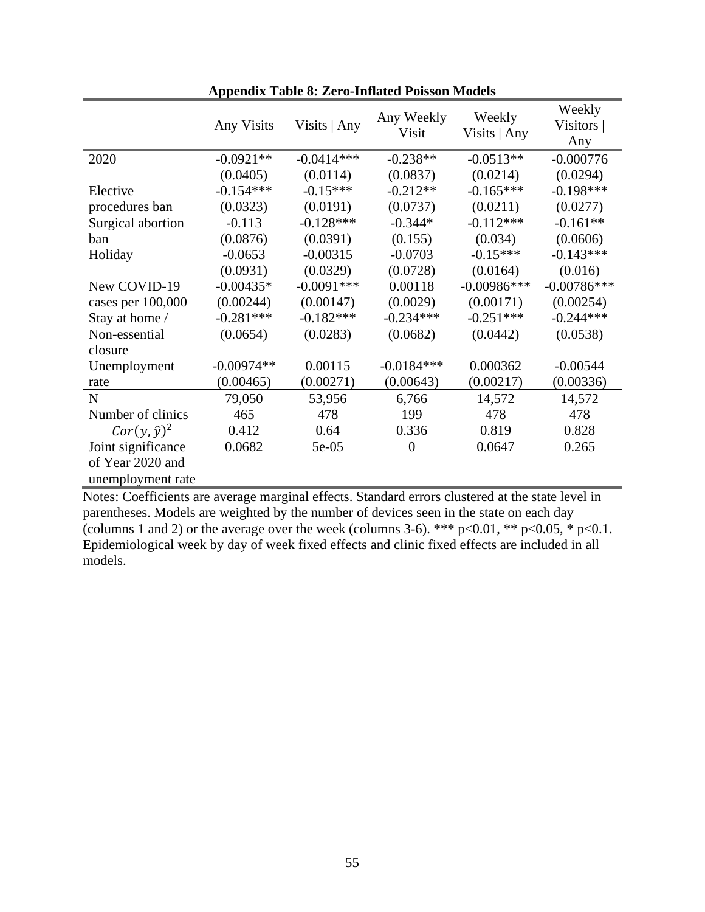**Appendix Table 8: Zero-Inflated Poisson Models**

| | Any Visits | Visits \| Any | Any Weekly Visit | Weekly Visits \| Any | Weekly Visitors \| Any |
|---|---|---|---|---|---|
| 2020 | -0.0921** | -0.0414*** | -0.238** | -0.0513** | -0.000776 |
| | (0.0405) | (0.0114) | (0.0837) | (0.0214) | (0.0294) |
| Elective procedures ban | -0.154*** | -0.15*** | -0.212** | -0.165*** | -0.198*** |
| | (0.0323) | (0.0191) | (0.0737) | (0.0211) | (0.0277) |
| Surgical abortion ban | -0.113 | -0.128*** | -0.344* | -0.112*** | -0.161** |
| | (0.0876) | (0.0391) | (0.155) | (0.034) | (0.0606) |
| Holiday | -0.0653 | -0.00315 | -0.0703 | -0.15*** | -0.143*** |
| | (0.0931) | (0.0329) | (0.0728) | (0.0164) | (0.016) |
| New COVID-19 cases per 100,000 | -0.00435* | -0.0091*** | 0.00118 | -0.00986*** | -0.00786*** |
| | (0.00244) | (0.00147) | (0.0029) | (0.00171) | (0.00254) |
| Stay at home / Non-essential closure | -0.281*** | -0.182*** | -0.234*** | -0.251*** | -0.244*** |
| | (0.0654) | (0.0283) | (0.0682) | (0.0442) | (0.0538) |
| Unemployment rate | -0.00974** | 0.00115 | -0.0184*** | 0.000362 | -0.00544 |
| | (0.00465) | (0.00271) | (0.00643) | (0.00217) | (0.00336) |
| N | 79,050 | 53,956 | 6,766 | 14,572 | 14,572 |
| Number of clinics | 465 | 478 | 199 | 478 | 478 |
| $Cor(y, \hat{y})^2$ | 0.412 | 0.64 | 0.336 | 0.819 | 0.828 |
| Joint significance of Year 2020 and unemployment rate | 0.0682 | 5e-05 | 0 | 0.0647 | 0.265 |

Notes: Coefficients are average marginal effects. Standard errors clustered at the state level in parentheses. Models are weighted by the number of devices seen in the state on each day (columns 1 and 2) or the average over the week (columns 3-6). *** p<0.01, ** p<0.05, * p<0.1. Epidemiological week by day of week fixed effects and clinic fixed effects are included in all models.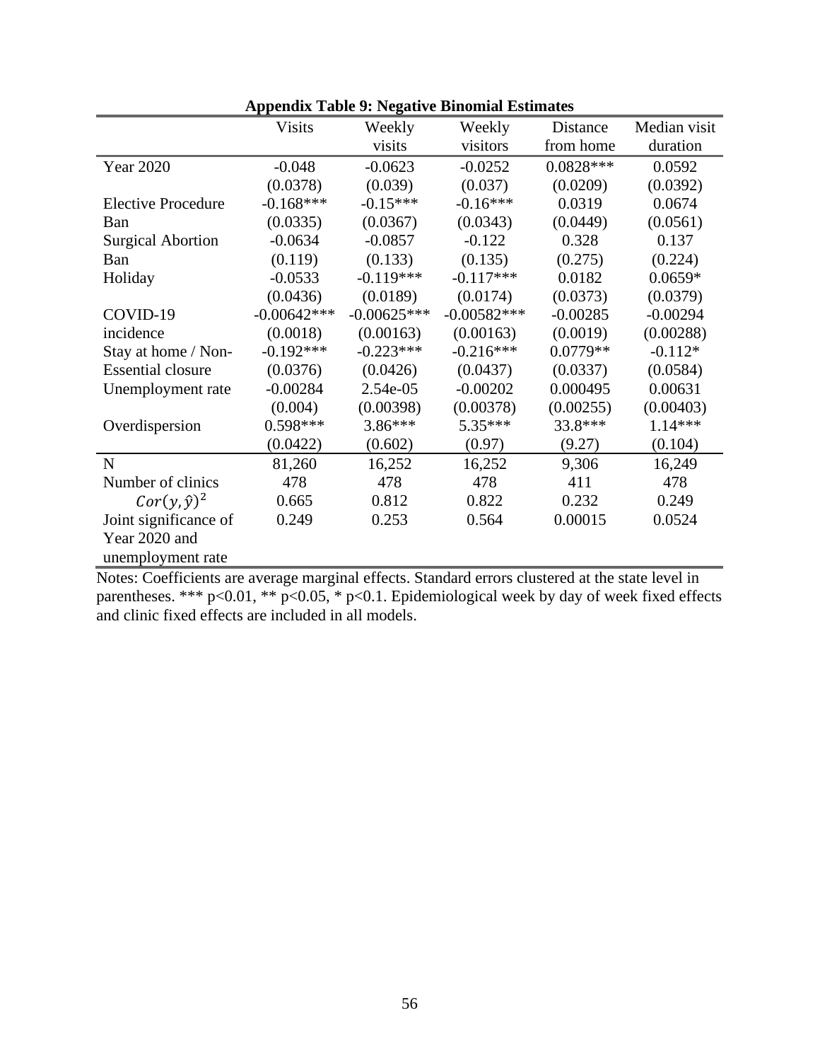**Appendix Table 9: Negative Binomial Estimates**

| | Visits | Weekly visits | Weekly visitors | Distance from home | Median visit duration |
|---|---|---|---|---|---|
| Year 2020 | -0.048 | -0.0623 | -0.0252 | 0.0828*** | 0.0592 |
| | (0.0378) | (0.039) | (0.037) | (0.0209) | (0.0392) |
| Elective Procedure Ban | -0.168*** | -0.15*** | -0.16*** | 0.0319 | 0.0674 |
| | (0.0335) | (0.0367) | (0.0343) | (0.0449) | (0.0561) |
| Surgical Abortion Ban | -0.0634 | -0.0857 | -0.122 | 0.328 | 0.137 |
| | (0.119) | (0.133) | (0.135) | (0.275) | (0.224) |
| Holiday | -0.0533 | -0.119*** | -0.117*** | 0.0182 | 0.0659* |
| | (0.0436) | (0.0189) | (0.0174) | (0.0373) | (0.0379) |
| COVID-19 incidence | -0.00642*** | -0.00625*** | -0.00582*** | -0.00285 | -0.00294 |
| | (0.0018) | (0.00163) | (0.00163) | (0.0019) | (0.00288) |
| Stay at home / Non-Essential closure | -0.192*** | -0.223*** | -0.216*** | 0.0779** | -0.112* |
| | (0.0376) | (0.0426) | (0.0437) | (0.0337) | (0.0584) |
| Unemployment rate | -0.00284 | 2.54e-05 | -0.00202 | 0.000495 | 0.00631 |
| | (0.004) | (0.00398) | (0.00378) | (0.00255) | (0.00403) |
| Overdispersion | 0.598*** | 3.86*** | 5.35*** | 33.8*** | 1.14*** |
| | (0.0422) | (0.602) | (0.97) | (9.27) | (0.104) |
| N | 81,260 | 16,252 | 16,252 | 9,306 | 16,249 |
| Number of clinics | 478 | 478 | 478 | 411 | 478 |
| $Cor(y,\hat{y})^2$ | 0.665 | 0.812 | 0.822 | 0.232 | 0.249 |
| Joint significance of Year 2020 and unemployment rate | 0.249 | 0.253 | 0.564 | 0.00015 | 0.0524 |

Notes: Coefficients are average marginal effects. Standard errors clustered at the state level in parentheses. *** p<0.01, ** p<0.05, * p<0.1. Epidemiological week by day of week fixed effects and clinic fixed effects are included in all models.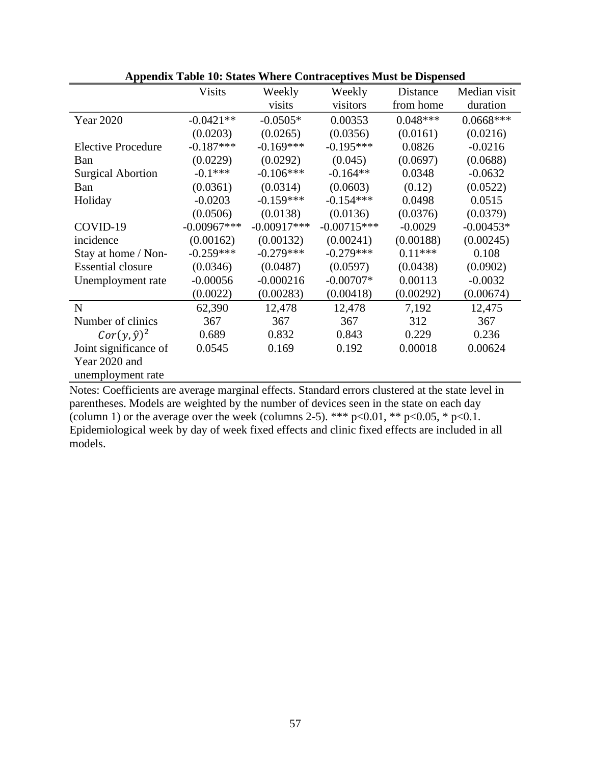**Appendix Table 10: States Where Contraceptives Must be Dispensed**

| | Visits | Weekly visits | Weekly visitors | Distance from home | Median visit duration |
|---|---|---|---|---|---|
| Year 2020 | -0.0421** | -0.0505* | 0.00353 | 0.048*** | 0.0668*** |
| | (0.0203) | (0.0265) | (0.0356) | (0.0161) | (0.0216) |
| Elective Procedure Ban | -0.187*** | -0.169*** | -0.195*** | 0.0826 | -0.0216 |
| | (0.0229) | (0.0292) | (0.045) | (0.0697) | (0.0688) |
| Surgical Abortion Ban | -0.1*** | -0.106*** | -0.164** | 0.0348 | -0.0632 |
| | (0.0361) | (0.0314) | (0.0603) | (0.12) | (0.0522) |
| Holiday | -0.0203 | -0.159*** | -0.154*** | 0.0498 | 0.0515 |
| | (0.0506) | (0.0138) | (0.0136) | (0.0376) | (0.0379) |
| COVID-19 incidence | -0.00967*** | -0.00917*** | -0.00715*** | -0.0029 | -0.00453* |
| | (0.00162) | (0.00132) | (0.00241) | (0.00188) | (0.00245) |
| Stay at home / Non-Essential closure | -0.259*** | -0.279*** | -0.279*** | 0.11*** | 0.108 |
| | (0.0346) | (0.0487) | (0.0597) | (0.0438) | (0.0902) |
| Unemployment rate | -0.00056 | -0.000216 | -0.00707* | 0.00113 | -0.0032 |
| | (0.0022) | (0.00283) | (0.00418) | (0.00292) | (0.00674) |
| N | 62,390 | 12,478 | 12,478 | 7,192 | 12,475 |
| Number of clinics | 367 | 367 | 367 | 312 | 367 |
| $Cor(y, \hat{y})^2$ | 0.689 | 0.832 | 0.843 | 0.229 | 0.236 |
| Joint significance of Year 2020 and unemployment rate | 0.0545 | 0.169 | 0.192 | 0.00018 | 0.00624 |

Notes: Coefficients are average marginal effects. Standard errors clustered at the state level in parentheses. Models are weighted by the number of devices seen in the state on each day (column 1) or the average over the week (columns 2-5). *** p<0.01, ** p<0.05, * p<0.1. Epidemiological week by day of week fixed effects and clinic fixed effects are included in all models.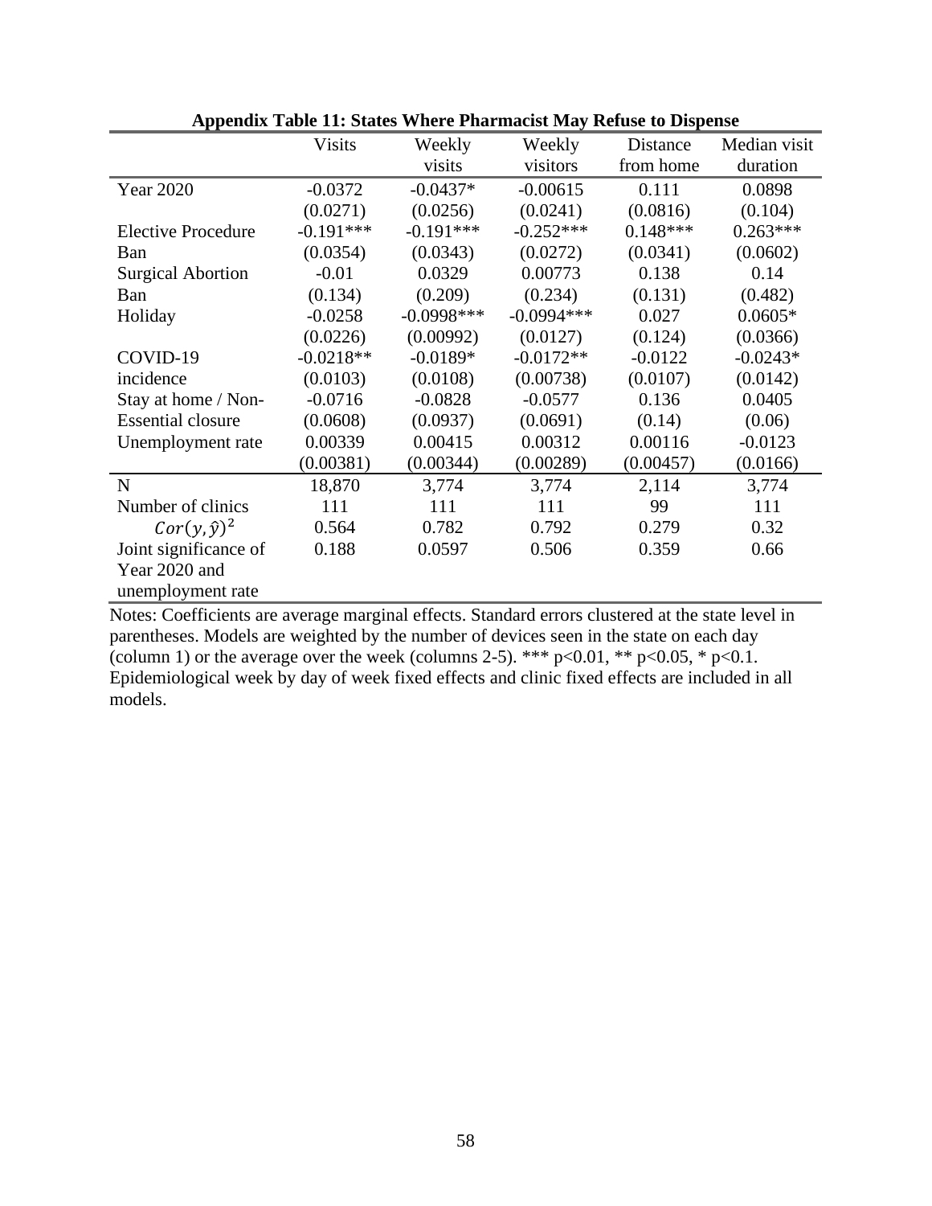**Appendix Table 11: States Where Pharmacist May Refuse to Dispense**

| | Visits | Weekly visits | Weekly visitors | Distance from home | Median visit duration |
|---|---|---|---|---|---|
| Year 2020 | -0.0372 | -0.0437* | -0.00615 | 0.111 | 0.0898 |
| | (0.0271) | (0.0256) | (0.0241) | (0.0816) | (0.104) |
| Elective Procedure Ban | -0.191*** | -0.191*** | -0.252*** | 0.148*** | 0.263*** |
| | (0.0354) | (0.0343) | (0.0272) | (0.0341) | (0.0602) |
| Surgical Abortion Ban | -0.01 | 0.0329 | 0.00773 | 0.138 | 0.14 |
| | (0.134) | (0.209) | (0.234) | (0.131) | (0.482) |
| Holiday | -0.0258 | -0.0998*** | -0.0994*** | 0.027 | 0.0605* |
| | (0.0226) | (0.00992) | (0.0127) | (0.124) | (0.0366) |
| COVID-19 incidence | -0.0218** | -0.0189* | -0.0172** | -0.0122 | -0.0243* |
| | (0.0103) | (0.0108) | (0.00738) | (0.0107) | (0.0142) |
| Stay at home / Non-Essential closure | -0.0716 | -0.0828 | -0.0577 | 0.136 | 0.0405 |
| | (0.0608) | (0.0937) | (0.0691) | (0.14) | (0.06) |
| Unemployment rate | 0.00339 | 0.00415 | 0.00312 | 0.00116 | -0.0123 |
| | (0.00381) | (0.00344) | (0.00289) | (0.00457) | (0.0166) |
| N | 18,870 | 3,774 | 3,774 | 2,114 | 3,774 |
| Number of clinics | 111 | 111 | 111 | 99 | 111 |
| $Cor(y,\hat{y})^2$ | 0.564 | 0.782 | 0.792 | 0.279 | 0.32 |
| Joint significance of Year 2020 and unemployment rate | 0.188 | 0.0597 | 0.506 | 0.359 | 0.66 |

Notes: Coefficients are average marginal effects. Standard errors clustered at the state level in parentheses. Models are weighted by the number of devices seen in the state on each day (column 1) or the average over the week (columns 2-5). *** p<0.01, ** p<0.05, * p<0.1. Epidemiological week by day of week fixed effects and clinic fixed effects are included in all models.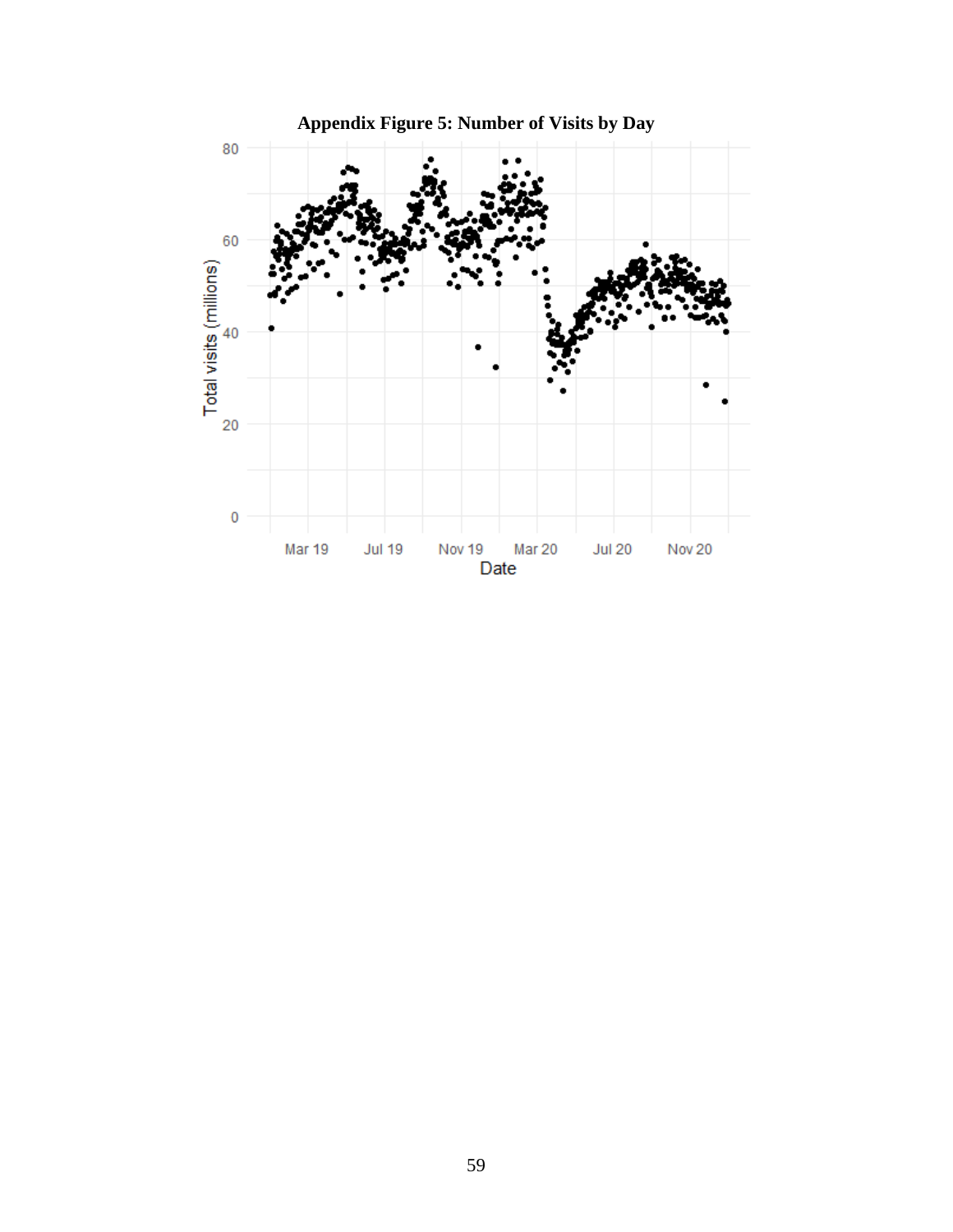**Appendix Figure 5: Number of Visits by Day**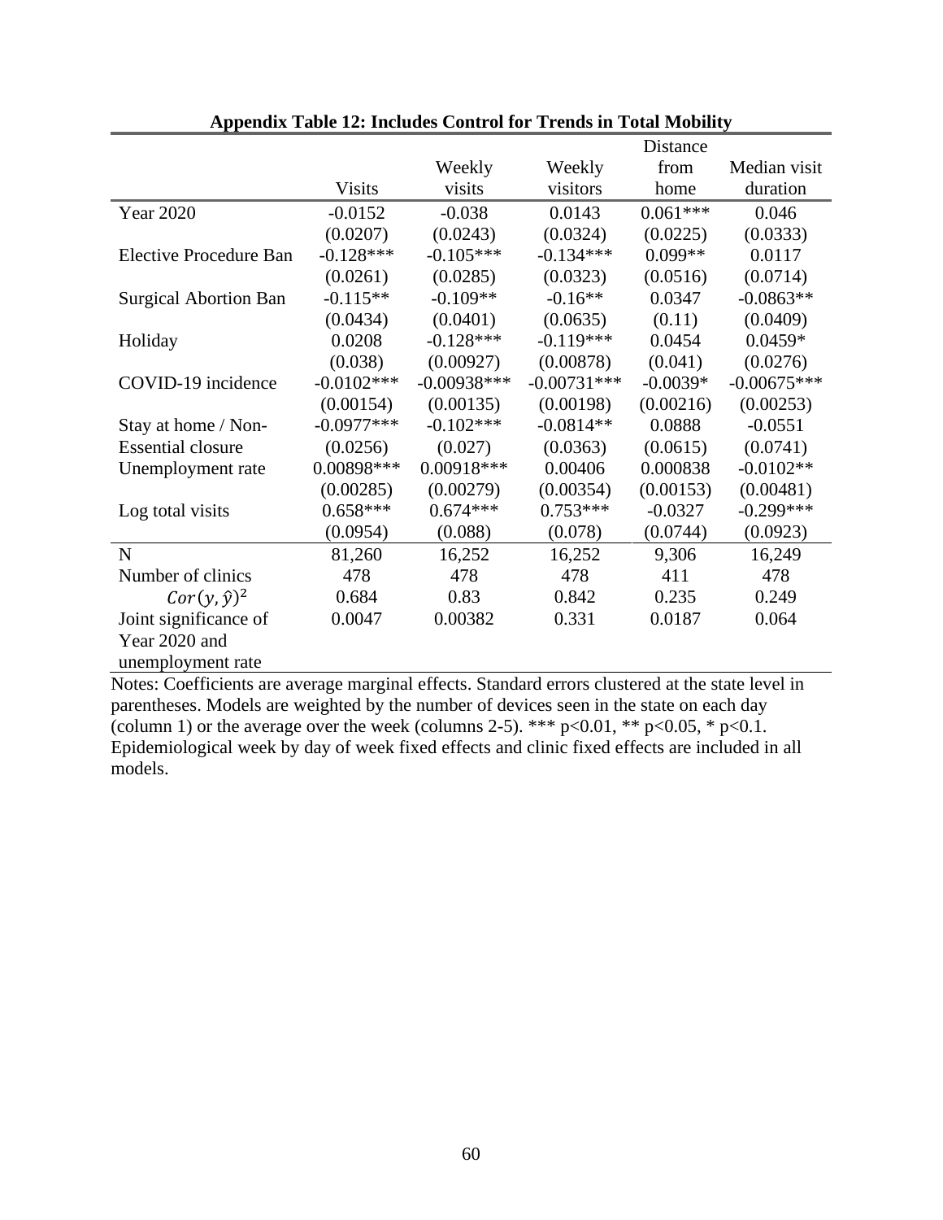**Appendix Table 12: Includes Control for Trends in Total Mobility**

| | Visits | Weekly visits | Weekly visitors | Distance from home | Median visit duration |
|---|---|---|---|---|---|
| Year 2020 | -0.0152 | -0.038 | 0.0143 | 0.061*** | 0.046 |
| | (0.0207) | (0.0243) | (0.0324) | (0.0225) | (0.0333) |
| Elective Procedure Ban | -0.128*** | -0.105*** | -0.134*** | 0.099** | 0.0117 |
| | (0.0261) | (0.0285) | (0.0323) | (0.0516) | (0.0714) |
| Surgical Abortion Ban | -0.115** | -0.109** | -0.16** | 0.0347 | -0.0863** |
| | (0.0434) | (0.0401) | (0.0635) | (0.11) | (0.0409) |
| Holiday | 0.0208 | -0.128*** | -0.119*** | 0.0454 | 0.0459* |
| | (0.038) | (0.00927) | (0.00878) | (0.041) | (0.0276) |
| COVID-19 incidence | -0.0102*** | -0.00938*** | -0.00731*** | -0.0039* | -0.00675*** |
| | (0.00154) | (0.00135) | (0.00198) | (0.00216) | (0.00253) |
| Stay at home / Non-Essential closure | -0.0977*** | -0.102*** | -0.0814** | 0.0888 | -0.0551 |
| | (0.0256) | (0.027) | (0.0363) | (0.0615) | (0.0741) |
| Unemployment rate | 0.00898*** | 0.00918*** | 0.00406 | 0.000838 | -0.0102** |
| | (0.00285) | (0.00279) | (0.00354) | (0.00153) | (0.00481) |
| Log total visits | 0.658*** | 0.674*** | 0.753*** | -0.0327 | -0.299*** |
| | (0.0954) | (0.088) | (0.078) | (0.0744) | (0.0923) |
| N | 81,260 | 16,252 | 16,252 | 9,306 | 16,249 |
| Number of clinics | 478 | 478 | 478 | 411 | 478 |
| $Cor(y, \hat{y})^2$ | 0.684 | 0.83 | 0.842 | 0.235 | 0.249 |
| Joint significance of Year 2020 and unemployment rate | 0.0047 | 0.00382 | 0.331 | 0.0187 | 0.064 |

Notes: Coefficients are average marginal effects. Standard errors clustered at the state level in parentheses. Models are weighted by the number of devices seen in the state on each day (column 1) or the average over the week (columns 2-5). *** p<0.01, ** p<0.05, * p<0.1. Epidemiological week by day of week fixed effects and clinic fixed effects are included in all models.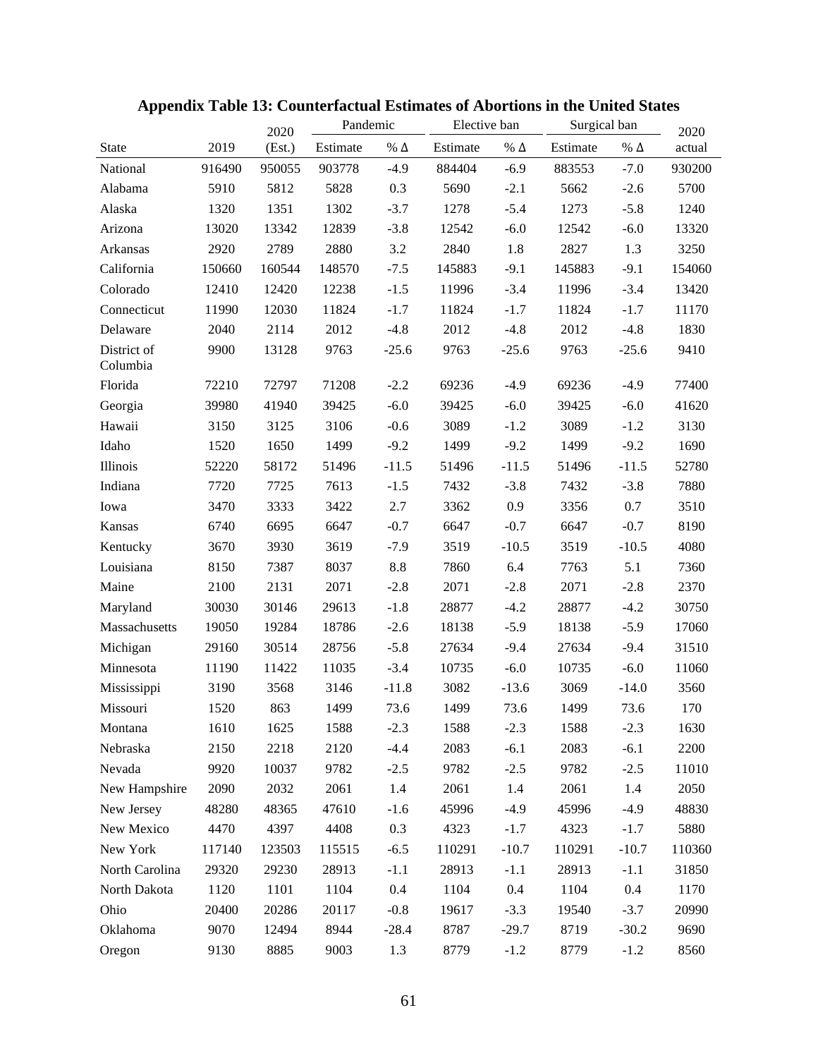**Appendix Table 13: Counterfactual Estimates of Abortions in the United States**

| State | 2019 | 2020 (Est.) | Pandemic | | Elective ban | | Surgical ban | | 2020 actual |
|---|---|---|---|---|---|---|---|---|---|
| | | | Estimate | % Δ | Estimate | % Δ | Estimate | % Δ | |
| National | 916490 | 950055 | 903778 | -4.9 | 884404 | -6.9 | 883553 | -7.0 | 930200 |
| Alabama | 5910 | 5812 | 5828 | 0.3 | 5690 | -2.1 | 5662 | -2.6 | 5700 |
| Alaska | 1320 | 1351 | 1302 | -3.7 | 1278 | -5.4 | 1273 | -5.8 | 1240 |
| Arizona | 13020 | 13342 | 12839 | -3.8 | 12542 | -6.0 | 12542 | -6.0 | 13320 |
| Arkansas | 2920 | 2789 | 2880 | 3.2 | 2840 | 1.8 | 2827 | 1.3 | 3250 |
| California | 150660 | 160544 | 148570 | -7.5 | 145883 | -9.1 | 145883 | -9.1 | 154060 |
| Colorado | 12410 | 12420 | 12238 | -1.5 | 11996 | -3.4 | 11996 | -3.4 | 13420 |
| Connecticut | 11990 | 12030 | 11824 | -1.7 | 11824 | -1.7 | 11824 | -1.7 | 11170 |
| Delaware | 2040 | 2114 | 2012 | -4.8 | 2012 | -4.8 | 2012 | -4.8 | 1830 |
| District of Columbia | 9900 | 13128 | 9763 | -25.6 | 9763 | -25.6 | 9763 | -25.6 | 9410 |
| Florida | 72210 | 72797 | 71208 | -2.2 | 69236 | -4.9 | 69236 | -4.9 | 77400 |
| Georgia | 39980 | 41940 | 39425 | -6.0 | 39425 | -6.0 | 39425 | -6.0 | 41620 |
| Hawaii | 3150 | 3125 | 3106 | -0.6 | 3089 | -1.2 | 3089 | -1.2 | 3130 |
| Idaho | 1520 | 1650 | 1499 | -9.2 | 1499 | -9.2 | 1499 | -9.2 | 1690 |
| Illinois | 52220 | 58172 | 51496 | -11.5 | 51496 | -11.5 | 51496 | -11.5 | 52780 |
| Indiana | 7720 | 7725 | 7613 | -1.5 | 7432 | -3.8 | 7432 | -3.8 | 7880 |
| Iowa | 3470 | 3333 | 3422 | 2.7 | 3362 | 0.9 | 3356 | 0.7 | 3510 |
| Kansas | 6740 | 6695 | 6647 | -0.7 | 6647 | -0.7 | 6647 | -0.7 | 8190 |
| Kentucky | 3670 | 3930 | 3619 | -7.9 | 3519 | -10.5 | 3519 | -10.5 | 4080 |
| Louisiana | 8150 | 7387 | 8037 | 8.8 | 7860 | 6.4 | 7763 | 5.1 | 7360 |
| Maine | 2100 | 2131 | 2071 | -2.8 | 2071 | -2.8 | 2071 | -2.8 | 2370 |
| Maryland | 30030 | 30146 | 29613 | -1.8 | 28877 | -4.2 | 28877 | -4.2 | 30750 |
| Massachusetts | 19050 | 19284 | 18786 | -2.6 | 18138 | -5.9 | 18138 | -5.9 | 17060 |
| Michigan | 29160 | 30514 | 28756 | -5.8 | 27634 | -9.4 | 27634 | -9.4 | 31510 |
| Minnesota | 11190 | 11422 | 11035 | -3.4 | 10735 | -6.0 | 10735 | -6.0 | 11060 |
| Mississippi | 3190 | 3568 | 3146 | -11.8 | 3082 | -13.6 | 3069 | -14.0 | 3560 |
| Missouri | 1520 | 863 | 1499 | 73.6 | 1499 | 73.6 | 1499 | 73.6 | 170 |
| Montana | 1610 | 1625 | 1588 | -2.3 | 1588 | -2.3 | 1588 | -2.3 | 1630 |
| Nebraska | 2150 | 2218 | 2120 | -4.4 | 2083 | -6.1 | 2083 | -6.1 | 2200 |
| Nevada | 9920 | 10037 | 9782 | -2.5 | 9782 | -2.5 | 9782 | -2.5 | 11010 |
| New Hampshire | 2090 | 2032 | 2061 | 1.4 | 2061 | 1.4 | 2061 | 1.4 | 2050 |
| New Jersey | 48280 | 48365 | 47610 | -1.6 | 45996 | -4.9 | 45996 | -4.9 | 48830 |
| New Mexico | 4470 | 4397 | 4408 | 0.3 | 4323 | -1.7 | 4323 | -1.7 | 5880 |
| New York | 117140 | 123503 | 115515 | -6.5 | 110291 | -10.7 | 110291 | -10.7 | 110360 |
| North Carolina | 29320 | 29230 | 28913 | -1.1 | 28913 | -1.1 | 28913 | -1.1 | 31850 |
| North Dakota | 1120 | 1101 | 1104 | 0.4 | 1104 | 0.4 | 1104 | 0.4 | 1170 |
| Ohio | 20400 | 20286 | 20117 | -0.8 | 19617 | -3.3 | 19540 | -3.7 | 20990 |
| Oklahoma | 9070 | 12494 | 8944 | -28.4 | 8787 | -29.7 | 8719 | -30.2 | 9690 |
| Oregon | 9130 | 8885 | 9003 | 1.3 | 8779 | -1.2 | 8779 | -1.2 | 8560 |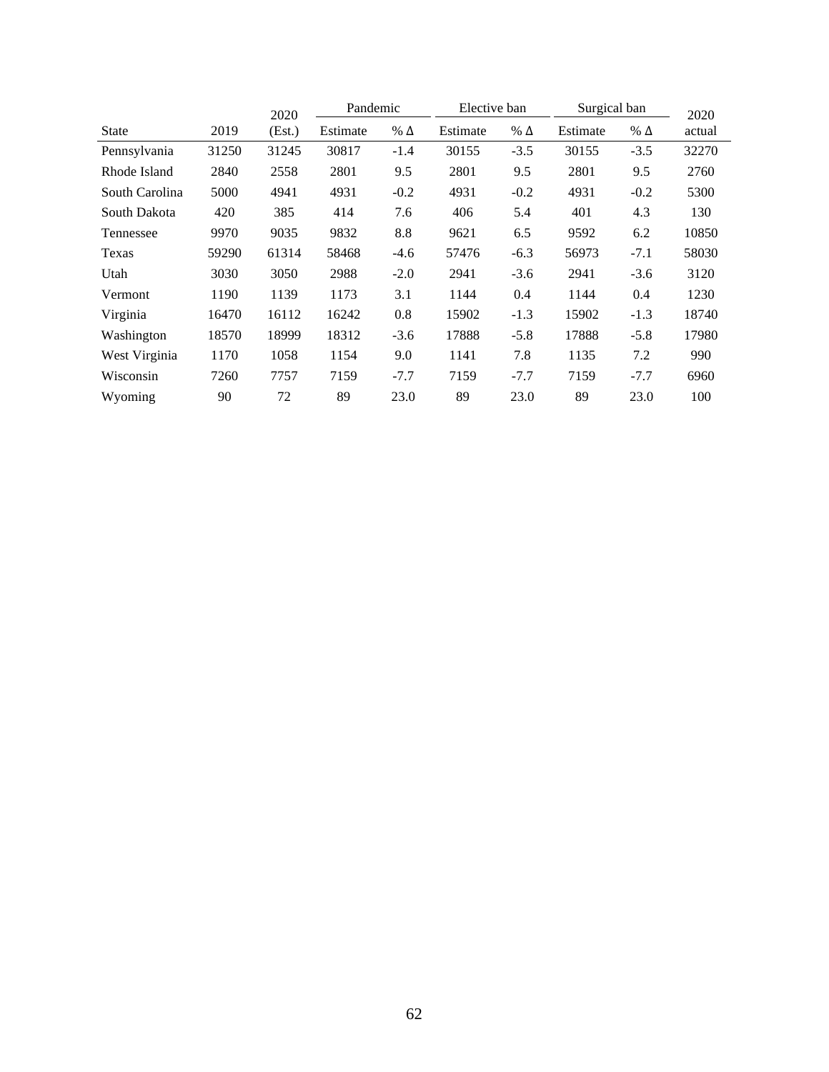| State | 2019 | 2020 (Est.) | Pandemic | | Elective ban | | Surgical ban | | 2020 actual |
|---|---|---|---|---|---|---|---|---|---|
| | | | Estimate | % Δ | Estimate | % Δ | Estimate | % Δ | |
| Pennsylvania | 31250 | 31245 | 30817 | -1.4 | 30155 | -3.5 | 30155 | -3.5 | 32270 |
| Rhode Island | 2840 | 2558 | 2801 | 9.5 | 2801 | 9.5 | 2801 | 9.5 | 2760 |
| South Carolina | 5000 | 4941 | 4931 | -0.2 | 4931 | -0.2 | 4931 | -0.2 | 5300 |
| South Dakota | 420 | 385 | 414 | 7.6 | 406 | 5.4 | 401 | 4.3 | 130 |
| Tennessee | 9970 | 9035 | 9832 | 8.8 | 9621 | 6.5 | 9592 | 6.2 | 10850 |
| Texas | 59290 | 61314 | 58468 | -4.6 | 57476 | -6.3 | 56973 | -7.1 | 58030 |
| Utah | 3030 | 3050 | 2988 | -2.0 | 2941 | -3.6 | 2941 | -3.6 | 3120 |
| Vermont | 1190 | 1139 | 1173 | 3.1 | 1144 | 0.4 | 1144 | 0.4 | 1230 |
| Virginia | 16470 | 16112 | 16242 | 0.8 | 15902 | -1.3 | 15902 | -1.3 | 18740 |
| Washington | 18570 | 18999 | 18312 | -3.6 | 17888 | -5.8 | 17888 | -5.8 | 17980 |
| West Virginia | 1170 | 1058 | 1154 | 9.0 | 1141 | 7.8 | 1135 | 7.2 | 990 |
| Wisconsin | 7260 | 7757 | 7159 | -7.7 | 7159 | -7.7 | 7159 | -7.7 | 6960 |
| Wyoming | 90 | 72 | 89 | 23.0 | 89 | 23.0 | 89 | 23.0 | 100 |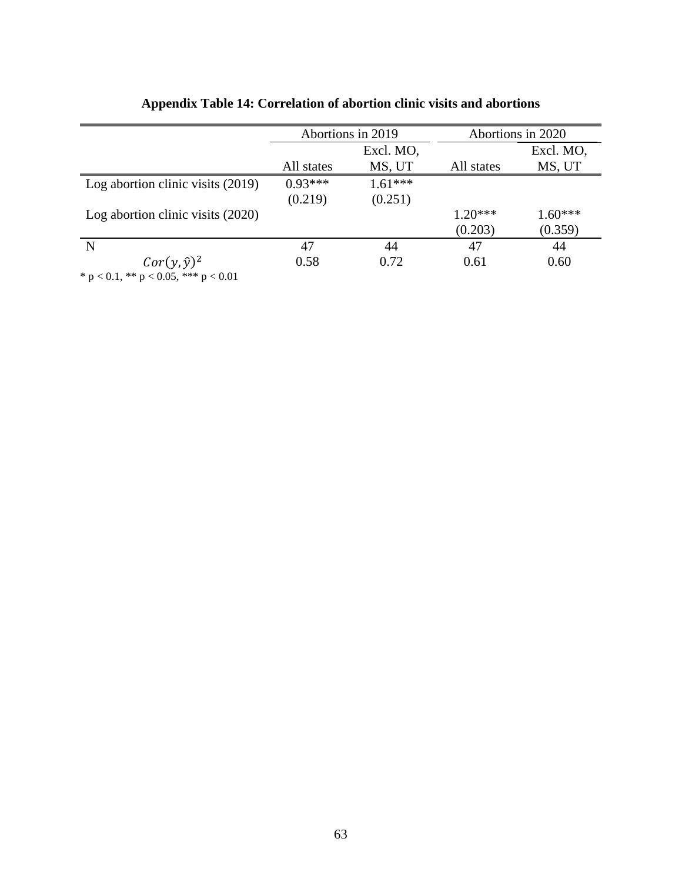**Appendix Table 14: Correlation of abortion clinic visits and abortions**

| | Abortions in 2019 | | Abortions in 2020 | |
|---|---|---|---|---|
| | All states | Excl. MO, MS, UT | All states | Excl. MO, MS, UT |
| Log abortion clinic visits (2019) | 0.93*** | 1.61*** | | |
| | (0.219) | (0.251) | | |
| Log abortion clinic visits (2020) | | | 1.20*** | 1.60*** |
| | | | (0.203) | (0.359) |
| N | 47 | 44 | 47 | 44 |
| $Cor(y, \hat{y})^2$ | 0.58 | 0.72 | 0.61 | 0.60 |

* p < 0.1, ** p < 0.05, *** p < 0.01